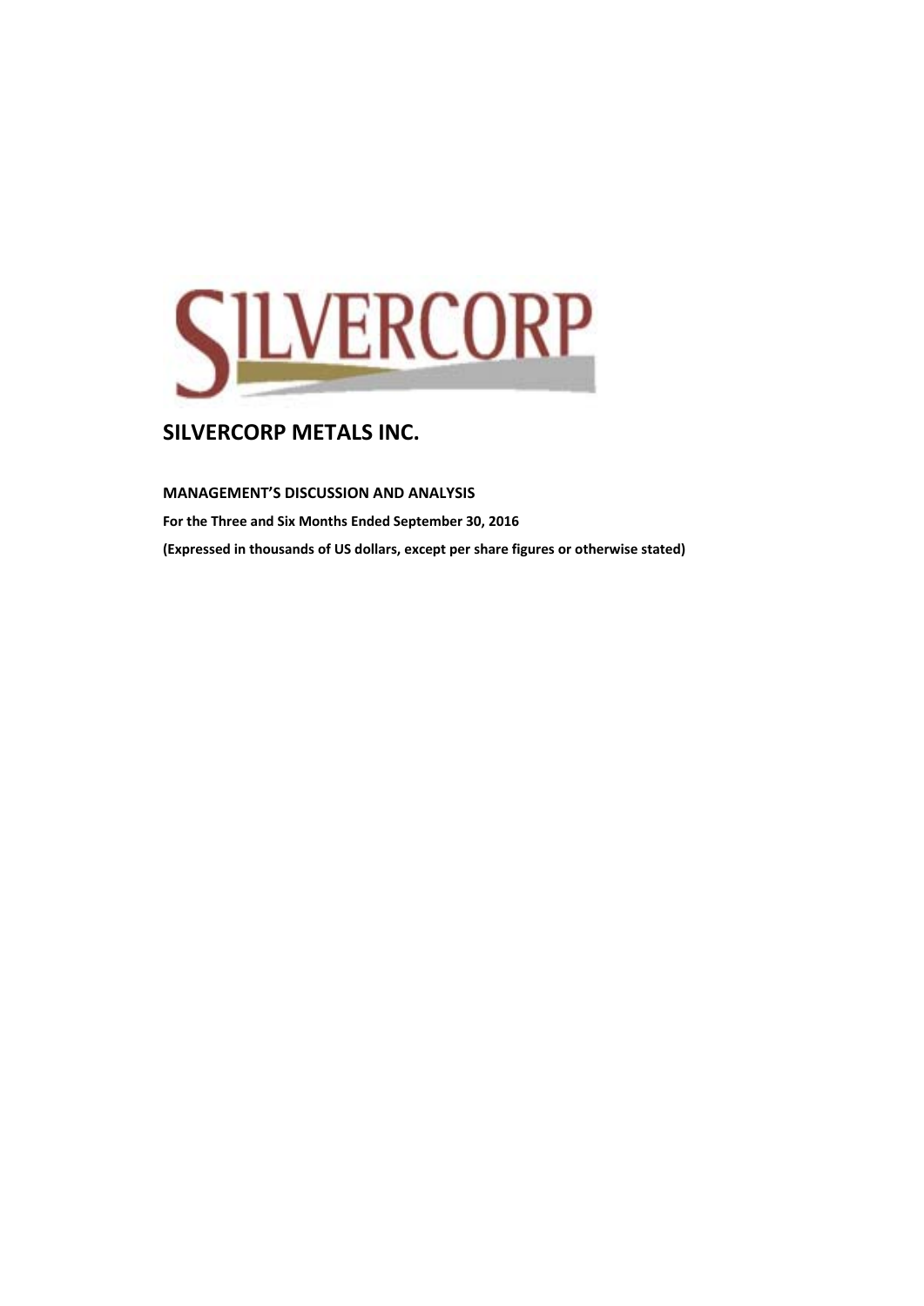# SILVERCORP METALS INC.

**MANAGEMENT'S DISCUSSION AND ANALYSIS**

**For the Three and Six Months Ended September 30, 2016**

**(Expressed in thousands of US dollars, except per share figures or otherwise stated)**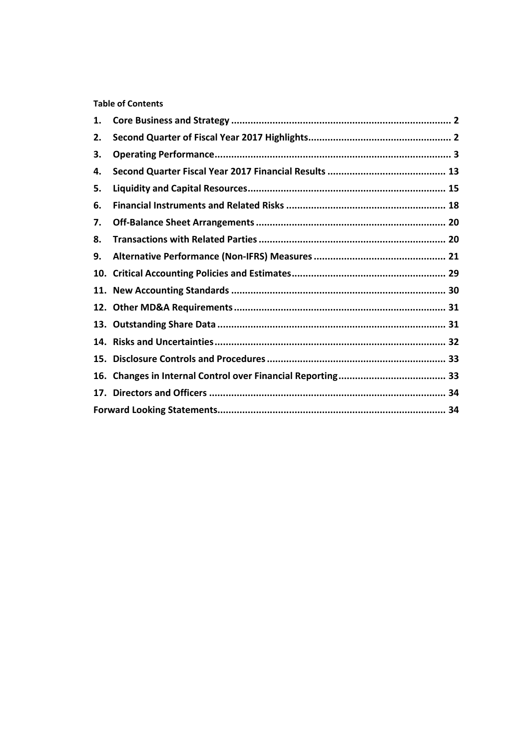**Table of Contents**

| | | |
|---|---|---|
| 1. | **Core Business and Strategy** | **2** |
| 2. | **Second Quarter of Fiscal Year 2017 Highlights** | **2** |
| 3. | **Operating Performance** | **3** |
| 4. | **Second Quarter Fiscal Year 2017 Financial Results** | **13** |
| 5. | **Liquidity and Capital Resources** | **15** |
| 6. | **Financial Instruments and Related Risks** | **18** |
| 7. | **Off-Balance Sheet Arrangements** | **20** |
| 8. | **Transactions with Related Parties** | **20** |
| 9. | **Alternative Performance (Non-IFRS) Measures** | **21** |
| 10. | **Critical Accounting Policies and Estimates** | **29** |
| 11. | **New Accounting Standards** | **30** |
| 12. | **Other MD&A Requirements** | **31** |
| 13. | **Outstanding Share Data** | **31** |
| 14. | **Risks and Uncertainties** | **32** |
| 15. | **Disclosure Controls and Procedures** | **33** |
| 16. | **Changes in Internal Control over Financial Reporting** | **33** |
| 17. | **Directors and Officers** | **34** |
| | **Forward Looking Statements** | **34** |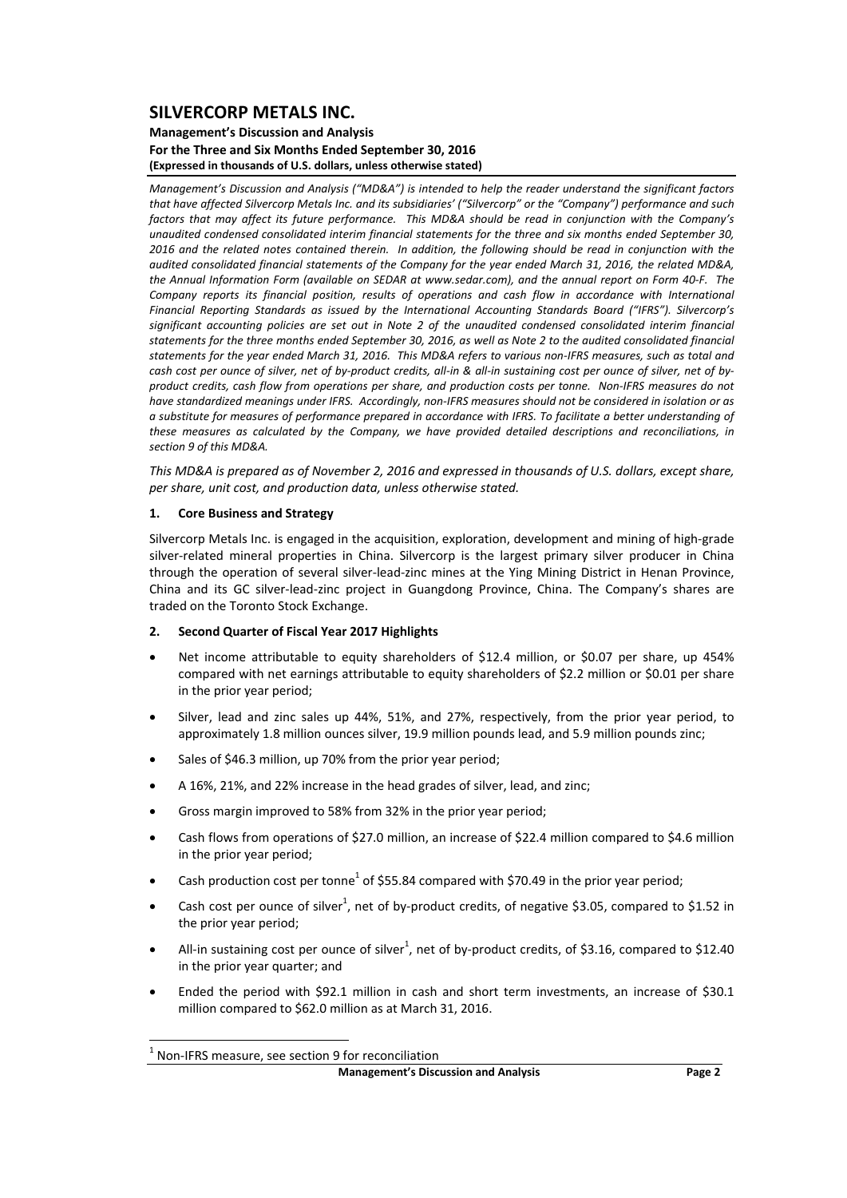# SILVERCORP METALS INC.

**Management's Discussion and Analysis**
**For the Three and Six Months Ended September 30, 2016**
**(Expressed in thousands of U.S. dollars, unless otherwise stated)**

*Management's Discussion and Analysis ("MD&A") is intended to help the reader understand the significant factors that have affected Silvercorp Metals Inc. and its subsidiaries' ("Silvercorp" or the "Company") performance and such factors that may affect its future performance. This MD&A should be read in conjunction with the Company's unaudited condensed consolidated interim financial statements for the three and six months ended September 30, 2016 and the related notes contained therein. In addition, the following should be read in conjunction with the audited consolidated financial statements of the Company for the year ended March 31, 2016, the related MD&A, the Annual Information Form (available on SEDAR at www.sedar.com), and the annual report on Form 40-F. The Company reports its financial position, results of operations and cash flow in accordance with International Financial Reporting Standards as issued by the International Accounting Standards Board ("IFRS"). Silvercorp's significant accounting policies are set out in Note 2 of the unaudited condensed consolidated interim financial statements for the three months ended September 30, 2016, as well as Note 2 to the audited consolidated financial statements for the year ended March 31, 2016. This MD&A refers to various non-IFRS measures, such as total and cash cost per ounce of silver, net of by-product credits, all-in & all-in sustaining cost per ounce of silver, net of by-product credits, cash flow from operations per share, and production costs per tonne. Non-IFRS measures do not have standardized meanings under IFRS. Accordingly, non-IFRS measures should not be considered in isolation or as a substitute for measures of performance prepared in accordance with IFRS. To facilitate a better understanding of these measures as calculated by the Company, we have provided detailed descriptions and reconciliations, in section 9 of this MD&A.*

*This MD&A is prepared as of November 2, 2016 and expressed in thousands of U.S. dollars, except share, per share, unit cost, and production data, unless otherwise stated.*

## 1. Core Business and Strategy

Silvercorp Metals Inc. is engaged in the acquisition, exploration, development and mining of high-grade silver-related mineral properties in China. Silvercorp is the largest primary silver producer in China through the operation of several silver-lead-zinc mines at the Ying Mining District in Henan Province, China and its GC silver-lead-zinc project in Guangdong Province, China. The Company's shares are traded on the Toronto Stock Exchange.

## 2. Second Quarter of Fiscal Year 2017 Highlights

- Net income attributable to equity shareholders of \$12.4 million, or \$0.07 per share, up 454% compared with net earnings attributable to equity shareholders of \$2.2 million or \$0.01 per share in the prior year period;
- Silver, lead and zinc sales up 44%, 51%, and 27%, respectively, from the prior year period, to approximately 1.8 million ounces silver, 19.9 million pounds lead, and 5.9 million pounds zinc;
- Sales of \$46.3 million, up 70% from the prior year period;
- A 16%, 21%, and 22% increase in the head grades of silver, lead, and zinc;
- Gross margin improved to 58% from 32% in the prior year period;
- Cash flows from operations of \$27.0 million, an increase of \$22.4 million compared to \$4.6 million in the prior year period;
- Cash production cost per tonne[1] of \$55.84 compared with \$70.49 in the prior year period;
- Cash cost per ounce of silver[1], net of by-product credits, of negative \$3.05, compared to \$1.52 in the prior year period;
- All-in sustaining cost per ounce of silver[1], net of by-product credits, of \$3.16, compared to \$12.40 in the prior year quarter; and
- Ended the period with \$92.1 million in cash and short term investments, an increase of \$30.1 million compared to \$62.0 million as at March 31, 2016.

[1] Non-IFRS measure, see section 9 for reconciliation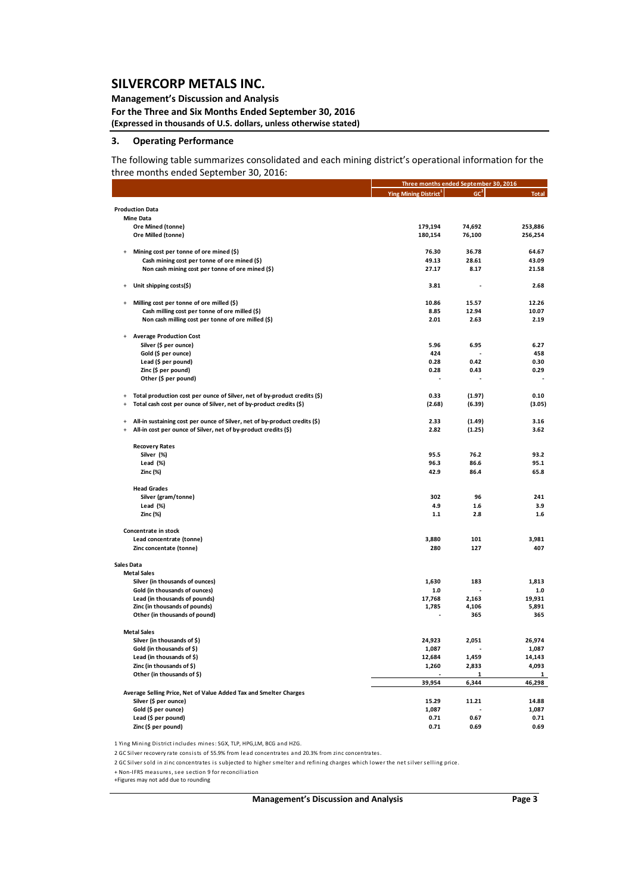# SILVERCORP METALS INC.

**Management's Discussion and Analysis**
**For the Three and Six Months Ended September 30, 2016**
**(Expressed in thousands of U.S. dollars, unless otherwise stated)**

## 3. Operating Performance

The following table summarizes consolidated and each mining district's operational information for the three months ended September 30, 2016:

| | Three months ended September 30, 2016 | | |
|---|---|---|---|
| | Ying Mining District[1] | GC[2] | Total |
| **Production Data** | | | |
| **Mine Data** | | | |
| Ore Mined (tonne) | 179,194 | 74,692 | 253,886 |
| Ore Milled (tonne) | 180,154 | 76,100 | 256,254 |
| + Mining cost per tonne of ore mined ($) | 76.30 | 36.78 | 64.67 |
| Cash mining cost per tonne of ore mined ($) | 49.13 | 28.61 | 43.09 |
| Non cash mining cost per tonne of ore mined ($) | 27.17 | 8.17 | 21.58 |
| + Unit shipping costs($) | 3.81 | - | 2.68 |
| + Milling cost per tonne of ore milled ($) | 10.86 | 15.57 | 12.26 |
| Cash milling cost per tonne of ore milled ($) | 8.85 | 12.94 | 10.07 |
| Non cash milling cost per tonne of ore milled ($) | 2.01 | 2.63 | 2.19 |
| + Average Production Cost | | | |
| Silver ($ per ounce) | 5.96 | 6.95 | 6.27 |
| Gold ($ per ounce) | 424 | - | 458 |
| Lead ($ per pound) | 0.28 | 0.42 | 0.30 |
| Zinc ($ per pound) | 0.28 | 0.43 | 0.29 |
| Other ($ per pound) | - | - | - |
| + Total production cost per ounce of Silver, net of by-product credits ($) | 0.33 | (1.97) | 0.10 |
| + Total cash cost per ounce of Silver, net of by-product credits ($) | (2.68) | (6.39) | (3.05) |
| + All-in sustaining cost per ounce of Silver, net of by-product credits ($) | 2.33 | (1.49) | 3.16 |
| + All-in cost per ounce of Silver, net of by-product credits ($) | 2.82 | (1.25) | 3.62 |
| **Recovery Rates** | | | |
| Silver (%) | 95.5 | 76.2 | 93.2 |
| Lead (%) | 96.3 | 86.6 | 95.1 |
| Zinc (%) | 42.9 | 86.4 | 65.8 |
| **Head Grades** | | | |
| Silver (gram/tonne) | 302 | 96 | 241 |
| Lead (%) | 4.9 | 1.6 | 3.9 |
| Zinc (%) | 1.1 | 2.8 | 1.6 |
| **Concentrate in stock** | | | |
| Lead concentrate (tonne) | 3,880 | 101 | 3,981 |
| Zinc concentate (tonne) | 280 | 127 | 407 |
| **Sales Data** | | | |
| **Metal Sales** | | | |
| Silver (in thousands of ounces) | 1,630 | 183 | 1,813 |
| Gold (in thousands of ounces) | 1.0 | - | 1.0 |
| Lead (in thousands of pounds) | 17,768 | 2,163 | 19,931 |
| Zinc (in thousands of pounds) | 1,785 | 4,106 | 5,891 |
| Other (in thousands of pound) | - | 365 | 365 |
| **Metal Sales** | | | |
| Silver (in thousands of $) | 24,923 | 2,051 | 26,974 |
| Gold (in thousands of $) | 1,087 | - | 1,087 |
| Lead (in thousands of $) | 12,684 | 1,459 | 14,143 |
| Zinc (in thousands of $) | 1,260 | 2,833 | 4,093 |
| Other (in thousands of $) | - | 1 | 1 |
| | 39,954 | 6,344 | 46,298 |
| **Average Selling Price, Net of Value Added Tax and Smelter Charges** | | | |
| Silver ($ per ounce) | 15.29 | 11.21 | 14.88 |
| Gold ($ per ounce) | 1,087 | - | 1,087 |
| Lead ($ per pound) | 0.71 | 0.67 | 0.71 |
| Zinc ($ per pound) | 0.71 | 0.69 | 0.69 |

1 Ying Mining District includes mines: SGX, TLP, HPG,LM, BCG and HZG.

2 GC Silver recovery rate consists of 55.9% from lead concentrates and 20.3% from zinc concentrates.

2 GC Silver sold in zinc concentrates is subjected to higher smelter and refining charges which lower the net silver selling price.

+ Non-IFRS measures, see section 9 for reconciliation

+Figures may not add due to rounding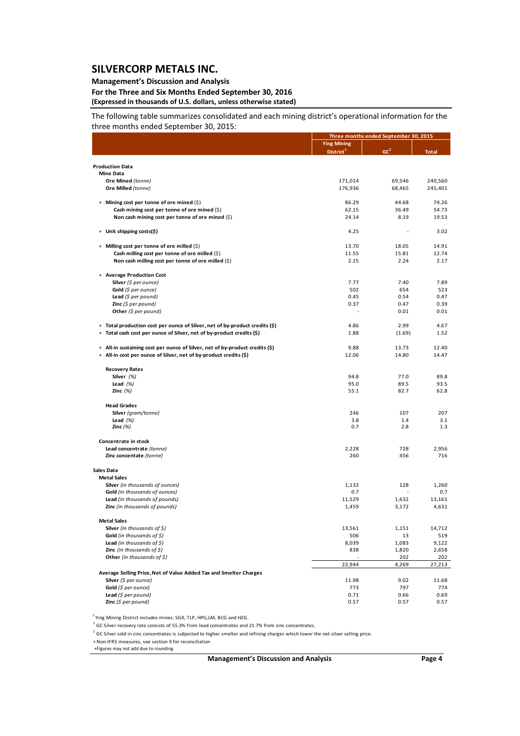The following table summarizes consolidated and each mining district's operational information for the three months ended September 30, 2015:

| | Three months ended September 30, 2015 | | |
|---|---|---|---|
| | Ying Mining District[1] | GC[2] | Total |
| **Production Data** | | | |
| **Mine Data** | | | |
| **Ore Mined** *(tonne)* | 171,014 | 69,546 | 240,560 |
| **Ore Milled** *(tonne)* | 176,936 | 68,465 | 245,401 |
| + **Mining cost per tonne of ore mined** ($) | 86.29 | 44.68 | 74.26 |
| **Cash mining cost per tonne of ore mined** ($) | 62.15 | 36.49 | 54.73 |
| **Non cash mining cost per tonne of ore mined** ($) | 24.14 | 8.19 | 19.53 |
| + **Unit shipping costs($)** | 4.25 | - | 3.02 |
| + **Milling cost per tonne of ore milled** ($) | 13.70 | 18.05 | 14.91 |
| **Cash milling cost per tonne of ore milled** ($) | 11.55 | 15.81 | 12.74 |
| **Non cash milling cost per tonne of ore milled** ($) | 2.15 | 2.24 | 2.17 |
| + **Average Production Cost** | | | |
| **Silver** *($ per ounce)* | 7.77 | 7.40 | 7.89 |
| **Gold** *($ per ounce)* | 502 | 654 | 523 |
| **Lead** *($ per pound)* | 0.45 | 0.54 | 0.47 |
| **Zinc** *($ per pound)* | 0.37 | 0.47 | 0.39 |
| **Other** *($ per pound)* | - | 0.01 | 0.01 |
| + **Total production cost per ounce of Silver, net of by-product credits ($)** | 4.86 | 2.99 | 4.67 |
| + **Total cash cost per ounce of Silver, net of by-product credits ($)** | 1.88 | (1.69) | 1.52 |
| + **All-in sustaining cost per ounce of Silver, net of by-product credits ($)** | 9.88 | 13.73 | 12.40 |
| + **All-in cost per ounce of Silver, net of by-product credits ($)** | 12.06 | 14.80 | 14.47 |
| **Recovery Rates** | | | |
| **Silver** *(%)* | 94.8 | 77.0 | 89.8 |
| **Lead** *(%)* | 95.0 | 89.5 | 93.5 |
| **Zinc** *(%)* | 55.1 | 82.7 | 62.8 |
| **Head Grades** | | | |
| **Silver** *(gram/tonne)* | 246 | 107 | 207 |
| **Lead** *(%)* | 3.8 | 1.4 | 3.1 |
| **Zinc** *(%)* | 0.7 | 2.8 | 1.3 |
| **Concentrate in stock** | | | |
| **Lead concentrate** *(tonne)* | 2,228 | 728 | 2,956 |
| **Zinc concentate** *(tonne)* | 260 | 456 | 716 |
| **Sales Data** | | | |
| **Metal Sales** | | | |
| **Silver** *(in thousands of ounces)* | 1,132 | 128 | 1,260 |
| **Gold** *(in thousands of ounces)* | 0.7 | - | 0.7 |
| **Lead** *(in thousands of pounds)* | 11,529 | 1,632 | 13,161 |
| **Zinc** *(in thousands of pounds)* | 1,459 | 3,172 | 4,631 |
| **Metal Sales** | | | |
| **Silver** *(in thousands of $)* | 13,561 | 1,151 | 14,712 |
| **Gold** *(in thousands of $)* | 506 | 13 | 519 |
| **Lead** *(in thousands of $)* | 8,039 | 1,083 | 9,122 |
| **Zinc** *(in thousands of $)* | 838 | 1,820 | 2,658 |
| **Other** *(in thousands of $)* | - | 202 | 202 |
| | 22,944 | 4,269 | 27,213 |
| **Average Selling Price, Net of Value Added Tax and Smelter Charges** | | | |
| **Silver** *($ per ounce)* | 11.98 | 9.02 | 11.68 |
| **Gold** *($ per ounce)* | 773 | 797 | 774 |
| **Lead** *($ per pound)* | 0.71 | 0.66 | 0.69 |
| **Zinc** *($ per pound)* | 0.57 | 0.57 | 0.57 |

[1] Ying Mining District includes mines: SGX, TLP, HPG,LM, BCG and HZG.

[2] GC Silver recovery rate consists of 55.3% from lead concentrates and 21.7% from zinc concentrates.

[2] GC Silver sold in zinc concentrates is subjected to higher smelter and refining charges which lower the net silver selling price.

+ Non-IFRS measures, see section 9 for reconciliation

+Figures may not add due to rounding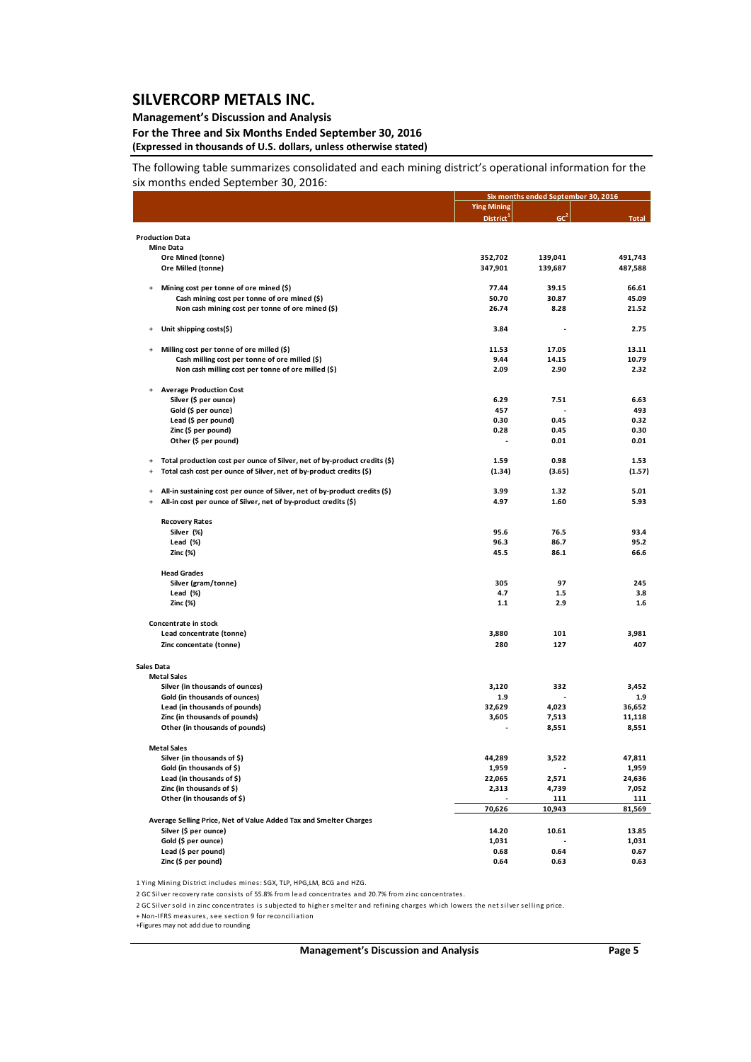# SILVERCORP METALS INC.

**Management's Discussion and Analysis**
**For the Three and Six Months Ended September 30, 2016**
**(Expressed in thousands of U.S. dollars, unless otherwise stated)**

The following table summarizes consolidated and each mining district's operational information for the six months ended September 30, 2016:

| | Six months ended September 30, 2016 | | |
|---|---|---|---|
| | Ying Mining District[1] | GC[2] | Total |
| **Production Data** | | | |
| **Mine Data** | | | |
| Ore Mined (tonne) | 352,702 | 139,041 | 491,743 |
| Ore Milled (tonne) | 347,901 | 139,687 | 487,588 |
| + Mining cost per tonne of ore mined ($) | 77.44 | 39.15 | 66.61 |
| Cash mining cost per tonne of ore mined ($) | 50.70 | 30.87 | 45.09 |
| Non cash mining cost per tonne of ore mined ($) | 26.74 | 8.28 | 21.52 |
| + Unit shipping costs($) | 3.84 | - | 2.75 |
| + Milling cost per tonne of ore milled ($) | 11.53 | 17.05 | 13.11 |
| Cash milling cost per tonne of ore milled ($) | 9.44 | 14.15 | 10.79 |
| Non cash milling cost per tonne of ore milled ($) | 2.09 | 2.90 | 2.32 |
| + Average Production Cost | | | |
| Silver ($ per ounce) | 6.29 | 7.51 | 6.63 |
| Gold ($ per ounce) | 457 | - | 493 |
| Lead ($ per pound) | 0.30 | 0.45 | 0.32 |
| Zinc ($ per pound) | 0.28 | 0.45 | 0.30 |
| Other ($ per pound) | - | 0.01 | 0.01 |
| + Total production cost per ounce of Silver, net of by-product credits ($) | 1.59 | 0.98 | 1.53 |
| + Total cash cost per ounce of Silver, net of by-product credits ($) | (1.34) | (3.65) | (1.57) |
| + All-in sustaining cost per ounce of Silver, net of by-product credits ($) | 3.99 | 1.32 | 5.01 |
| + All-in cost per ounce of Silver, net of by-product credits ($) | 4.97 | 1.60 | 5.93 |
| **Recovery Rates** | | | |
| Silver (%) | 95.6 | 76.5 | 93.4 |
| Lead (%) | 96.3 | 86.7 | 95.2 |
| Zinc (%) | 45.5 | 86.1 | 66.6 |
| **Head Grades** | | | |
| Silver (gram/tonne) | 305 | 97 | 245 |
| Lead (%) | 4.7 | 1.5 | 3.8 |
| Zinc (%) | 1.1 | 2.9 | 1.6 |
| **Concentrate in stock** | | | |
| Lead concentrate (tonne) | 3,880 | 101 | 3,981 |
| Zinc concentate (tonne) | 280 | 127 | 407 |
| **Sales Data** | | | |
| **Metal Sales** | | | |
| Silver (in thousands of ounces) | 3,120 | 332 | 3,452 |
| Gold (in thousands of ounces) | 1.9 | - | 1.9 |
| Lead (in thousands of pounds) | 32,629 | 4,023 | 36,652 |
| Zinc (in thousands of pounds) | 3,605 | 7,513 | 11,118 |
| Other (in thousands of pounds) | - | 8,551 | 8,551 |
| **Metal Sales** | | | |
| Silver (in thousands of $) | 44,289 | 3,522 | 47,811 |
| Gold (in thousands of $) | 1,959 | - | 1,959 |
| Lead (in thousands of $) | 22,065 | 2,571 | 24,636 |
| Zinc (in thousands of $) | 2,313 | 4,739 | 7,052 |
| Other (in thousands of $) | - | 111 | 111 |
| | 70,626 | 10,943 | 81,569 |
| **Average Selling Price, Net of Value Added Tax and Smelter Charges** | | | |
| Silver ($ per ounce) | 14.20 | 10.61 | 13.85 |
| Gold ($ per ounce) | 1,031 | - | 1,031 |
| Lead ($ per pound) | 0.68 | 0.64 | 0.67 |
| Zinc ($ per pound) | 0.64 | 0.63 | 0.63 |

1 Ying Mining District includes mines: SGX, TLP, HPG,LM, BCG and HZG.

2 GC Silver recovery rate consists of 55.8% from lead concentrates and 20.7% from zinc concentrates.

2 GC Silver sold in zinc concentrates is subjected to higher smelter and refining charges which lowers the net silver selling price.

+ Non-IFRS measures, see section 9 for reconciliation

+Figures may not add due to rounding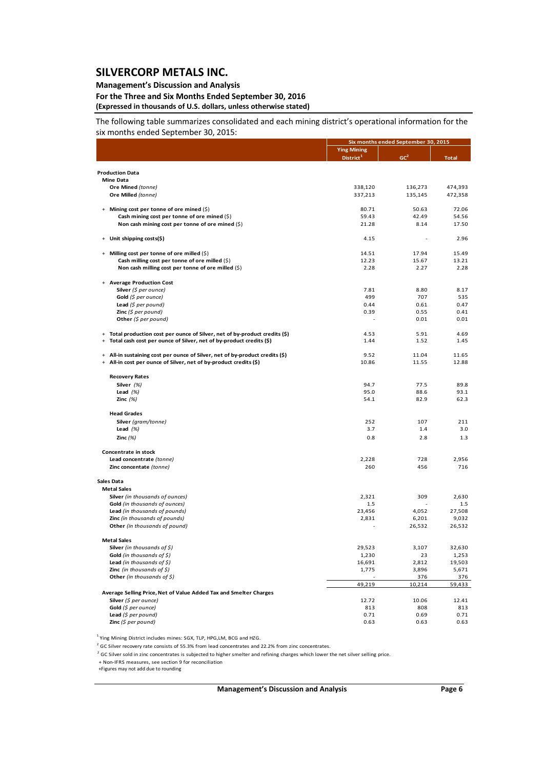The following table summarizes consolidated and each mining district's operational information for the six months ended September 30, 2015:

| | Six months ended September 30, 2015 | | |
|---|---|---|---|
| | Ying Mining District[1] | GC[2] | Total |
| **Production Data** | | | |
| **Mine Data** | | | |
| **Ore Mined** *(tonne)* | 338,120 | 136,273 | 474,393 |
| **Ore Milled** *(tonne)* | 337,213 | 135,145 | 472,358 |
| + **Mining cost per tonne of ore mined** ($) | 80.71 | 50.63 | 72.06 |
| **Cash mining cost per tonne of ore mined** ($) | 59.43 | 42.49 | 54.56 |
| **Non cash mining cost per tonne of ore mined** ($) | 21.28 | 8.14 | 17.50 |
| + **Unit shipping costs($)** | 4.15 | - | 2.96 |
| + **Milling cost per tonne of ore milled** ($) | 14.51 | 17.94 | 15.49 |
| **Cash milling cost per tonne of ore milled** ($) | 12.23 | 15.67 | 13.21 |
| **Non cash milling cost per tonne of ore milled** ($) | 2.28 | 2.27 | 2.28 |
| + **Average Production Cost** | | | |
| **Silver** *($ per ounce)* | 7.81 | 8.80 | 8.17 |
| **Gold** *($ per ounce)* | 499 | 707 | 535 |
| **Lead** *($ per pound)* | 0.44 | 0.61 | 0.47 |
| **Zinc** *($ per pound)* | 0.39 | 0.55 | 0.41 |
| **Other** *($ per pound)* | - | 0.01 | 0.01 |
| + **Total production cost per ounce of Silver, net of by-product credits ($)** | 4.53 | 5.91 | 4.69 |
| + **Total cash cost per ounce of Silver, net of by-product credits ($)** | 1.44 | 1.52 | 1.45 |
| + **All-in sustaining cost per ounce of Silver, net of by-product credits ($)** | 9.52 | 11.04 | 11.65 |
| + **All-in cost per ounce of Silver, net of by-product credits ($)** | 10.86 | 11.55 | 12.88 |
| **Recovery Rates** | | | |
| **Silver** *(%)* | 94.7 | 77.5 | 89.8 |
| **Lead** *(%)* | 95.0 | 88.6 | 93.1 |
| **Zinc** *(%)* | 54.1 | 82.9 | 62.3 |
| **Head Grades** | | | |
| **Silver** *(gram/tonne)* | 252 | 107 | 211 |
| **Lead** *(%)* | 3.7 | 1.4 | 3.0 |
| **Zinc** *(%)* | 0.8 | 2.8 | 1.3 |
| **Concentrate in stock** | | | |
| **Lead concentrate** *(tonne)* | 2,228 | 728 | 2,956 |
| **Zinc concentate** *(tonne)* | 260 | 456 | 716 |
| **Sales Data** | | | |
| **Metal Sales** | | | |
| **Silver** *(in thousands of ounces)* | 2,321 | 309 | 2,630 |
| **Gold** *(in thousands of ounces)* | 1.5 | - | 1.5 |
| **Lead** *(in thousands of pounds)* | 23,456 | 4,052 | 27,508 |
| **Zinc** *(in thousands of pounds)* | 2,831 | 6,201 | 9,032 |
| **Other** *(in thousands of pound)* | - | 26,532 | 26,532 |
| **Metal Sales** | | | |
| **Silver** *(in thousands of $)* | 29,523 | 3,107 | 32,630 |
| **Gold** *(in thousands of $)* | 1,230 | 23 | 1,253 |
| **Lead** *(in thousands of $)* | 16,691 | 2,812 | 19,503 |
| **Zinc** *(in thousands of $)* | 1,775 | 3,896 | 5,671 |
| **Other** *(in thousands of $)* | - | 376 | 376 |
| | 49,219 | 10,214 | 59,433 |
| **Average Selling Price, Net of Value Added Tax and Smelter Charges** | | | |
| **Silver** *($ per ounce)* | 12.72 | 10.06 | 12.41 |
| **Gold** *($ per ounce)* | 813 | 808 | 813 |
| **Lead** *($ per pound)* | 0.71 | 0.69 | 0.71 |
| **Zinc** *($ per pound)* | 0.63 | 0.63 | 0.63 |

[1] Ying Mining District includes mines: SGX, TLP, HPG,LM, BCG and HZG.

[2] GC Silver recovery rate consists of 55.3% from lead concentrates and 22.2% from zinc concentrates.

[2] GC Silver sold in zinc concentrates is subjected to higher smelter and refining charges which lower the net silver selling price.

+ Non-IFRS measures, see section 9 for reconciliation

+Figures may not add due to rounding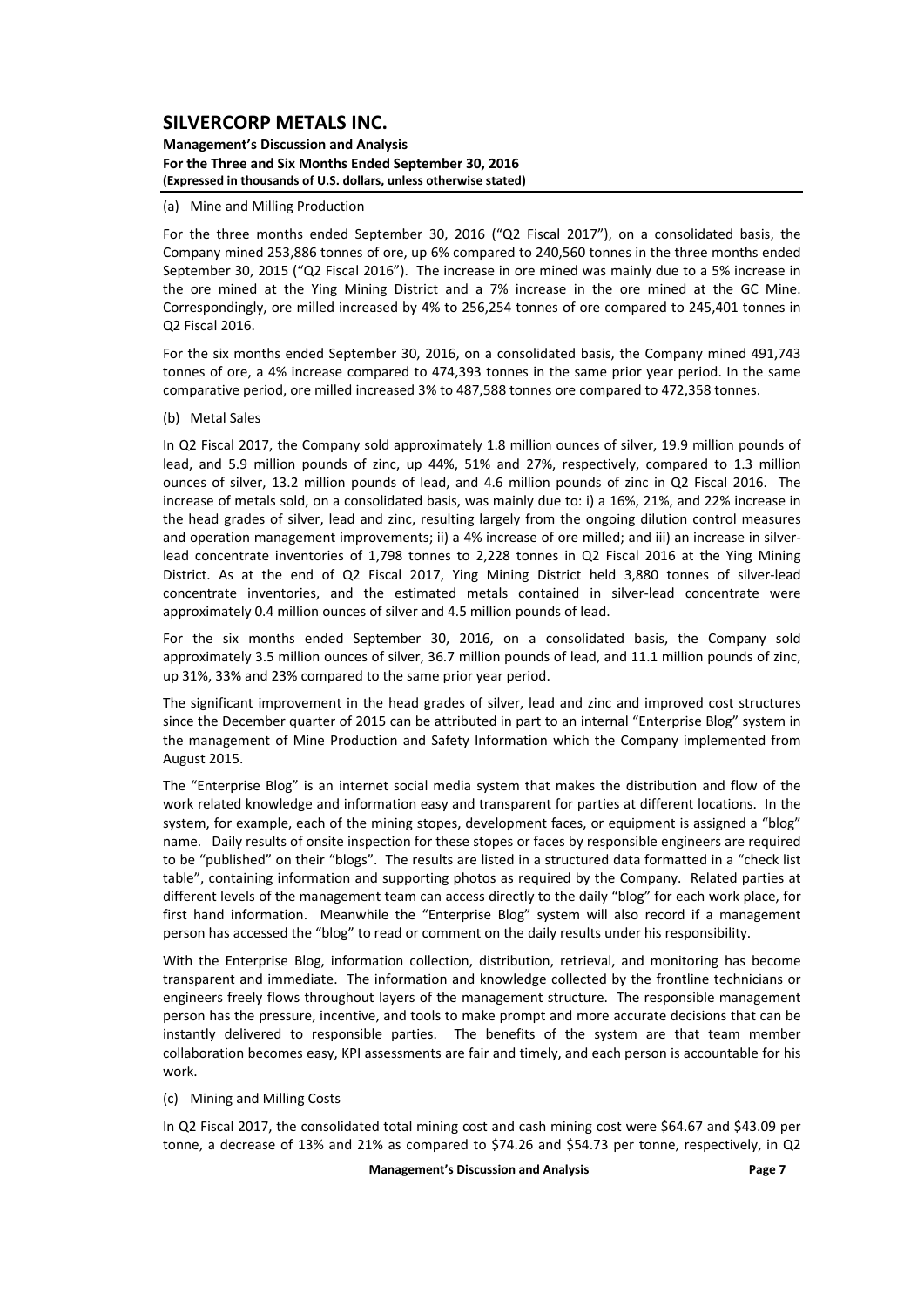(a) Mine and Milling Production

For the three months ended September 30, 2016 ("Q2 Fiscal 2017"), on a consolidated basis, the Company mined 253,886 tonnes of ore, up 6% compared to 240,560 tonnes in the three months ended September 30, 2015 ("Q2 Fiscal 2016"). The increase in ore mined was mainly due to a 5% increase in the ore mined at the Ying Mining District and a 7% increase in the ore mined at the GC Mine. Correspondingly, ore milled increased by 4% to 256,254 tonnes of ore compared to 245,401 tonnes in Q2 Fiscal 2016.

For the six months ended September 30, 2016, on a consolidated basis, the Company mined 491,743 tonnes of ore, a 4% increase compared to 474,393 tonnes in the same prior year period. In the same comparative period, ore milled increased 3% to 487,588 tonnes ore compared to 472,358 tonnes.

(b) Metal Sales

In Q2 Fiscal 2017, the Company sold approximately 1.8 million ounces of silver, 19.9 million pounds of lead, and 5.9 million pounds of zinc, up 44%, 51% and 27%, respectively, compared to 1.3 million ounces of silver, 13.2 million pounds of lead, and 4.6 million pounds of zinc in Q2 Fiscal 2016. The increase of metals sold, on a consolidated basis, was mainly due to: i) a 16%, 21%, and 22% increase in the head grades of silver, lead and zinc, resulting largely from the ongoing dilution control measures and operation management improvements; ii) a 4% increase of ore milled; and iii) an increase in silver-lead concentrate inventories of 1,798 tonnes to 2,228 tonnes in Q2 Fiscal 2016 at the Ying Mining District. As at the end of Q2 Fiscal 2017, Ying Mining District held 3,880 tonnes of silver-lead concentrate inventories, and the estimated metals contained in silver-lead concentrate were approximately 0.4 million ounces of silver and 4.5 million pounds of lead.

For the six months ended September 30, 2016, on a consolidated basis, the Company sold approximately 3.5 million ounces of silver, 36.7 million pounds of lead, and 11.1 million pounds of zinc, up 31%, 33% and 23% compared to the same prior year period.

The significant improvement in the head grades of silver, lead and zinc and improved cost structures since the December quarter of 2015 can be attributed in part to an internal "Enterprise Blog" system in the management of Mine Production and Safety Information which the Company implemented from August 2015.

The "Enterprise Blog" is an internet social media system that makes the distribution and flow of the work related knowledge and information easy and transparent for parties at different locations. In the system, for example, each of the mining stopes, development faces, or equipment is assigned a "blog" name. Daily results of onsite inspection for these stopes or faces by responsible engineers are required to be "published" on their "blogs". The results are listed in a structured data formatted in a "check list table", containing information and supporting photos as required by the Company. Related parties at different levels of the management team can access directly to the daily "blog" for each work place, for first hand information. Meanwhile the "Enterprise Blog" system will also record if a management person has accessed the "blog" to read or comment on the daily results under his responsibility.

With the Enterprise Blog, information collection, distribution, retrieval, and monitoring has become transparent and immediate. The information and knowledge collected by the frontline technicians or engineers freely flows throughout layers of the management structure. The responsible management person has the pressure, incentive, and tools to make prompt and more accurate decisions that can be instantly delivered to responsible parties. The benefits of the system are that team member collaboration becomes easy, KPI assessments are fair and timely, and each person is accountable for his work.

(c) Mining and Milling Costs

In Q2 Fiscal 2017, the consolidated total mining cost and cash mining cost were $64.67 and $43.09 per tonne, a decrease of 13% and 21% as compared to $74.26 and $54.73 per tonne, respectively, in Q2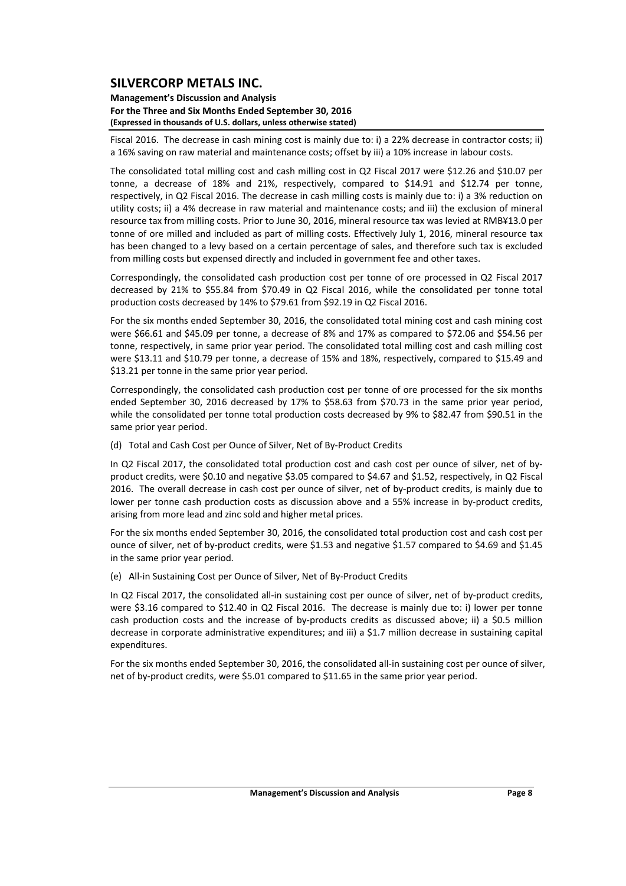Fiscal 2016. The decrease in cash mining cost is mainly due to: i) a 22% decrease in contractor costs; ii) a 16% saving on raw material and maintenance costs; offset by iii) a 10% increase in labour costs.

The consolidated total milling cost and cash milling cost in Q2 Fiscal 2017 were $12.26 and $10.07 per tonne, a decrease of 18% and 21%, respectively, compared to $14.91 and $12.74 per tonne, respectively, in Q2 Fiscal 2016. The decrease in cash milling costs is mainly due to: i) a 3% reduction on utility costs; ii) a 4% decrease in raw material and maintenance costs; and iii) the exclusion of mineral resource tax from milling costs. Prior to June 30, 2016, mineral resource tax was levied at RMB¥13.0 per tonne of ore milled and included as part of milling costs. Effectively July 1, 2016, mineral resource tax has been changed to a levy based on a certain percentage of sales, and therefore such tax is excluded from milling costs but expensed directly and included in government fee and other taxes.

Correspondingly, the consolidated cash production cost per tonne of ore processed in Q2 Fiscal 2017 decreased by 21% to $55.84 from $70.49 in Q2 Fiscal 2016, while the consolidated per tonne total production costs decreased by 14% to $79.61 from $92.19 in Q2 Fiscal 2016.

For the six months ended September 30, 2016, the consolidated total mining cost and cash mining cost were $66.61 and $45.09 per tonne, a decrease of 8% and 17% as compared to $72.06 and $54.56 per tonne, respectively, in same prior year period. The consolidated total milling cost and cash milling cost were $13.11 and $10.79 per tonne, a decrease of 15% and 18%, respectively, compared to $15.49 and $13.21 per tonne in the same prior year period.

Correspondingly, the consolidated cash production cost per tonne of ore processed for the six months ended September 30, 2016 decreased by 17% to $58.63 from $70.73 in the same prior year period, while the consolidated per tonne total production costs decreased by 9% to $82.47 from $90.51 in the same prior year period.

(d) Total and Cash Cost per Ounce of Silver, Net of By-Product Credits

In Q2 Fiscal 2017, the consolidated total production cost and cash cost per ounce of silver, net of by-product credits, were $0.10 and negative $3.05 compared to $4.67 and $1.52, respectively, in Q2 Fiscal 2016. The overall decrease in cash cost per ounce of silver, net of by-product credits, is mainly due to lower per tonne cash production costs as discussion above and a 55% increase in by-product credits, arising from more lead and zinc sold and higher metal prices.

For the six months ended September 30, 2016, the consolidated total production cost and cash cost per ounce of silver, net of by-product credits, were $1.53 and negative $1.57 compared to $4.69 and $1.45 in the same prior year period.

(e) All-in Sustaining Cost per Ounce of Silver, Net of By-Product Credits

In Q2 Fiscal 2017, the consolidated all-in sustaining cost per ounce of silver, net of by-product credits, were $3.16 compared to $12.40 in Q2 Fiscal 2016. The decrease is mainly due to: i) lower per tonne cash production costs and the increase of by-products credits as discussed above; ii) a $0.5 million decrease in corporate administrative expenditures; and iii) a $1.7 million decrease in sustaining capital expenditures.

For the six months ended September 30, 2016, the consolidated all-in sustaining cost per ounce of silver, net of by-product credits, were $5.01 compared to $11.65 in the same prior year period.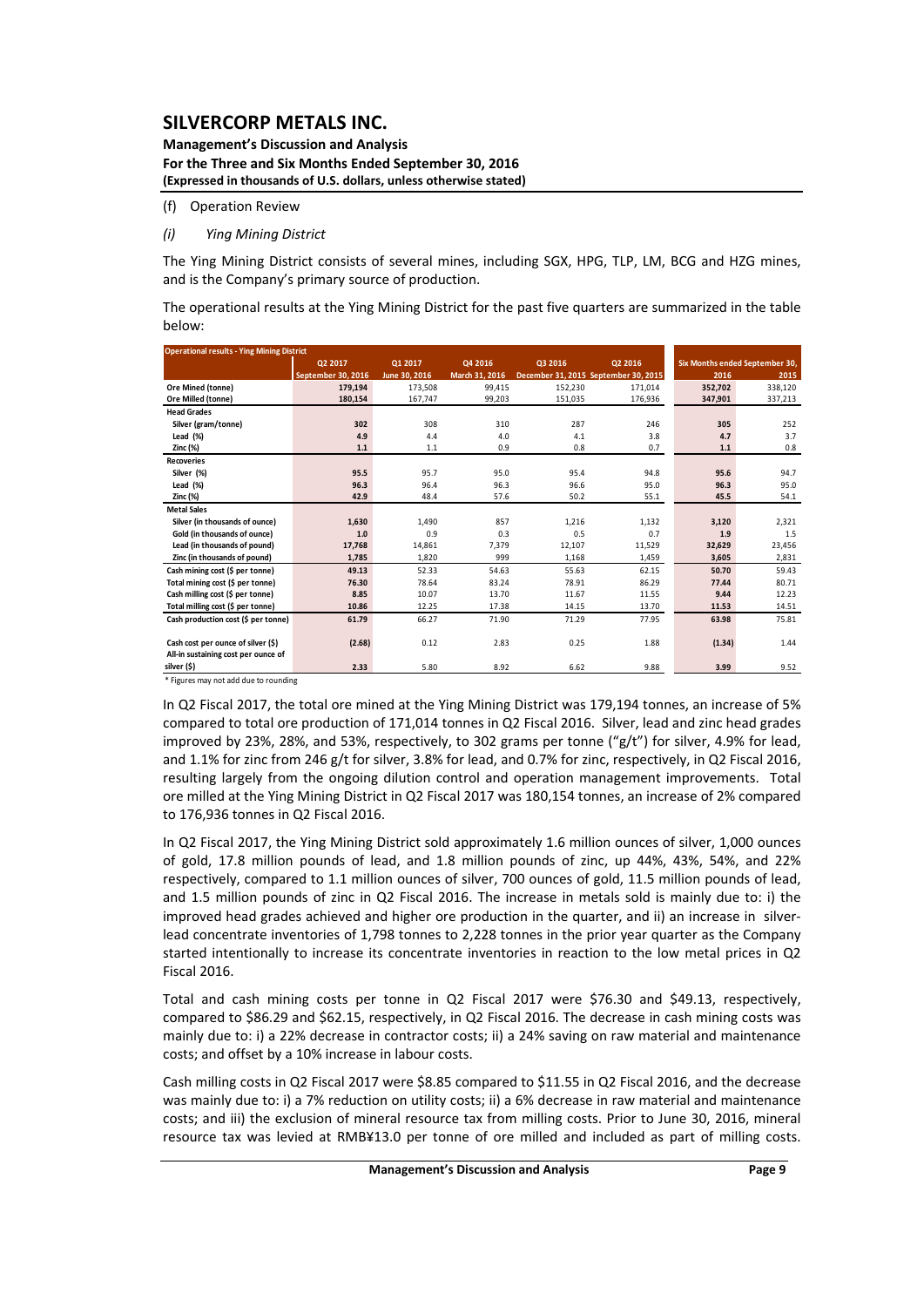(f) Operation Review

*(i) Ying Mining District*

The Ying Mining District consists of several mines, including SGX, HPG, TLP, LM, BCG and HZG mines, and is the Company's primary source of production.

The operational results at the Ying Mining District for the past five quarters are summarized in the table below:

| Operational results - Ying Mining District | Q2 2017 | Q1 2017 | Q4 2016 | Q3 2016 | Q2 2016 | Six Months ended September 30, | |
|---|---|---|---|---|---|---|---|
| | September 30, 2016 | June 30, 2016 | March 31, 2016 | December 31, 2015 | September 30, 2015 | 2016 | 2015 |
| **Ore Mined (tonne)** | **179,194** | 173,508 | 99,415 | 152,230 | 171,014 | **352,702** | 338,120 |
| **Ore Milled (tonne)** | **180,154** | 167,747 | 99,203 | 151,035 | 176,936 | **347,901** | 337,213 |
| **Head Grades** | | | | | | | |
| Silver (gram/tonne) | **302** | 308 | 310 | 287 | 246 | **305** | 252 |
| Lead (%) | **4.9** | 4.4 | 4.0 | 4.1 | 3.8 | **4.7** | 3.7 |
| Zinc (%) | **1.1** | 1.1 | 0.9 | 0.8 | 0.7 | **1.1** | 0.8 |
| **Recoveries** | | | | | | | |
| Silver (%) | **95.5** | 95.7 | 95.0 | 95.4 | 94.8 | **95.6** | 94.7 |
| Lead (%) | **96.3** | 96.4 | 96.3 | 96.6 | 95.0 | **96.3** | 95.0 |
| Zinc (%) | **42.9** | 48.4 | 57.6 | 50.2 | 55.1 | **45.5** | 54.1 |
| **Metal Sales** | | | | | | | |
| Silver (in thousands of ounce) | **1,630** | 1,490 | 857 | 1,216 | 1,132 | **3,120** | 2,321 |
| Gold (in thousands of ounce) | **1.0** | 0.9 | 0.3 | 0.5 | 0.7 | **1.9** | 1.5 |
| Lead (in thousands of pound) | **17,768** | 14,861 | 7,379 | 12,107 | 11,529 | **32,629** | 23,456 |
| Zinc (in thousands of pound) | **1,785** | 1,820 | 999 | 1,168 | 1,459 | **3,605** | 2,831 |
| Cash mining cost ($ per tonne) | **49.13** | 52.33 | 54.63 | 55.63 | 62.15 | **50.70** | 59.43 |
| Total mining cost ($ per tonne) | **76.30** | 78.64 | 83.24 | 78.91 | 86.29 | **77.44** | 80.71 |
| Cash milling cost ($ per tonne) | **8.85** | 10.07 | 13.70 | 11.67 | 11.55 | **9.44** | 12.23 |
| Total milling cost ($ per tonne) | **10.86** | 12.25 | 17.38 | 14.15 | 13.70 | **11.53** | 14.51 |
| Cash production cost ($ per tonne) | **61.79** | 66.27 | 71.90 | 71.29 | 77.95 | **63.98** | 75.81 |
| Cash cost per ounce of silver ($) | **(2.68)** | 0.12 | 2.83 | 0.25 | 1.88 | **(1.34)** | 1.44 |
| All-in sustaining cost per ounce of silver ($) | **2.33** | 5.80 | 8.92 | 6.62 | 9.88 | **3.99** | 9.52 |

\* Figures may not add due to rounding

In Q2 Fiscal 2017, the total ore mined at the Ying Mining District was 179,194 tonnes, an increase of 5% compared to total ore production of 171,014 tonnes in Q2 Fiscal 2016. Silver, lead and zinc head grades improved by 23%, 28%, and 53%, respectively, to 302 grams per tonne ("g/t") for silver, 4.9% for lead, and 1.1% for zinc from 246 g/t for silver, 3.8% for lead, and 0.7% for zinc, respectively, in Q2 Fiscal 2016, resulting largely from the ongoing dilution control and operation management improvements. Total ore milled at the Ying Mining District in Q2 Fiscal 2017 was 180,154 tonnes, an increase of 2% compared to 176,936 tonnes in Q2 Fiscal 2016.

In Q2 Fiscal 2017, the Ying Mining District sold approximately 1.6 million ounces of silver, 1,000 ounces of gold, 17.8 million pounds of lead, and 1.8 million pounds of zinc, up 44%, 43%, 54%, and 22% respectively, compared to 1.1 million ounces of silver, 700 ounces of gold, 11.5 million pounds of lead, and 1.5 million pounds of zinc in Q2 Fiscal 2016. The increase in metals sold is mainly due to: i) the improved head grades achieved and higher ore production in the quarter, and ii) an increase in silver-lead concentrate inventories of 1,798 tonnes to 2,228 tonnes in the prior year quarter as the Company started intentionally to increase its concentrate inventories in reaction to the low metal prices in Q2 Fiscal 2016.

Total and cash mining costs per tonne in Q2 Fiscal 2017 were $76.30 and $49.13, respectively, compared to $86.29 and $62.15, respectively, in Q2 Fiscal 2016. The decrease in cash mining costs was mainly due to: i) a 22% decrease in contractor costs; ii) a 24% saving on raw material and maintenance costs; and offset by a 10% increase in labour costs.

Cash milling costs in Q2 Fiscal 2017 were $8.85 compared to $11.55 in Q2 Fiscal 2016, and the decrease was mainly due to: i) a 7% reduction on utility costs; ii) a 6% decrease in raw material and maintenance costs; and iii) the exclusion of mineral resource tax from milling costs. Prior to June 30, 2016, mineral resource tax was levied at RMB¥13.0 per tonne of ore milled and included as part of milling costs.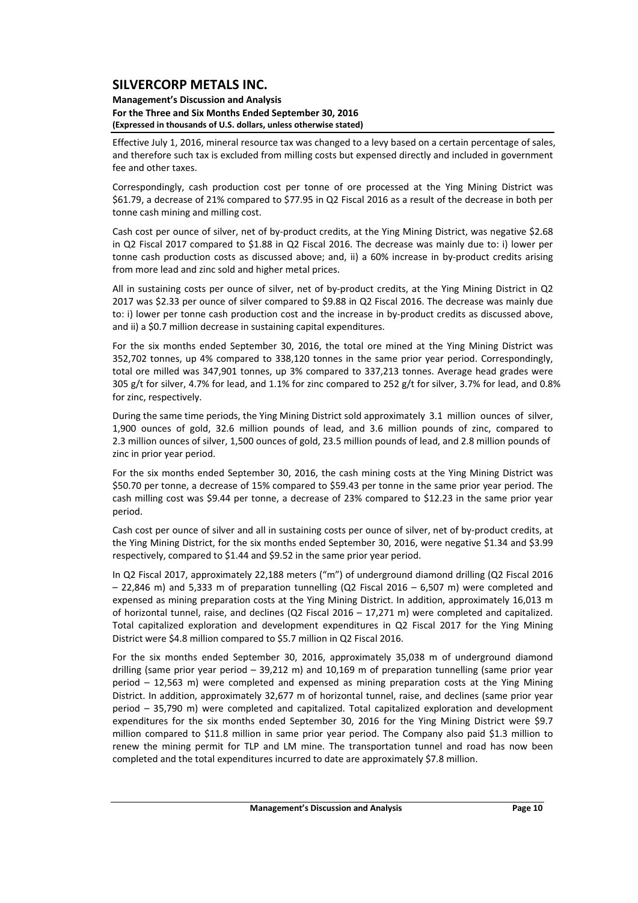Effective July 1, 2016, mineral resource tax was changed to a levy based on a certain percentage of sales, and therefore such tax is excluded from milling costs but expensed directly and included in government fee and other taxes.

Correspondingly, cash production cost per tonne of ore processed at the Ying Mining District was $61.79, a decrease of 21% compared to $77.95 in Q2 Fiscal 2016 as a result of the decrease in both per tonne cash mining and milling cost.

Cash cost per ounce of silver, net of by-product credits, at the Ying Mining District, was negative $2.68 in Q2 Fiscal 2017 compared to $1.88 in Q2 Fiscal 2016. The decrease was mainly due to: i) lower per tonne cash production costs as discussed above; and, ii) a 60% increase in by-product credits arising from more lead and zinc sold and higher metal prices.

All in sustaining costs per ounce of silver, net of by-product credits, at the Ying Mining District in Q2 2017 was $2.33 per ounce of silver compared to $9.88 in Q2 Fiscal 2016. The decrease was mainly due to: i) lower per tonne cash production cost and the increase in by-product credits as discussed above, and ii) a $0.7 million decrease in sustaining capital expenditures.

For the six months ended September 30, 2016, the total ore mined at the Ying Mining District was 352,702 tonnes, up 4% compared to 338,120 tonnes in the same prior year period. Correspondingly, total ore milled was 347,901 tonnes, up 3% compared to 337,213 tonnes. Average head grades were 305 g/t for silver, 4.7% for lead, and 1.1% for zinc compared to 252 g/t for silver, 3.7% for lead, and 0.8% for zinc, respectively.

During the same time periods, the Ying Mining District sold approximately 3.1 million ounces of silver, 1,900 ounces of gold, 32.6 million pounds of lead, and 3.6 million pounds of zinc, compared to 2.3 million ounces of silver, 1,500 ounces of gold, 23.5 million pounds of lead, and 2.8 million pounds of zinc in prior year period.

For the six months ended September 30, 2016, the cash mining costs at the Ying Mining District was $50.70 per tonne, a decrease of 15% compared to $59.43 per tonne in the same prior year period. The cash milling cost was $9.44 per tonne, a decrease of 23% compared to $12.23 in the same prior year period.

Cash cost per ounce of silver and all in sustaining costs per ounce of silver, net of by-product credits, at the Ying Mining District, for the six months ended September 30, 2016, were negative $1.34 and $3.99 respectively, compared to $1.44 and $9.52 in the same prior year period.

In Q2 Fiscal 2017, approximately 22,188 meters ("m") of underground diamond drilling (Q2 Fiscal 2016 – 22,846 m) and 5,333 m of preparation tunnelling (Q2 Fiscal 2016 – 6,507 m) were completed and expensed as mining preparation costs at the Ying Mining District. In addition, approximately 16,013 m of horizontal tunnel, raise, and declines (Q2 Fiscal 2016 – 17,271 m) were completed and capitalized. Total capitalized exploration and development expenditures in Q2 Fiscal 2017 for the Ying Mining District were $4.8 million compared to $5.7 million in Q2 Fiscal 2016.

For the six months ended September 30, 2016, approximately 35,038 m of underground diamond drilling (same prior year period – 39,212 m) and 10,169 m of preparation tunnelling (same prior year period – 12,563 m) were completed and expensed as mining preparation costs at the Ying Mining District. In addition, approximately 32,677 m of horizontal tunnel, raise, and declines (same prior year period – 35,790 m) were completed and capitalized. Total capitalized exploration and development expenditures for the six months ended September 30, 2016 for the Ying Mining District were $9.7 million compared to $11.8 million in same prior year period. The Company also paid $1.3 million to renew the mining permit for TLP and LM mine. The transportation tunnel and road has now been completed and the total expenditures incurred to date are approximately $7.8 million.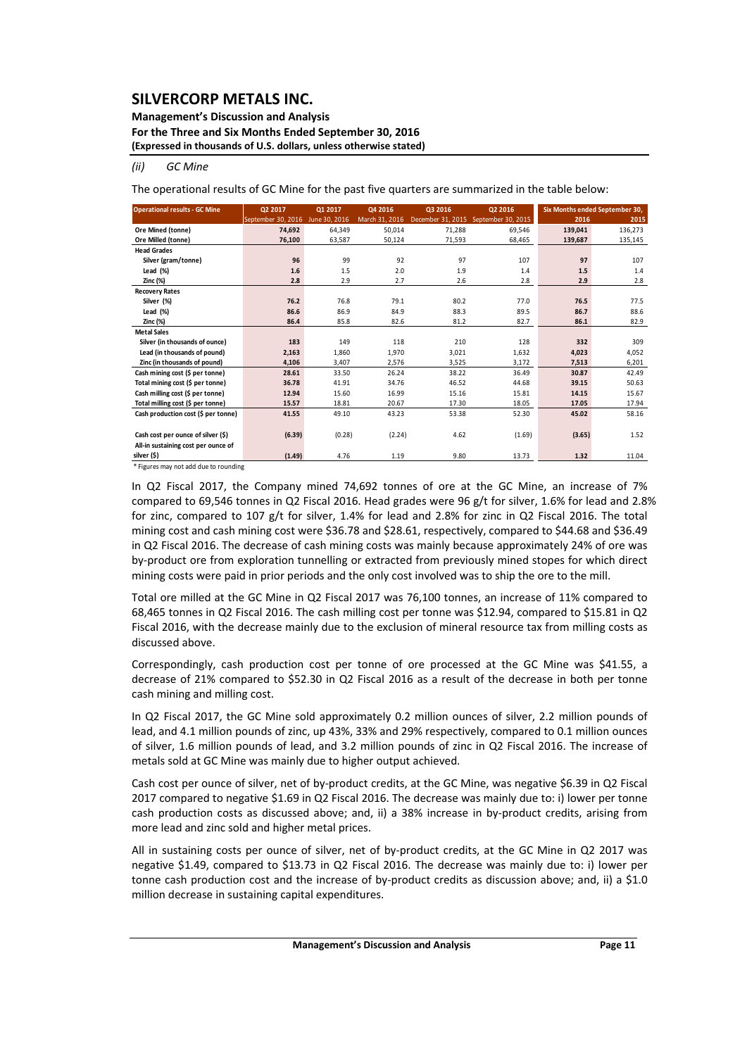#### (ii) GC Mine

The operational results of GC Mine for the past five quarters are summarized in the table below:

| Operational results - GC Mine | Q2 2017 | Q1 2017 | Q4 2016 | Q3 2016 | Q2 2016 | Six Months ended September 30, | |
|---|---|---|---|---|---|---|---|
| | September 30, 2016 | June 30, 2016 | March 31, 2016 | December 31, 2015 | September 30, 2015 | 2016 | 2015 |
| **Ore Mined (tonne)** | **74,692** | 64,349 | 50,014 | 71,288 | 69,546 | **139,041** | 136,273 |
| **Ore Milled (tonne)** | **76,100** | 63,587 | 50,124 | 71,593 | 68,465 | **139,687** | 135,145 |
| **Head Grades** | | | | | | | |
| Silver (gram/tonne) | **96** | 99 | 92 | 97 | 107 | **97** | 107 |
| Lead (%) | **1.6** | 1.5 | 2.0 | 1.9 | 1.4 | **1.5** | 1.4 |
| Zinc (%) | **2.8** | 2.9 | 2.7 | 2.6 | 2.8 | **2.9** | 2.8 |
| **Recovery Rates** | | | | | | | |
| Silver (%) | **76.2** | 76.8 | 79.1 | 80.2 | 77.0 | **76.5** | 77.5 |
| Lead (%) | **86.6** | 86.9 | 84.9 | 88.3 | 89.5 | **86.7** | 88.6 |
| Zinc (%) | **86.4** | 85.8 | 82.6 | 81.2 | 82.7 | **86.1** | 82.9 |
| **Metal Sales** | | | | | | | |
| Silver (in thousands of ounce) | **183** | 149 | 118 | 210 | 128 | **332** | 309 |
| Lead (in thousands of pound) | **2,163** | 1,860 | 1,970 | 3,021 | 1,632 | **4,023** | 4,052 |
| Zinc (in thousands of pound) | **4,106** | 3,407 | 2,576 | 3,525 | 3,172 | **7,513** | 6,201 |
| Cash mining cost ($ per tonne) | **28.61** | 33.50 | 26.24 | 38.22 | 36.49 | **30.87** | 42.49 |
| Total mining cost ($ per tonne) | **36.78** | 41.91 | 34.76 | 46.52 | 44.68 | **39.15** | 50.63 |
| Cash milling cost ($ per tonne) | **12.94** | 15.60 | 16.99 | 15.16 | 15.81 | **14.15** | 15.67 |
| Total milling cost ($ per tonne) | **15.57** | 18.81 | 20.67 | 17.30 | 18.05 | **17.05** | 17.94 |
| Cash production cost ($ per tonne) | **41.55** | 49.10 | 43.23 | 53.38 | 52.30 | **45.02** | 58.16 |
| Cash cost per ounce of silver ($) | **(6.39)** | (0.28) | (2.24) | 4.62 | (1.69) | **(3.65)** | 1.52 |
| All-in sustaining cost per ounce of silver ($) | **(1.49)** | 4.76 | 1.19 | 9.80 | 13.73 | **1.32** | 11.04 |

* Figures may not add due to rounding

In Q2 Fiscal 2017, the Company mined 74,692 tonnes of ore at the GC Mine, an increase of 7% compared to 69,546 tonnes in Q2 Fiscal 2016. Head grades were 96 g/t for silver, 1.6% for lead and 2.8% for zinc, compared to 107 g/t for silver, 1.4% for lead and 2.8% for zinc in Q2 Fiscal 2016. The total mining cost and cash mining cost were $36.78 and $28.61, respectively, compared to $44.68 and $36.49 in Q2 Fiscal 2016. The decrease of cash mining costs was mainly because approximately 24% of ore was by-product ore from exploration tunnelling or extracted from previously mined stopes for which direct mining costs were paid in prior periods and the only cost involved was to ship the ore to the mill.

Total ore milled at the GC Mine in Q2 Fiscal 2017 was 76,100 tonnes, an increase of 11% compared to 68,465 tonnes in Q2 Fiscal 2016. The cash milling cost per tonne was $12.94, compared to $15.81 in Q2 Fiscal 2016, with the decrease mainly due to the exclusion of mineral resource tax from milling costs as discussed above.

Correspondingly, cash production cost per tonne of ore processed at the GC Mine was $41.55, a decrease of 21% compared to $52.30 in Q2 Fiscal 2016 as a result of the decrease in both per tonne cash mining and milling cost.

In Q2 Fiscal 2017, the GC Mine sold approximately 0.2 million ounces of silver, 2.2 million pounds of lead, and 4.1 million pounds of zinc, up 43%, 33% and 29% respectively, compared to 0.1 million ounces of silver, 1.6 million pounds of lead, and 3.2 million pounds of zinc in Q2 Fiscal 2016. The increase of metals sold at GC Mine was mainly due to higher output achieved.

Cash cost per ounce of silver, net of by-product credits, at the GC Mine, was negative $6.39 in Q2 Fiscal 2017 compared to negative $1.69 in Q2 Fiscal 2016. The decrease was mainly due to: i) lower per tonne cash production costs as discussed above; and, ii) a 38% increase in by-product credits, arising from more lead and zinc sold and higher metal prices.

All in sustaining costs per ounce of silver, net of by-product credits, at the GC Mine in Q2 2017 was negative $1.49, compared to $13.73 in Q2 Fiscal 2016. The decrease was mainly due to: i) lower per tonne cash production cost and the increase of by-product credits as discussion above; and, ii) a $1.0 million decrease in sustaining capital expenditures.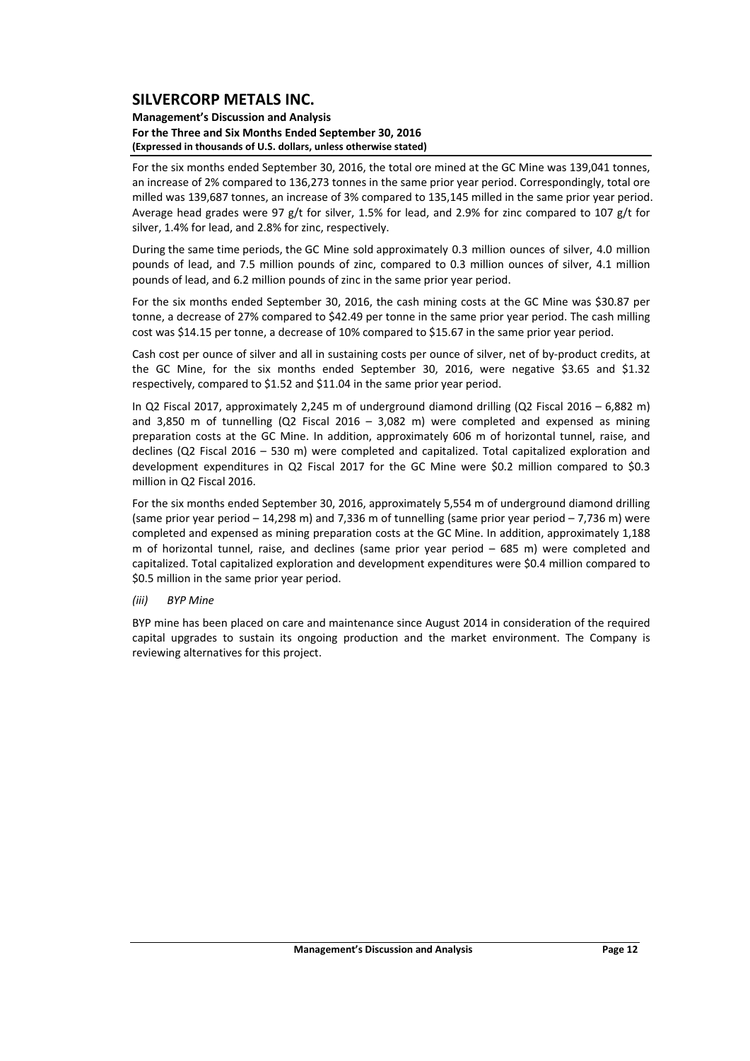For the six months ended September 30, 2016, the total ore mined at the GC Mine was 139,041 tonnes, an increase of 2% compared to 136,273 tonnes in the same prior year period. Correspondingly, total ore milled was 139,687 tonnes, an increase of 3% compared to 135,145 milled in the same prior year period. Average head grades were 97 g/t for silver, 1.5% for lead, and 2.9% for zinc compared to 107 g/t for silver, 1.4% for lead, and 2.8% for zinc, respectively.

During the same time periods, the GC Mine sold approximately 0.3 million ounces of silver, 4.0 million pounds of lead, and 7.5 million pounds of zinc, compared to 0.3 million ounces of silver, 4.1 million pounds of lead, and 6.2 million pounds of zinc in the same prior year period.

For the six months ended September 30, 2016, the cash mining costs at the GC Mine was $30.87 per tonne, a decrease of 27% compared to $42.49 per tonne in the same prior year period. The cash milling cost was $14.15 per tonne, a decrease of 10% compared to $15.67 in the same prior year period.

Cash cost per ounce of silver and all in sustaining costs per ounce of silver, net of by-product credits, at the GC Mine, for the six months ended September 30, 2016, were negative $3.65 and $1.32 respectively, compared to $1.52 and $11.04 in the same prior year period.

In Q2 Fiscal 2017, approximately 2,245 m of underground diamond drilling (Q2 Fiscal 2016 – 6,882 m) and 3,850 m of tunnelling (Q2 Fiscal 2016 – 3,082 m) were completed and expensed as mining preparation costs at the GC Mine. In addition, approximately 606 m of horizontal tunnel, raise, and declines (Q2 Fiscal 2016 – 530 m) were completed and capitalized. Total capitalized exploration and development expenditures in Q2 Fiscal 2017 for the GC Mine were $0.2 million compared to $0.3 million in Q2 Fiscal 2016.

For the six months ended September 30, 2016, approximately 5,554 m of underground diamond drilling (same prior year period – 14,298 m) and 7,336 m of tunnelling (same prior year period – 7,736 m) were completed and expensed as mining preparation costs at the GC Mine. In addition, approximately 1,188 m of horizontal tunnel, raise, and declines (same prior year period – 685 m) were completed and capitalized. Total capitalized exploration and development expenditures were $0.4 million compared to $0.5 million in the same prior year period.

*(iii) BYP Mine*

BYP mine has been placed on care and maintenance since August 2014 in consideration of the required capital upgrades to sustain its ongoing production and the market environment. The Company is reviewing alternatives for this project.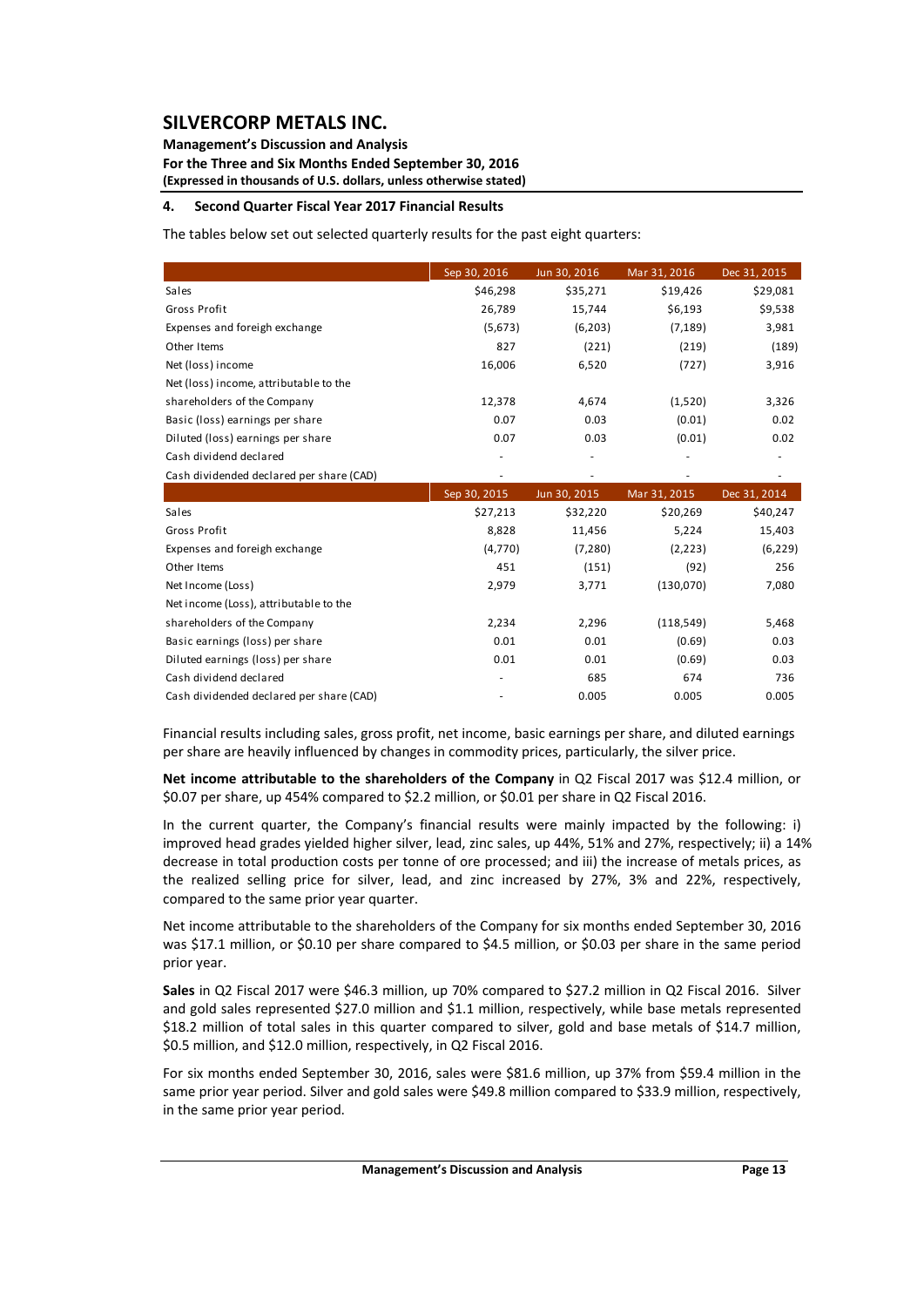### 4. Second Quarter Fiscal Year 2017 Financial Results

The tables below set out selected quarterly results for the past eight quarters:

| | Sep 30, 2016 | Jun 30, 2016 | Mar 31, 2016 | Dec 31, 2015 |
|---|---|---|---|---|
| Sales | $46,298 | $35,271 | $19,426 | $29,081 |
| Gross Profit | 26,789 | 15,744 | $6,193 | $9,538 |
| Expenses and foreign exchange | (5,673) | (6,203) | (7,189) | 3,981 |
| Other Items | 827 | (221) | (219) | (189) |
| Net (loss) income | 16,006 | 6,520 | (727) | 3,916 |
| Net (loss) income, attributable to the shareholders of the Company | 12,378 | 4,674 | (1,520) | 3,326 |
| Basic (loss) earnings per share | 0.07 | 0.03 | (0.01) | 0.02 |
| Diluted (loss) earnings per share | 0.07 | 0.03 | (0.01) | 0.02 |
| Cash dividend declared | - | - | - | - |
| Cash dividended declared per share (CAD) | - | - | - | - |

| | Sep 30, 2015 | Jun 30, 2015 | Mar 31, 2015 | Dec 31, 2014 |
|---|---|---|---|---|
| Sales | $27,213 | $32,220 | $20,269 | $40,247 |
| Gross Profit | 8,828 | 11,456 | 5,224 | 15,403 |
| Expenses and foreign exchange | (4,770) | (7,280) | (2,223) | (6,229) |
| Other Items | 451 | (151) | (92) | 256 |
| Net Income (Loss) | 2,979 | 3,771 | (130,070) | 7,080 |
| Net income (Loss), attributable to the shareholders of the Company | 2,234 | 2,296 | (118,549) | 5,468 |
| Basic earnings (loss) per share | 0.01 | 0.01 | (0.69) | 0.03 |
| Diluted earnings (loss) per share | 0.01 | 0.01 | (0.69) | 0.03 |
| Cash dividend declared | - | 685 | 674 | 736 |
| Cash dividended declared per share (CAD) | - | 0.005 | 0.005 | 0.005 |

Financial results including sales, gross profit, net income, basic earnings per share, and diluted earnings per share are heavily influenced by changes in commodity prices, particularly, the silver price.

**Net income attributable to the shareholders of the Company** in Q2 Fiscal 2017 was $12.4 million, or $0.07 per share, up 454% compared to $2.2 million, or $0.01 per share in Q2 Fiscal 2016.

In the current quarter, the Company's financial results were mainly impacted by the following: i) improved head grades yielded higher silver, lead, zinc sales, up 44%, 51% and 27%, respectively; ii) a 14% decrease in total production costs per tonne of ore processed; and iii) the increase of metals prices, as the realized selling price for silver, lead, and zinc increased by 27%, 3% and 22%, respectively, compared to the same prior year quarter.

Net income attributable to the shareholders of the Company for six months ended September 30, 2016 was $17.1 million, or $0.10 per share compared to $4.5 million, or $0.03 per share in the same period prior year.

**Sales** in Q2 Fiscal 2017 were $46.3 million, up 70% compared to $27.2 million in Q2 Fiscal 2016. Silver and gold sales represented $27.0 million and $1.1 million, respectively, while base metals represented $18.2 million of total sales in this quarter compared to silver, gold and base metals of $14.7 million, $0.5 million, and $12.0 million, respectively, in Q2 Fiscal 2016.

For six months ended September 30, 2016, sales were $81.6 million, up 37% from $59.4 million in the same prior year period. Silver and gold sales were $49.8 million compared to $33.9 million, respectively, in the same prior year period.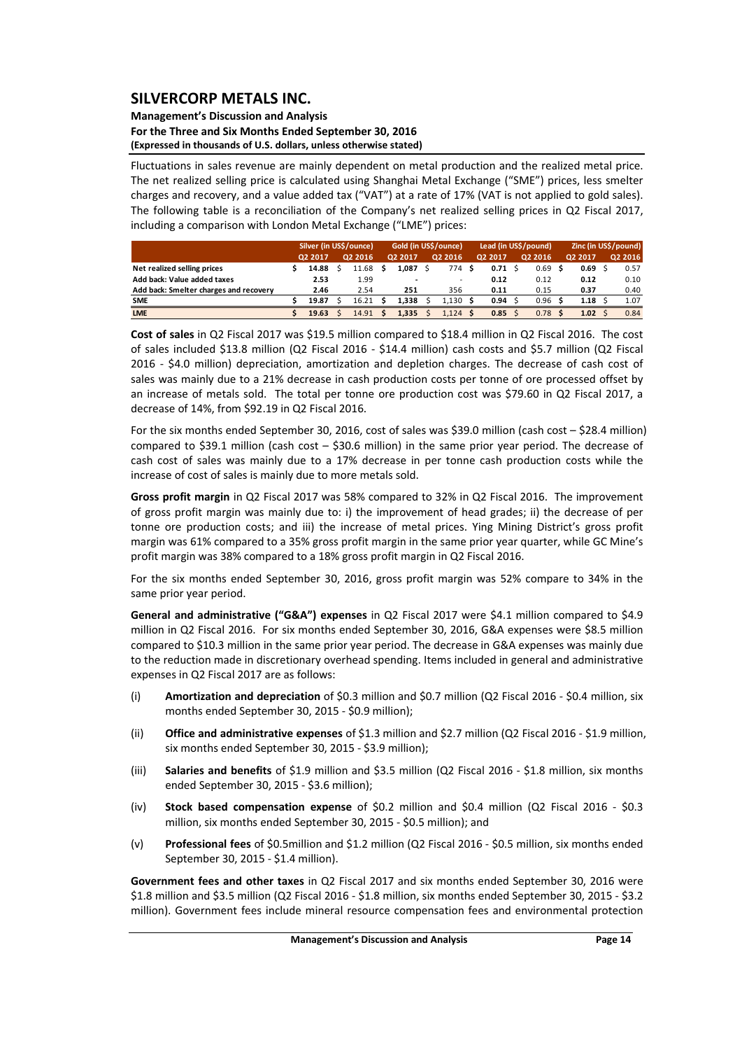Fluctuations in sales revenue are mainly dependent on metal production and the realized metal price. The net realized selling price is calculated using Shanghai Metal Exchange ("SME") prices, less smelter charges and recovery, and a value added tax ("VAT") at a rate of 17% (VAT is not applied to gold sales). The following table is a reconciliation of the Company's net realized selling prices in Q2 Fiscal 2017, including a comparison with London Metal Exchange ("LME") prices:

| | Silver (in US$/ounce) | | Gold (in US$/ounce) | | Lead (in US$/pound) | | Zinc (in US$/pound) | |
|---|---|---|---|---|---|---|---|---|
| | Q2 2017 | Q2 2016 | Q2 2017 | Q2 2016 | Q2 2017 | Q2 2016 | Q2 2017 | Q2 2016 |
| **Net realized selling prices** | $ **14.88** | $ 11.68 | $ **1,087** | $ 774 | $ **0.71** | $ 0.69 | $ **0.69** | $ 0.57 |
| **Add back: Value added taxes** | **2.53** | 1.99 | **-** | - | **0.12** | 0.12 | **0.12** | 0.10 |
| **Add back: Smelter charges and recovery** | **2.46** | 2.54 | **251** | 356 | **0.11** | 0.15 | **0.37** | 0.40 |
| **SME** | $ **19.87** | $ 16.21 | $ **1,338** | $ 1,130 | $ **0.94** | $ 0.96 | $ **1.18** | $ 1.07 |
| **LME** | $ **19.63** | $ 14.91 | $ **1,335** | $ 1,124 | $ **0.85** | $ 0.78 | $ **1.02** | $ 0.84 |

**Cost of sales** in Q2 Fiscal 2017 was $19.5 million compared to $18.4 million in Q2 Fiscal 2016. The cost of sales included $13.8 million (Q2 Fiscal 2016 - $14.4 million) cash costs and $5.7 million (Q2 Fiscal 2016 - $4.0 million) depreciation, amortization and depletion charges. The decrease of cash cost of sales was mainly due to a 21% decrease in cash production costs per tonne of ore processed offset by an increase of metals sold. The total per tonne ore production cost was $79.60 in Q2 Fiscal 2017, a decrease of 14%, from $92.19 in Q2 Fiscal 2016.

For the six months ended September 30, 2016, cost of sales was $39.0 million (cash cost – $28.4 million) compared to $39.1 million (cash cost – $30.6 million) in the same prior year period. The decrease of cash cost of sales was mainly due to a 17% decrease in per tonne cash production costs while the increase of cost of sales is mainly due to more metals sold.

**Gross profit margin** in Q2 Fiscal 2017 was 58% compared to 32% in Q2 Fiscal 2016. The improvement of gross profit margin was mainly due to: i) the improvement of head grades; ii) the decrease of per tonne ore production costs; and iii) the increase of metal prices. Ying Mining District's gross profit margin was 61% compared to a 35% gross profit margin in the same prior year quarter, while GC Mine's profit margin was 38% compared to a 18% gross profit margin in Q2 Fiscal 2016.

For the six months ended September 30, 2016, gross profit margin was 52% compare to 34% in the same prior year period.

**General and administrative ("G&A") expenses** in Q2 Fiscal 2017 were $4.1 million compared to $4.9 million in Q2 Fiscal 2016. For six months ended September 30, 2016, G&A expenses were $8.5 million compared to $10.3 million in the same prior year period. The decrease in G&A expenses was mainly due to the reduction made in discretionary overhead spending. Items included in general and administrative expenses in Q2 Fiscal 2017 are as follows:

(i) **Amortization and depreciation** of $0.3 million and $0.7 million (Q2 Fiscal 2016 - $0.4 million, six months ended September 30, 2015 - $0.9 million);

(ii) **Office and administrative expenses** of $1.3 million and $2.7 million (Q2 Fiscal 2016 - $1.9 million, six months ended September 30, 2015 - $3.9 million);

(iii) **Salaries and benefits** of $1.9 million and $3.5 million (Q2 Fiscal 2016 - $1.8 million, six months ended September 30, 2015 - $3.6 million);

(iv) **Stock based compensation expense** of $0.2 million and $0.4 million (Q2 Fiscal 2016 - $0.3 million, six months ended September 30, 2015 - $0.5 million); and

(v) **Professional fees** of $0.5million and $1.2 million (Q2 Fiscal 2016 - $0.5 million, six months ended September 30, 2015 - $1.4 million).

**Government fees and other taxes** in Q2 Fiscal 2017 and six months ended September 30, 2016 were $1.8 million and $3.5 million (Q2 Fiscal 2016 - $1.8 million, six months ended September 30, 2015 - $3.2 million). Government fees include mineral resource compensation fees and environmental protection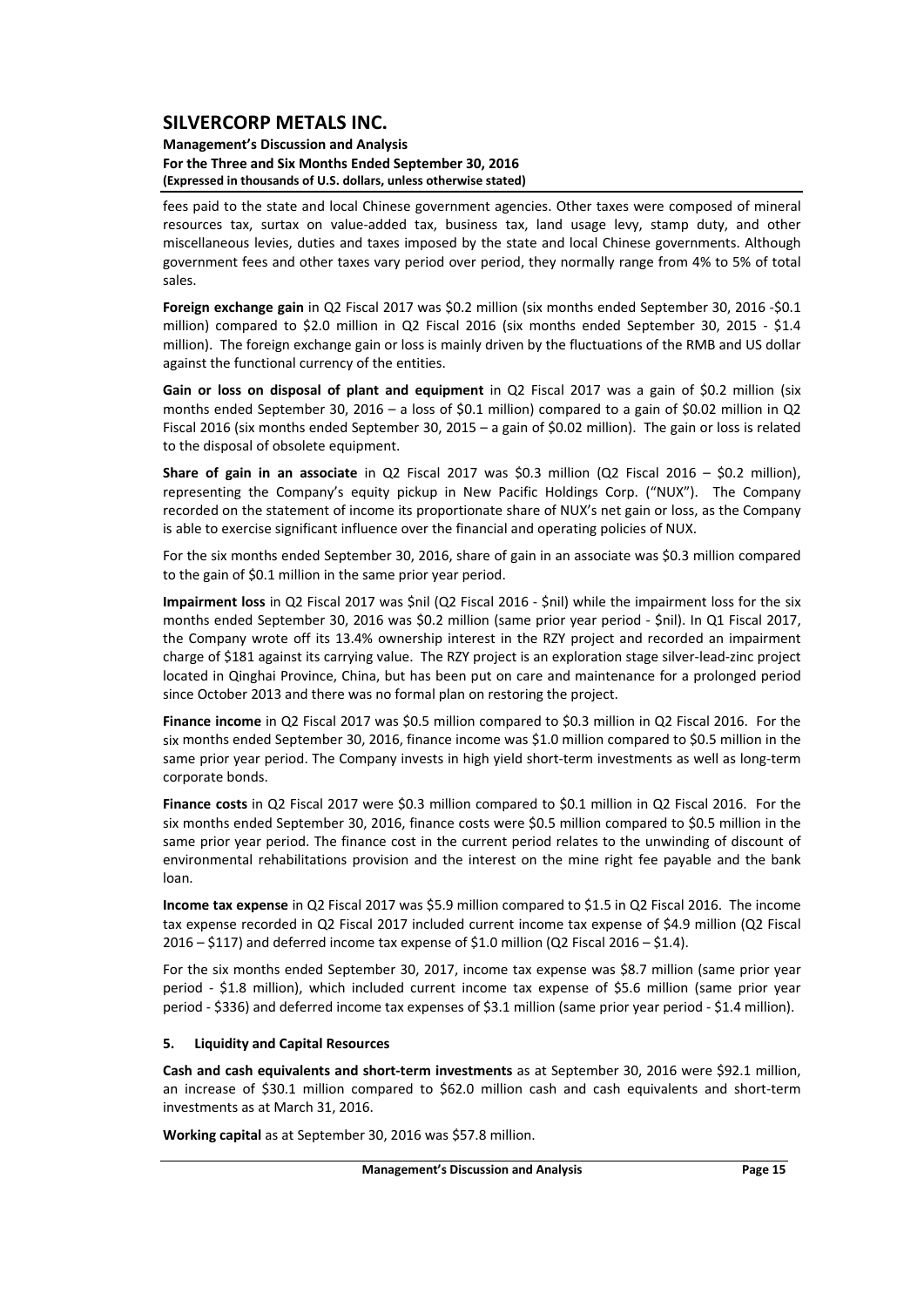fees paid to the state and local Chinese government agencies. Other taxes were composed of mineral resources tax, surtax on value-added tax, business tax, land usage levy, stamp duty, and other miscellaneous levies, duties and taxes imposed by the state and local Chinese governments. Although government fees and other taxes vary period over period, they normally range from 4% to 5% of total sales.

**Foreign exchange gain** in Q2 Fiscal 2017 was $0.2 million (six months ended September 30, 2016 -$0.1 million) compared to $2.0 million in Q2 Fiscal 2016 (six months ended September 30, 2015 - $1.4 million). The foreign exchange gain or loss is mainly driven by the fluctuations of the RMB and US dollar against the functional currency of the entities.

**Gain or loss on disposal of plant and equipment** in Q2 Fiscal 2017 was a gain of $0.2 million (six months ended September 30, 2016 – a loss of $0.1 million) compared to a gain of $0.02 million in Q2 Fiscal 2016 (six months ended September 30, 2015 – a gain of $0.02 million). The gain or loss is related to the disposal of obsolete equipment.

**Share of gain in an associate** in Q2 Fiscal 2017 was $0.3 million (Q2 Fiscal 2016 – $0.2 million), representing the Company's equity pickup in New Pacific Holdings Corp. ("NUX"). The Company recorded on the statement of income its proportionate share of NUX's net gain or loss, as the Company is able to exercise significant influence over the financial and operating policies of NUX.

For the six months ended September 30, 2016, share of gain in an associate was $0.3 million compared to the gain of $0.1 million in the same prior year period.

**Impairment loss** in Q2 Fiscal 2017 was $nil (Q2 Fiscal 2016 - $nil) while the impairment loss for the six months ended September 30, 2016 was $0.2 million (same prior year period - $nil). In Q1 Fiscal 2017, the Company wrote off its 13.4% ownership interest in the RZY project and recorded an impairment charge of $181 against its carrying value. The RZY project is an exploration stage silver-lead-zinc project located in Qinghai Province, China, but has been put on care and maintenance for a prolonged period since October 2013 and there was no formal plan on restoring the project.

**Finance income** in Q2 Fiscal 2017 was $0.5 million compared to $0.3 million in Q2 Fiscal 2016. For the six months ended September 30, 2016, finance income was $1.0 million compared to $0.5 million in the same prior year period. The Company invests in high yield short-term investments as well as long-term corporate bonds.

**Finance costs** in Q2 Fiscal 2017 were $0.3 million compared to $0.1 million in Q2 Fiscal 2016. For the six months ended September 30, 2016, finance costs were $0.5 million compared to $0.5 million in the same prior year period. The finance cost in the current period relates to the unwinding of discount of environmental rehabilitations provision and the interest on the mine right fee payable and the bank loan.

**Income tax expense** in Q2 Fiscal 2017 was $5.9 million compared to $1.5 in Q2 Fiscal 2016. The income tax expense recorded in Q2 Fiscal 2017 included current income tax expense of $4.9 million (Q2 Fiscal 2016 – $117) and deferred income tax expense of $1.0 million (Q2 Fiscal 2016 – $1.4).

For the six months ended September 30, 2017, income tax expense was $8.7 million (same prior year period - $1.8 million), which included current income tax expense of $5.6 million (same prior year period - $336) and deferred income tax expenses of $3.1 million (same prior year period - $1.4 million).

## 5. Liquidity and Capital Resources

**Cash and cash equivalents and short-term investments** as at September 30, 2016 were $92.1 million, an increase of $30.1 million compared to $62.0 million cash and cash equivalents and short-term investments as at March 31, 2016.

**Working capital** as at September 30, 2016 was $57.8 million.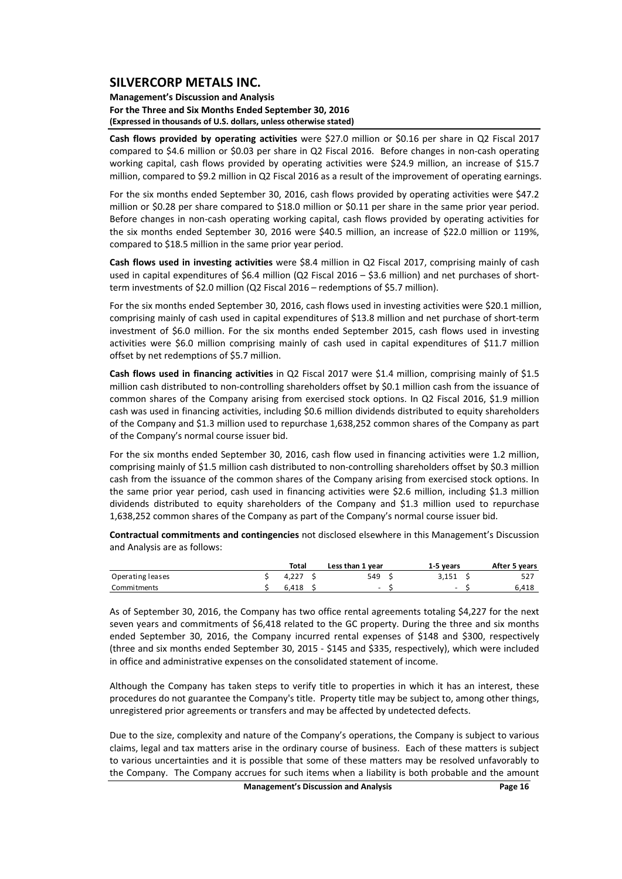**Cash flows provided by operating activities** were $27.0 million or $0.16 per share in Q2 Fiscal 2017 compared to $4.6 million or $0.03 per share in Q2 Fiscal 2016. Before changes in non-cash operating working capital, cash flows provided by operating activities were $24.9 million, an increase of $15.7 million, compared to $9.2 million in Q2 Fiscal 2016 as a result of the improvement of operating earnings.

For the six months ended September 30, 2016, cash flows provided by operating activities were $47.2 million or $0.28 per share compared to $18.0 million or $0.11 per share in the same prior year period. Before changes in non-cash operating working capital, cash flows provided by operating activities for the six months ended September 30, 2016 were $40.5 million, an increase of $22.0 million or 119%, compared to $18.5 million in the same prior year period.

**Cash flows used in investing activities** were $8.4 million in Q2 Fiscal 2017, comprising mainly of cash used in capital expenditures of $6.4 million (Q2 Fiscal 2016 – $3.6 million) and net purchases of short-term investments of $2.0 million (Q2 Fiscal 2016 – redemptions of $5.7 million).

For the six months ended September 30, 2016, cash flows used in investing activities were $20.1 million, comprising mainly of cash used in capital expenditures of $13.8 million and net purchase of short-term investment of $6.0 million. For the six months ended September 2015, cash flows used in investing activities were $6.0 million comprising mainly of cash used in capital expenditures of $11.7 million offset by net redemptions of $5.7 million.

**Cash flows used in financing activities** in Q2 Fiscal 2017 were $1.4 million, comprising mainly of $1.5 million cash distributed to non-controlling shareholders offset by $0.1 million cash from the issuance of common shares of the Company arising from exercised stock options. In Q2 Fiscal 2016, $1.9 million cash was used in financing activities, including $0.6 million dividends distributed to equity shareholders of the Company and $1.3 million used to repurchase 1,638,252 common shares of the Company as part of the Company's normal course issuer bid.

For the six months ended September 30, 2016, cash flow used in financing activities were 1.2 million, comprising mainly of $1.5 million cash distributed to non-controlling shareholders offset by $0.3 million cash from the issuance of the common shares of the Company arising from exercised stock options. In the same prior year period, cash used in financing activities were $2.6 million, including $1.3 million dividends distributed to equity shareholders of the Company and $1.3 million used to repurchase 1,638,252 common shares of the Company as part of the Company's normal course issuer bid.

**Contractual commitments and contingencies** not disclosed elsewhere in this Management's Discussion and Analysis are as follows:

| | Total | Less than 1 year | 1-5 years | After 5 years |
|---|---|---|---|---|
| Operating leases | $ 4,227 | $ 549 | $ 3,151 | $ 527 |
| Commitments | $ 6,418 | $ - | $ - | $ 6,418 |

As of September 30, 2016, the Company has two office rental agreements totaling $4,227 for the next seven years and commitments of $6,418 related to the GC property. During the three and six months ended September 30, 2016, the Company incurred rental expenses of $148 and $300, respectively (three and six months ended September 30, 2015 - $145 and $335, respectively), which were included in office and administrative expenses on the consolidated statement of income.

Although the Company has taken steps to verify title to properties in which it has an interest, these procedures do not guarantee the Company's title. Property title may be subject to, among other things, unregistered prior agreements or transfers and may be affected by undetected defects.

Due to the size, complexity and nature of the Company's operations, the Company is subject to various claims, legal and tax matters arise in the ordinary course of business. Each of these matters is subject to various uncertainties and it is possible that some of these matters may be resolved unfavorably to the Company. The Company accrues for such items when a liability is both probable and the amount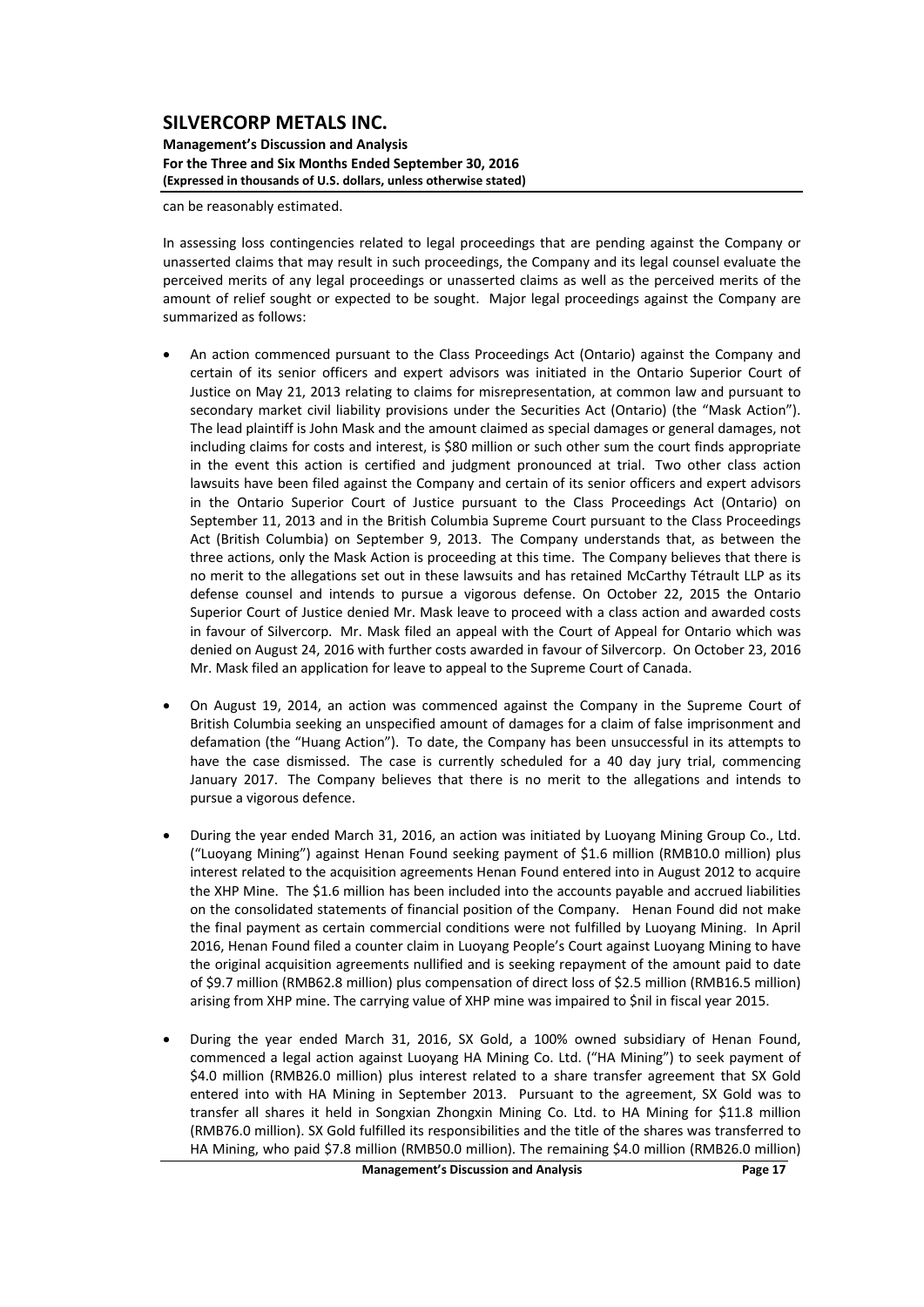can be reasonably estimated.

In assessing loss contingencies related to legal proceedings that are pending against the Company or unasserted claims that may result in such proceedings, the Company and its legal counsel evaluate the perceived merits of any legal proceedings or unasserted claims as well as the perceived merits of the amount of relief sought or expected to be sought. Major legal proceedings against the Company are summarized as follows:

- An action commenced pursuant to the Class Proceedings Act (Ontario) against the Company and certain of its senior officers and expert advisors was initiated in the Ontario Superior Court of Justice on May 21, 2013 relating to claims for misrepresentation, at common law and pursuant to secondary market civil liability provisions under the Securities Act (Ontario) (the "Mask Action"). The lead plaintiff is John Mask and the amount claimed as special damages or general damages, not including claims for costs and interest, is $80 million or such other sum the court finds appropriate in the event this action is certified and judgment pronounced at trial. Two other class action lawsuits have been filed against the Company and certain of its senior officers and expert advisors in the Ontario Superior Court of Justice pursuant to the Class Proceedings Act (Ontario) on September 11, 2013 and in the British Columbia Supreme Court pursuant to the Class Proceedings Act (British Columbia) on September 9, 2013. The Company understands that, as between the three actions, only the Mask Action is proceeding at this time. The Company believes that there is no merit to the allegations set out in these lawsuits and has retained McCarthy Tétrault LLP as its defense counsel and intends to pursue a vigorous defense. On October 22, 2015 the Ontario Superior Court of Justice denied Mr. Mask leave to proceed with a class action and awarded costs in favour of Silvercorp. Mr. Mask filed an appeal with the Court of Appeal for Ontario which was denied on August 24, 2016 with further costs awarded in favour of Silvercorp. On October 23, 2016 Mr. Mask filed an application for leave to appeal to the Supreme Court of Canada.

- On August 19, 2014, an action was commenced against the Company in the Supreme Court of British Columbia seeking an unspecified amount of damages for a claim of false imprisonment and defamation (the "Huang Action"). To date, the Company has been unsuccessful in its attempts to have the case dismissed. The case is currently scheduled for a 40 day jury trial, commencing January 2017. The Company believes that there is no merit to the allegations and intends to pursue a vigorous defence.

- During the year ended March 31, 2016, an action was initiated by Luoyang Mining Group Co., Ltd. ("Luoyang Mining") against Henan Found seeking payment of $1.6 million (RMB10.0 million) plus interest related to the acquisition agreements Henan Found entered into in August 2012 to acquire the XHP Mine. The $1.6 million has been included into the accounts payable and accrued liabilities on the consolidated statements of financial position of the Company. Henan Found did not make the final payment as certain commercial conditions were not fulfilled by Luoyang Mining. In April 2016, Henan Found filed a counter claim in Luoyang People's Court against Luoyang Mining to have the original acquisition agreements nullified and is seeking repayment of the amount paid to date of $9.7 million (RMB62.8 million) plus compensation of direct loss of $2.5 million (RMB16.5 million) arising from XHP mine. The carrying value of XHP mine was impaired to $nil in fiscal year 2015.

- During the year ended March 31, 2016, SX Gold, a 100% owned subsidiary of Henan Found, commenced a legal action against Luoyang HA Mining Co. Ltd. ("HA Mining") to seek payment of $4.0 million (RMB26.0 million) plus interest related to a share transfer agreement that SX Gold entered into with HA Mining in September 2013. Pursuant to the agreement, SX Gold was to transfer all shares it held in Songxian Zhongxin Mining Co. Ltd. to HA Mining for $11.8 million (RMB76.0 million). SX Gold fulfilled its responsibilities and the title of the shares was transferred to HA Mining, who paid $7.8 million (RMB50.0 million). The remaining $4.0 million (RMB26.0 million)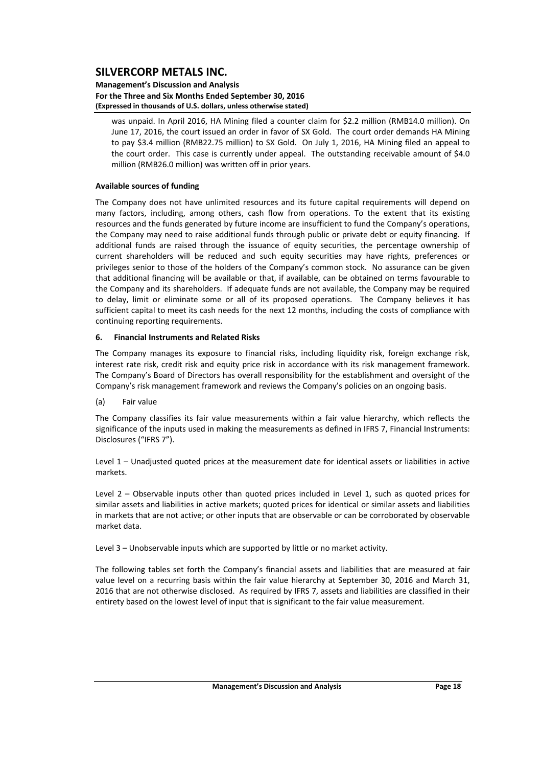was unpaid. In April 2016, HA Mining filed a counter claim for $2.2 million (RMB14.0 million). On June 17, 2016, the court issued an order in favor of SX Gold. The court order demands HA Mining to pay $3.4 million (RMB22.75 million) to SX Gold. On July 1, 2016, HA Mining filed an appeal to the court order. This case is currently under appeal. The outstanding receivable amount of $4.0 million (RMB26.0 million) was written off in prior years.

**Available sources of funding**

The Company does not have unlimited resources and its future capital requirements will depend on many factors, including, among others, cash flow from operations. To the extent that its existing resources and the funds generated by future income are insufficient to fund the Company's operations, the Company may need to raise additional funds through public or private debt or equity financing. If additional funds are raised through the issuance of equity securities, the percentage ownership of current shareholders will be reduced and such equity securities may have rights, preferences or privileges senior to those of the holders of the Company's common stock. No assurance can be given that additional financing will be available or that, if available, can be obtained on terms favourable to the Company and its shareholders. If adequate funds are not available, the Company may be required to delay, limit or eliminate some or all of its proposed operations. The Company believes it has sufficient capital to meet its cash needs for the next 12 months, including the costs of compliance with continuing reporting requirements.

## 6. Financial Instruments and Related Risks

The Company manages its exposure to financial risks, including liquidity risk, foreign exchange risk, interest rate risk, credit risk and equity price risk in accordance with its risk management framework. The Company's Board of Directors has overall responsibility for the establishment and oversight of the Company's risk management framework and reviews the Company's policies on an ongoing basis.

(a) Fair value

The Company classifies its fair value measurements within a fair value hierarchy, which reflects the significance of the inputs used in making the measurements as defined in IFRS 7, Financial Instruments: Disclosures ("IFRS 7").

Level 1 – Unadjusted quoted prices at the measurement date for identical assets or liabilities in active markets.

Level 2 – Observable inputs other than quoted prices included in Level 1, such as quoted prices for similar assets and liabilities in active markets; quoted prices for identical or similar assets and liabilities in markets that are not active; or other inputs that are observable or can be corroborated by observable market data.

Level 3 – Unobservable inputs which are supported by little or no market activity.

The following tables set forth the Company's financial assets and liabilities that are measured at fair value level on a recurring basis within the fair value hierarchy at September 30, 2016 and March 31, 2016 that are not otherwise disclosed. As required by IFRS 7, assets and liabilities are classified in their entirety based on the lowest level of input that is significant to the fair value measurement.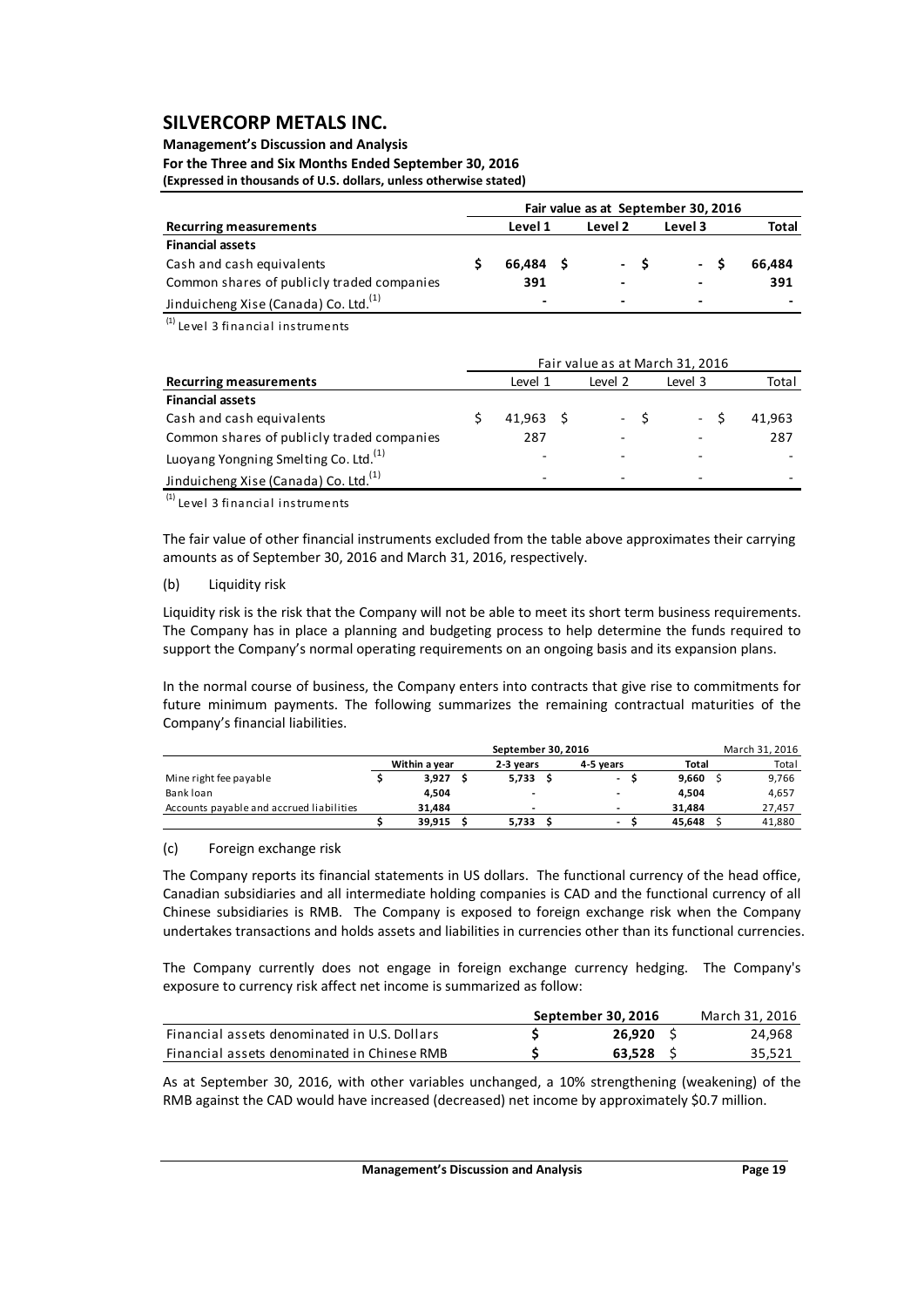| | Fair value as at September 30, 2016 | | | |
|---|---|---|---|---|
| **Recurring measurements** | **Level 1** | **Level 2** | **Level 3** | **Total** |
| **Financial assets** | | | | |
| Cash and cash equivalents | $ 66,484 | $ - | $ - | $ 66,484 |
| Common shares of publicly traded companies | 391 | - | - | 391 |
| Jinduicheng Xise (Canada) Co. Ltd.[(1)] | - | - | - | - |

[(1)] Level 3 financial instruments

| | Fair value as at March 31, 2016 | | | |
|---|---|---|---|---|
| **Recurring measurements** | Level 1 | Level 2 | Level 3 | Total |
| **Financial assets** | | | | |
| Cash and cash equivalents | $ 41,963 | $ - | $ - | $ 41,963 |
| Common shares of publicly traded companies | 287 | - | - | 287 |
| Luoyang Yongning Smelting Co. Ltd.[(1)] | - | - | - | - |
| Jinduicheng Xise (Canada) Co. Ltd.[(1)] | - | - | - | - |

[(1)] Level 3 financial instruments

The fair value of other financial instruments excluded from the table above approximates their carrying amounts as of September 30, 2016 and March 31, 2016, respectively.

(b) Liquidity risk

Liquidity risk is the risk that the Company will not be able to meet its short term business requirements. The Company has in place a planning and budgeting process to help determine the funds required to support the Company's normal operating requirements on an ongoing basis and its expansion plans.

In the normal course of business, the Company enters into contracts that give rise to commitments for future minimum payments. The following summarizes the remaining contractual maturities of the Company's financial liabilities.

| | **September 30, 2016** | | | | March 31, 2016 |
|---|---|---|---|---|---|
| | **Within a year** | **2-3 years** | **4-5 years** | **Total** | Total |
| Mine right fee payable | $ 3,927 | $ 5,733 | $ - | $ 9,660 | $ 9,766 |
| Bank loan | 4,504 | - | - | 4,504 | 4,657 |
| Accounts payable and accrued liabilities | 31,484 | - | - | 31,484 | 27,457 |
| | $ 39,915 | $ 5,733 | $ - | $ 45,648 | $ 41,880 |

(c) Foreign exchange risk

The Company reports its financial statements in US dollars. The functional currency of the head office, Canadian subsidiaries and all intermediate holding companies is CAD and the functional currency of all Chinese subsidiaries is RMB. The Company is exposed to foreign exchange risk when the Company undertakes transactions and holds assets and liabilities in currencies other than its functional currencies.

The Company currently does not engage in foreign exchange currency hedging. The Company's exposure to currency risk affect net income is summarized as follow:

| | **September 30, 2016** | March 31, 2016 |
|---|---|---|
| Financial assets denominated in U.S. Dollars | $ 26,920 | $ 24,968 |
| Financial assets denominated in Chinese RMB | $ 63,528 | $ 35,521 |

As at September 30, 2016, with other variables unchanged, a 10% strengthening (weakening) of the RMB against the CAD would have increased (decreased) net income by approximately $0.7 million.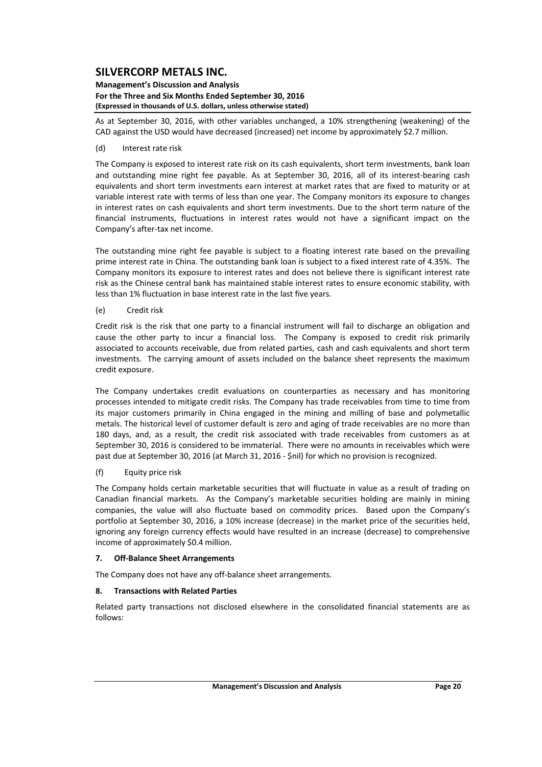As at September 30, 2016, with other variables unchanged, a 10% strengthening (weakening) of the CAD against the USD would have decreased (increased) net income by approximately $2.7 million.

(d) Interest rate risk

The Company is exposed to interest rate risk on its cash equivalents, short term investments, bank loan and outstanding mine right fee payable. As at September 30, 2016, all of its interest-bearing cash equivalents and short term investments earn interest at market rates that are fixed to maturity or at variable interest rate with terms of less than one year. The Company monitors its exposure to changes in interest rates on cash equivalents and short term investments. Due to the short term nature of the financial instruments, fluctuations in interest rates would not have a significant impact on the Company's after-tax net income.

The outstanding mine right fee payable is subject to a floating interest rate based on the prevailing prime interest rate in China. The outstanding bank loan is subject to a fixed interest rate of 4.35%. The Company monitors its exposure to interest rates and does not believe there is significant interest rate risk as the Chinese central bank has maintained stable interest rates to ensure economic stability, with less than 1% fluctuation in base interest rate in the last five years.

(e) Credit risk

Credit risk is the risk that one party to a financial instrument will fail to discharge an obligation and cause the other party to incur a financial loss. The Company is exposed to credit risk primarily associated to accounts receivable, due from related parties, cash and cash equivalents and short term investments. The carrying amount of assets included on the balance sheet represents the maximum credit exposure.

The Company undertakes credit evaluations on counterparties as necessary and has monitoring processes intended to mitigate credit risks. The Company has trade receivables from time to time from its major customers primarily in China engaged in the mining and milling of base and polymetallic metals. The historical level of customer default is zero and aging of trade receivables are no more than 180 days, and, as a result, the credit risk associated with trade receivables from customers as at September 30, 2016 is considered to be immaterial. There were no amounts in receivables which were past due at September 30, 2016 (at March 31, 2016 - $nil) for which no provision is recognized.

(f) Equity price risk

The Company holds certain marketable securities that will fluctuate in value as a result of trading on Canadian financial markets. As the Company's marketable securities holding are mainly in mining companies, the value will also fluctuate based on commodity prices. Based upon the Company's portfolio at September 30, 2016, a 10% increase (decrease) in the market price of the securities held, ignoring any foreign currency effects would have resulted in an increase (decrease) to comprehensive income of approximately $0.4 million.

## 7. Off-Balance Sheet Arrangements

The Company does not have any off-balance sheet arrangements.

## 8. Transactions with Related Parties

Related party transactions not disclosed elsewhere in the consolidated financial statements are as follows: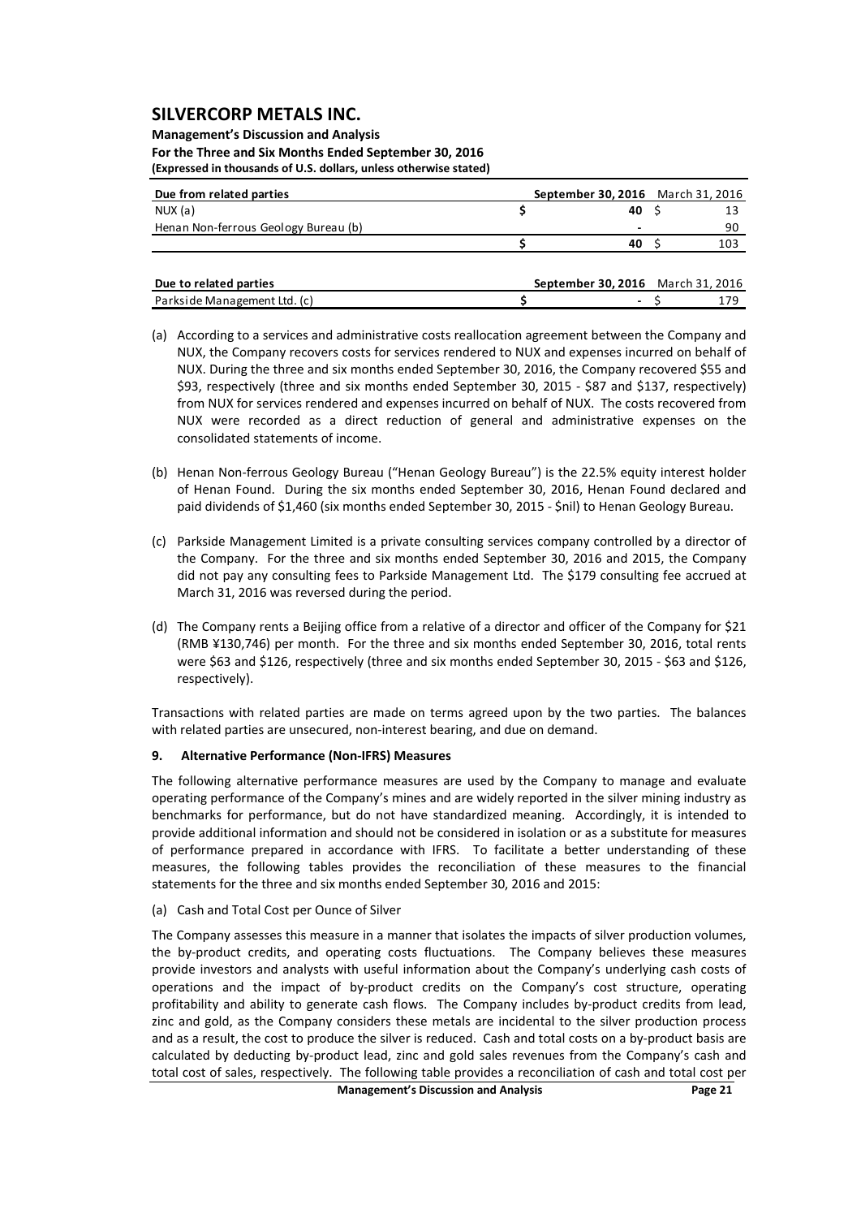| Due from related parties | September 30, 2016 | March 31, 2016 |
|---|---|---|
| NUX (a) | $ 40 | $ 13 |
| Henan Non-ferrous Geology Bureau (b) | - | 90 |
| | $ 40 | $ 103 |

| Due to related parties | September 30, 2016 | March 31, 2016 |
|---|---|---|
| Parkside Management Ltd. (c) | $ - | $ 179 |

(a) According to a services and administrative costs reallocation agreement between the Company and NUX, the Company recovers costs for services rendered to NUX and expenses incurred on behalf of NUX. During the three and six months ended September 30, 2016, the Company recovered $55 and $93, respectively (three and six months ended September 30, 2015 - $87 and $137, respectively) from NUX for services rendered and expenses incurred on behalf of NUX. The costs recovered from NUX were recorded as a direct reduction of general and administrative expenses on the consolidated statements of income.

(b) Henan Non-ferrous Geology Bureau ("Henan Geology Bureau") is the 22.5% equity interest holder of Henan Found. During the six months ended September 30, 2016, Henan Found declared and paid dividends of $1,460 (six months ended September 30, 2015 - $nil) to Henan Geology Bureau.

(c) Parkside Management Limited is a private consulting services company controlled by a director of the Company. For the three and six months ended September 30, 2016 and 2015, the Company did not pay any consulting fees to Parkside Management Ltd. The $179 consulting fee accrued at March 31, 2016 was reversed during the period.

(d) The Company rents a Beijing office from a relative of a director and officer of the Company for $21 (RMB ¥130,746) per month. For the three and six months ended September 30, 2016, total rents were $63 and $126, respectively (three and six months ended September 30, 2015 - $63 and $126, respectively).

Transactions with related parties are made on terms agreed upon by the two parties. The balances with related parties are unsecured, non-interest bearing, and due on demand.

## 9. Alternative Performance (Non-IFRS) Measures

The following alternative performance measures are used by the Company to manage and evaluate operating performance of the Company's mines and are widely reported in the silver mining industry as benchmarks for performance, but do not have standardized meaning. Accordingly, it is intended to provide additional information and should not be considered in isolation or as a substitute for measures of performance prepared in accordance with IFRS. To facilitate a better understanding of these measures, the following tables provides the reconciliation of these measures to the financial statements for the three and six months ended September 30, 2016 and 2015:

(a) Cash and Total Cost per Ounce of Silver

The Company assesses this measure in a manner that isolates the impacts of silver production volumes, the by-product credits, and operating costs fluctuations. The Company believes these measures provide investors and analysts with useful information about the Company's underlying cash costs of operations and the impact of by-product credits on the Company's cost structure, operating profitability and ability to generate cash flows. The Company includes by-product credits from lead, zinc and gold, as the Company considers these metals are incidental to the silver production process and as a result, the cost to produce the silver is reduced. Cash and total costs on a by-product basis are calculated by deducting by-product lead, zinc and gold sales revenues from the Company's cash and total cost of sales, respectively. The following table provides a reconciliation of cash and total cost per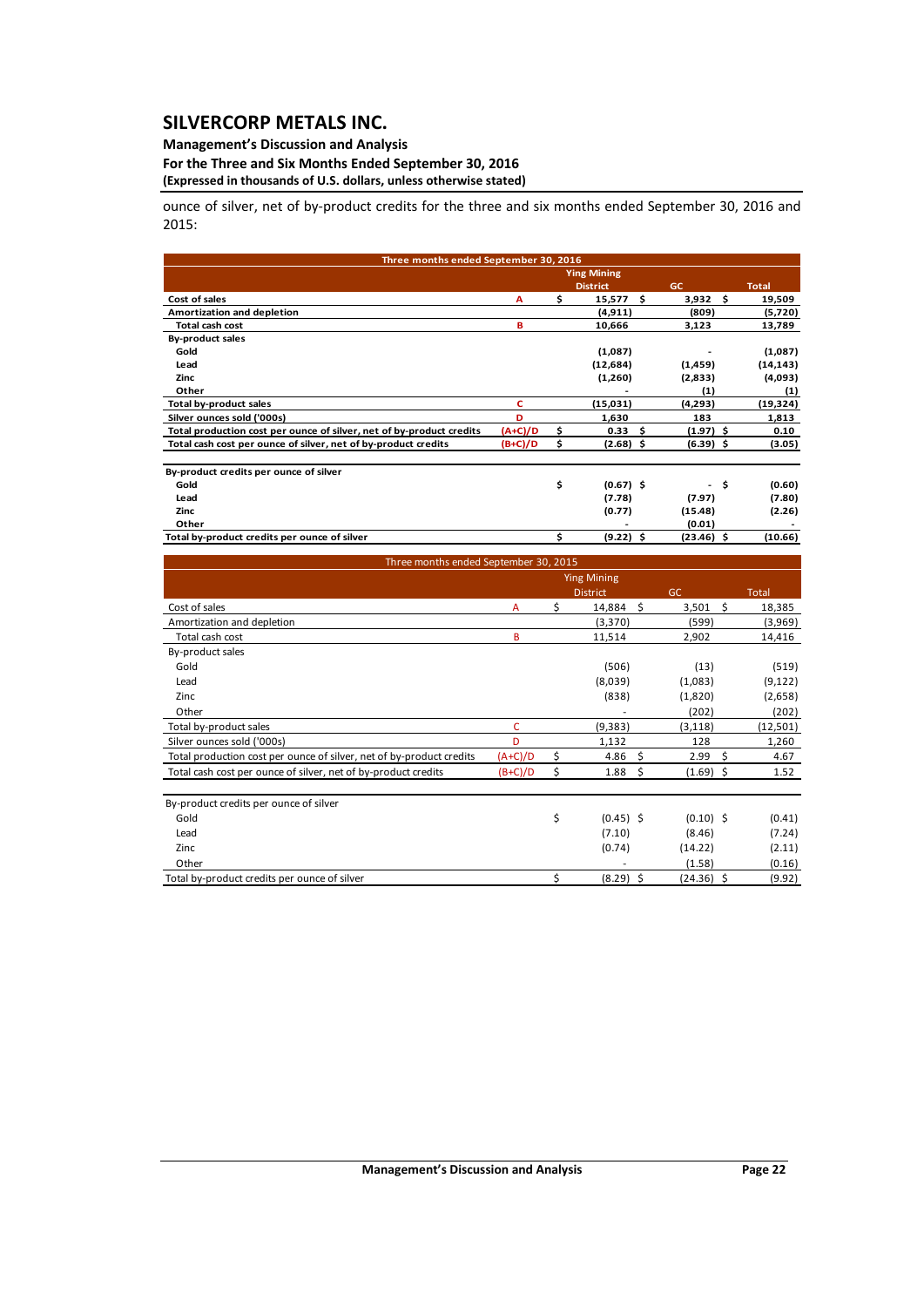ounce of silver, net of by-product credits for the three and six months ended September 30, 2016 and 2015:

| **Three months ended September 30, 2016** | | | | |
|---|---|---|---|---|
| | | **Ying Mining District** | **GC** | **Total** |
| **Cost of sales** | **A** | **$ 15,577** | **$ 3,932** | **$ 19,509** |
| **Amortization and depletion** | | **(4,911)** | **(809)** | **(5,720)** |
| **Total cash cost** | **B** | **10,666** | **3,123** | **13,789** |
| **By-product sales** | | | | |
| **Gold** | | **(1,087)** | **-** | **(1,087)** |
| **Lead** | | **(12,684)** | **(1,459)** | **(14,143)** |
| **Zinc** | | **(1,260)** | **(2,833)** | **(4,093)** |
| **Other** | | **-** | **(1)** | **(1)** |
| **Total by-product sales** | **C** | **(15,031)** | **(4,293)** | **(19,324)** |
| **Silver ounces sold ('000s)** | **D** | **1,630** | **183** | **1,813** |
| **Total production cost per ounce of silver, net of by-product credits** | **(A+C)/D** | **$ 0.33** | **$ (1.97)** | **$ 0.10** |
| **Total cash cost per ounce of silver, net of by-product credits** | **(B+C)/D** | **$ (2.68)** | **$ (6.39)** | **$ (3.05)** |
| | | | | |
| **By-product credits per ounce of silver** | | | | |
| **Gold** | | **$ (0.67)** | **$ -** | **$ (0.60)** |
| **Lead** | | **(7.78)** | **(7.97)** | **(7.80)** |
| **Zinc** | | **(0.77)** | **(15.48)** | **(2.26)** |
| **Other** | | **-** | **(0.01)** | **-** |
| **Total by-product credits per ounce of silver** | | **$ (9.22)** | **$ (23.46)** | **$ (10.66)** |

| Three months ended September 30, 2015 | | | | |
|---|---|---|---|---|
| | | Ying Mining District | GC | Total |
| Cost of sales | A | $ 14,884 | $ 3,501 | $ 18,385 |
| Amortization and depletion | | (3,370) | (599) | (3,969) |
| Total cash cost | B | 11,514 | 2,902 | 14,416 |
| By-product sales | | | | |
| Gold | | (506) | (13) | (519) |
| Lead | | (8,039) | (1,083) | (9,122) |
| Zinc | | (838) | (1,820) | (2,658) |
| Other | | - | (202) | (202) |
| Total by-product sales | C | (9,383) | (3,118) | (12,501) |
| Silver ounces sold ('000s) | D | 1,132 | 128 | 1,260 |
| Total production cost per ounce of silver, net of by-product credits | (A+C)/D | $ 4.86 | $ 2.99 | $ 4.67 |
| Total cash cost per ounce of silver, net of by-product credits | (B+C)/D | $ 1.88 | $ (1.69) | $ 1.52 |
| | | | | |
| By-product credits per ounce of silver | | | | |
| Gold | | $ (0.45) | $ (0.10) | $ (0.41) |
| Lead | | (7.10) | (8.46) | (7.24) |
| Zinc | | (0.74) | (14.22) | (2.11) |
| Other | | - | (1.58) | (0.16) |
| Total by-product credits per ounce of silver | | $ (8.29) | $ (24.36) | $ (9.92) |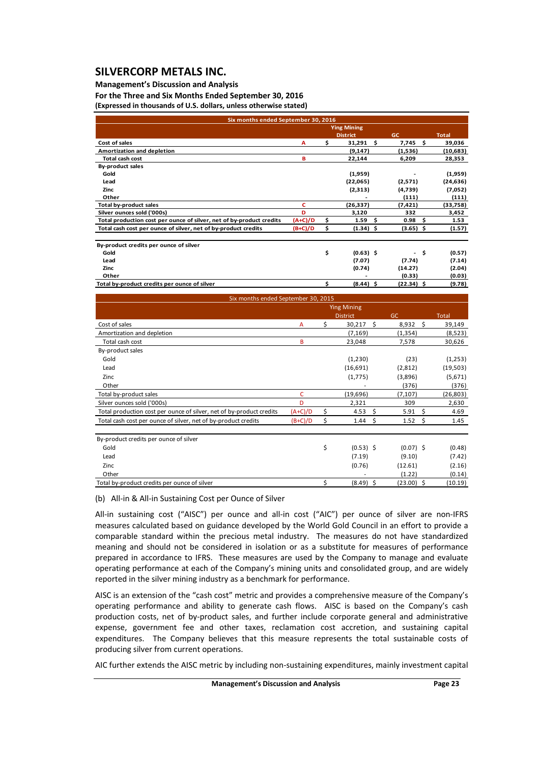| Six months ended September 30, 2016 | | | | |
|---|---|---|---|---|
| | | **Ying Mining District** | **GC** | **Total** |
| **Cost of sales** | **A** | **$ 31,291** | **$ 7,745** | **$ 39,036** |
| **Amortization and depletion** | | **(9,147)** | **(1,536)** | **(10,683)** |
| **Total cash cost** | **B** | **22,144** | **6,209** | **28,353** |
| **By-product sales** | | | | |
| **Gold** | | **(1,959)** | **-** | **(1,959)** |
| **Lead** | | **(22,065)** | **(2,571)** | **(24,636)** |
| **Zinc** | | **(2,313)** | **(4,739)** | **(7,052)** |
| **Other** | | **-** | **(111)** | **(111)** |
| **Total by-product sales** | **C** | **(26,337)** | **(7,421)** | **(33,758)** |
| **Silver ounces sold ('000s)** | **D** | **3,120** | **332** | **3,452** |
| **Total production cost per ounce of silver, net of by-product credits** | **(A+C)/D** | **$ 1.59** | **$ 0.98** | **$ 1.53** |
| **Total cash cost per ounce of silver, net of by-product credits** | **(B+C)/D** | **$ (1.34)** | **$ (3.65)** | **$ (1.57)** |
| | | | | |
| **By-product credits per ounce of silver** | | | | |
| **Gold** | | **$ (0.63)** | **$ -** | **$ (0.57)** |
| **Lead** | | **(7.07)** | **(7.74)** | **(7.14)** |
| **Zinc** | | **(0.74)** | **(14.27)** | **(2.04)** |
| **Other** | | **-** | **(0.33)** | **(0.03)** |
| **Total by-product credits per ounce of silver** | | **$ (8.44)** | **$ (22.34)** | **$ (9.78)** |

| Six months ended September 30, 2015 | | | | |
|---|---|---|---|---|
| | | Ying Mining District | GC | Total |
| Cost of sales | A | $ 30,217 | $ 8,932 | $ 39,149 |
| Amortization and depletion | | (7,169) | (1,354) | (8,523) |
| Total cash cost | B | 23,048 | 7,578 | 30,626 |
| By-product sales | | | | |
| Gold | | (1,230) | (23) | (1,253) |
| Lead | | (16,691) | (2,812) | (19,503) |
| Zinc | | (1,775) | (3,896) | (5,671) |
| Other | | - | (376) | (376) |
| Total by-product sales | C | (19,696) | (7,107) | (26,803) |
| Silver ounces sold ('000s) | D | 2,321 | 309 | 2,630 |
| Total production cost per ounce of silver, net of by-product credits | (A+C)/D | $ 4.53 | $ 5.91 | $ 4.69 |
| Total cash cost per ounce of silver, net of by-product credits | (B+C)/D | $ 1.44 | $ 1.52 | $ 1.45 |
| | | | | |
| By-product credits per ounce of silver | | | | |
| Gold | | $ (0.53) | $ (0.07) | $ (0.48) |
| Lead | | (7.19) | (9.10) | (7.42) |
| Zinc | | (0.76) | (12.61) | (2.16) |
| Other | | - | (1.22) | (0.14) |
| Total by-product credits per ounce of silver | | $ (8.49) | $ (23.00) | $ (10.19) |

(b) All-in & All-in Sustaining Cost per Ounce of Silver

All-in sustaining cost ("AISC") per ounce and all-in cost ("AIC") per ounce of silver are non-IFRS measures calculated based on guidance developed by the World Gold Council in an effort to provide a comparable standard within the precious metal industry. The measures do not have standardized meaning and should not be considered in isolation or as a substitute for measures of performance prepared in accordance to IFRS. These measures are used by the Company to manage and evaluate operating performance at each of the Company's mining units and consolidated group, and are widely reported in the silver mining industry as a benchmark for performance.

AISC is an extension of the "cash cost" metric and provides a comprehensive measure of the Company's operating performance and ability to generate cash flows. AISC is based on the Company's cash production costs, net of by-product sales, and further include corporate general and administrative expense, government fee and other taxes, reclamation cost accretion, and sustaining capital expenditures. The Company believes that this measure represents the total sustainable costs of producing silver from current operations.

AIC further extends the AISC metric by including non-sustaining expenditures, mainly investment capital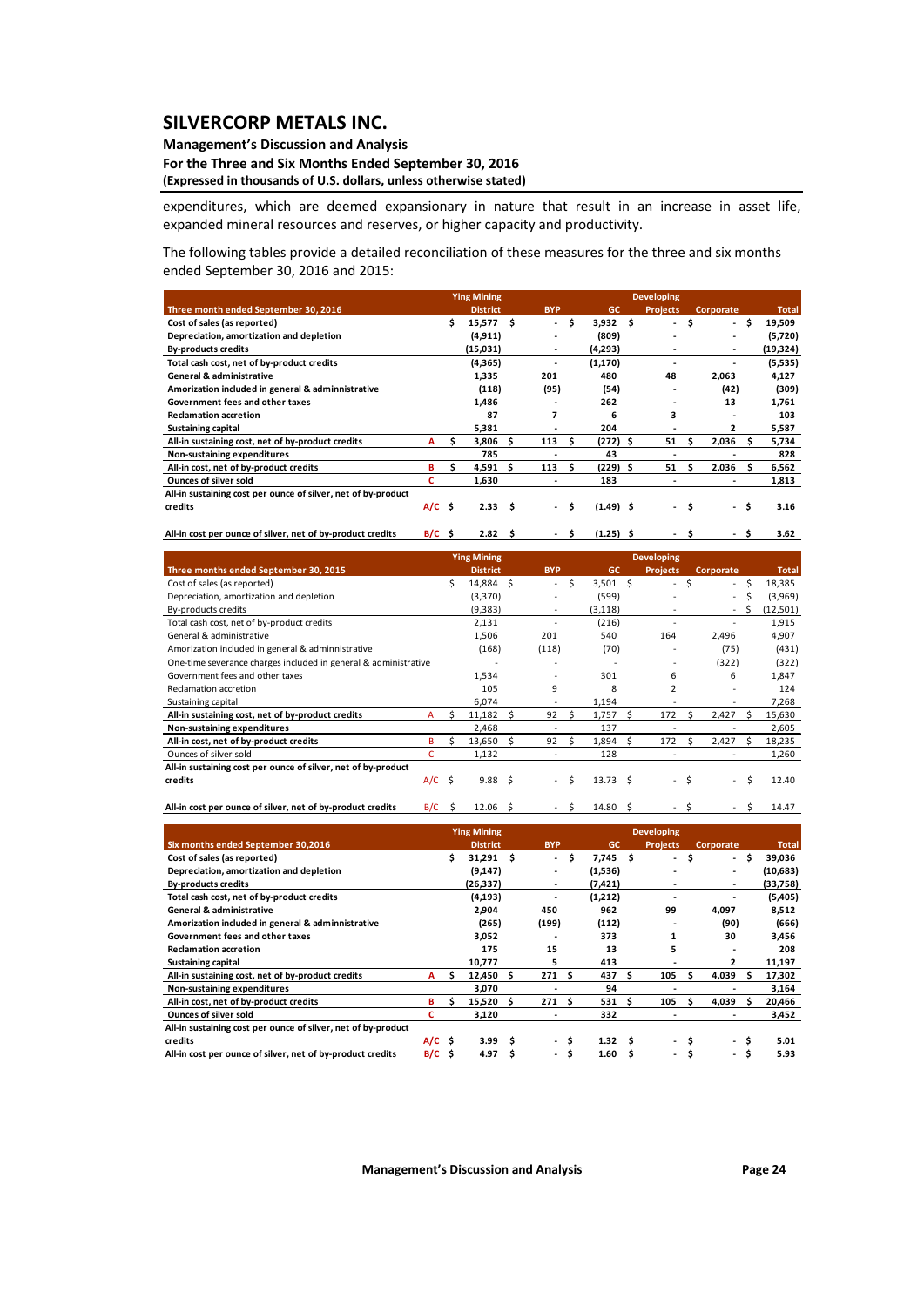expenditures, which are deemed expansionary in nature that result in an increase in asset life, expanded mineral resources and reserves, or higher capacity and productivity.

The following tables provide a detailed reconciliation of these measures for the three and six months ended September 30, 2016 and 2015:

| Three month ended September 30, 2016 | | Ying Mining District | BYP | GC | Developing Projects | Corporate | Total |
|---|---|---|---|---|---|---|---|
| Cost of sales (as reported) | | $ 15,577 | $ - | $ 3,932 | $ - | $ - | $ 19,509 |
| Depreciation, amortization and depletion | | (4,911) | - | (809) | - | - | (5,720) |
| By-products credits | | (15,031) | - | (4,293) | - | - | (19,324) |
| Total cash cost, net of by-product credits | | (4,365) | - | (1,170) | - | - | (5,535) |
| General & administrative | | 1,335 | 201 | 480 | 48 | 2,063 | 4,127 |
| Amorization included in general & adminnistrative | | (118) | (95) | (54) | - | (42) | (309) |
| Government fees and other taxes | | 1,486 | - | 262 | - | 13 | 1,761 |
| Reclamation accretion | | 87 | 7 | 6 | 3 | - | 103 |
| Sustaining capital | | 5,381 | - | 204 | - | 2 | 5,587 |
| All-in sustaining cost, net of by-product credits | A | $ 3,806 | $ 113 | $ (272) | $ 51 | $ 2,036 | $ 5,734 |
| Non-sustaining expenditures | | 785 | - | 43 | - | - | 828 |
| All-in cost, net of by-product credits | B | $ 4,591 | $ 113 | $ (229) | $ 51 | $ 2,036 | $ 6,562 |
| Ounces of silver sold | C | 1,630 | - | 183 | - | - | 1,813 |
| All-in sustaining cost per ounce of silver, net of by-product credits | A/C | $ 2.33 | $ - | $ (1.49) | $ - | $ - | $ 3.16 |
| All-in cost per ounce of silver, net of by-product credits | B/C | $ 2.82 | $ - | $ (1.25) | $ - | $ - | $ 3.62 |

| Three months ended September 30, 2015 | | Ying Mining District | BYP | GC | Developing Projects | Corporate | Total |
|---|---|---|---|---|---|---|---|
| Cost of sales (as reported) | | $ 14,884 | $ - | $ 3,501 | $ - | $ - | $ 18,385 |
| Depreciation, amortization and depletion | | (3,370) | - | (599) | - | - | $ (3,969) |
| By-products credits | | (9,383) | - | (3,118) | - | - | $ (12,501) |
| Total cash cost, net of by-product credits | | 2,131 | - | (216) | - | - | 1,915 |
| General & administrative | | 1,506 | 201 | 540 | 164 | 2,496 | 4,907 |
| Amorization included in general & adminnistrative | | (168) | (118) | (70) | - | (75) | (431) |
| One-time severance charges included in general & administrative | | - | - | - | - | (322) | (322) |
| Government fees and other taxes | | 1,534 | - | 301 | 6 | 6 | 1,847 |
| Reclamation accretion | | 105 | 9 | 8 | 2 | - | 124 |
| Sustaining capital | | 6,074 | - | 1,194 | - | - | 7,268 |
| All-in sustaining cost, net of by-product credits | A | $ 11,182 | $ 92 | $ 1,757 | $ 172 | $ 2,427 | $ 15,630 |
| Non-sustaining expenditures | | 2,468 | - | 137 | - | - | 2,605 |
| All-in cost, net of by-product credits | B | $ 13,650 | $ 92 | $ 1,894 | $ 172 | $ 2,427 | $ 18,235 |
| Ounces of silver sold | C | 1,132 | - | 128 | - | - | 1,260 |
| All-in sustaining cost per ounce of silver, net of by-product credits | A/C | $ 9.88 | $ - | $ 13.73 | $ - | $ - | $ 12.40 |
| All-in cost per ounce of silver, net of by-product credits | B/C | $ 12.06 | $ - | $ 14.80 | $ - | $ - | $ 14.47 |

| Six months ended September 30,2016 | | Ying Mining District | BYP | GC | Developing Projects | Corporate | Total |
|---|---|---|---|---|---|---|---|
| Cost of sales (as reported) | | $ 31,291 | $ - | $ 7,745 | $ - | $ - | $ 39,036 |
| Depreciation, amortization and depletion | | (9,147) | - | (1,536) | - | - | (10,683) |
| By-products credits | | (26,337) | - | (7,421) | - | - | (33,758) |
| Total cash cost, net of by-product credits | | (4,193) | - | (1,212) | - | - | (5,405) |
| General & administrative | | 2,904 | 450 | 962 | 99 | 4,097 | 8,512 |
| Amorization included in general & adminnistrative | | (265) | (199) | (112) | - | (90) | (666) |
| Government fees and other taxes | | 3,052 | - | 373 | 1 | 30 | 3,456 |
| Reclamation accretion | | 175 | 15 | 13 | 5 | - | 208 |
| Sustaining capital | | 10,777 | 5 | 413 | - | 2 | 11,197 |
| All-in sustaining cost, net of by-product credits | A | $ 12,450 | $ 271 | $ 437 | $ 105 | $ 4,039 | $ 17,302 |
| Non-sustaining expenditures | | 3,070 | - | 94 | - | - | 3,164 |
| All-in cost, net of by-product credits | B | $ 15,520 | $ 271 | $ 531 | $ 105 | $ 4,039 | $ 20,466 |
| Ounces of silver sold | C | 3,120 | - | 332 | - | - | 3,452 |
| All-in sustaining cost per ounce of silver, net of by-product credits | A/C | $ 3.99 | $ - | $ 1.32 | $ - | $ - | $ 5.01 |
| All-in cost per ounce of silver, net of by-product credits | B/C | $ 4.97 | $ - | $ 1.60 | $ - | $ - | $ 5.93 |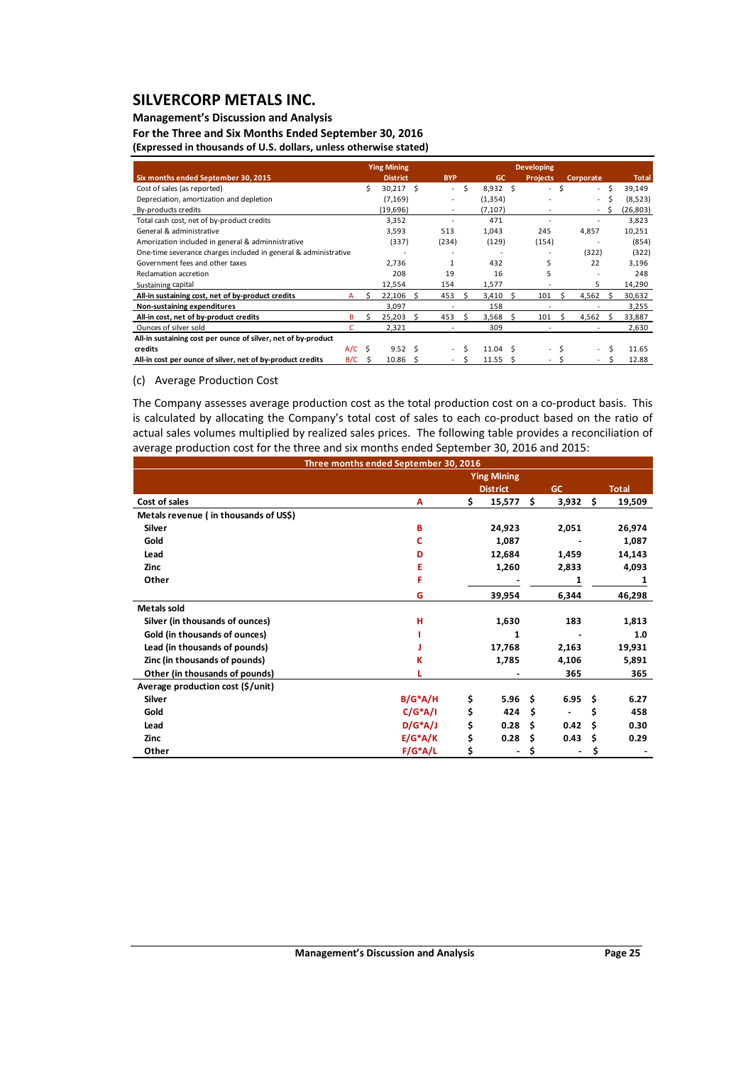# SILVERCORP METALS INC.

**Management's Discussion and Analysis**

**For the Three and Six Months Ended September 30, 2016**

**(Expressed in thousands of U.S. dollars, unless otherwise stated)**

| Six months ended September 30, 2015 | | Ying Mining District | BYP | GC | Developing Projects | Corporate | Total |
|---|---|---|---|---|---|---|---|
| Cost of sales (as reported) | | $ 30,217 | $ - | $ 8,932 | $ - | $ - | $ 39,149 |
| Depreciation, amortization and depletion | | (7,169) | - | (1,354) | - | - | $ (8,523) |
| By-products credits | | (19,696) | - | (7,107) | - | - | $ (26,803) |
| Total cash cost, net of by-product credits | | 3,352 | - | 471 | - | - | 3,823 |
| General & administrative | | 3,593 | 513 | 1,043 | 245 | 4,857 | 10,251 |
| Amorization included in general & admninistrative | | (337) | (234) | (129) | (154) | - | (854) |
| One-time severance charges included in general & administrative | | - | - | - | - | (322) | (322) |
| Government fees and other taxes | | 2,736 | 1 | 432 | 5 | 22 | 3,196 |
| Reclamation accretion | | 208 | 19 | 16 | 5 | - | 248 |
| Sustaining capital | | 12,554 | 154 | 1,577 | - | 5 | 14,290 |
| **All-in sustaining cost, net of by-product credits** | A | $ 22,106 | $ 453 | $ 3,410 | $ 101 | $ 4,562 | $ 30,632 |
| **Non-sustaining expenditures** | | 3,097 | - | 158 | - | - | 3,255 |
| **All-in cost, net of by-product credits** | B | $ 25,203 | $ 453 | $ 3,568 | $ 101 | $ 4,562 | $ 33,887 |
| Ounces of silver sold | C | 2,321 | - | 309 | - | - | 2,630 |
| **All-in sustaining cost per ounce of silver, net of by-product credits** | A/C | $ 9.52 | $ - | $ 11.04 | $ - | $ - | $ 11.65 |
| **All-in cost per ounce of silver, net of by-product credits** | B/C | $ 10.86 | $ - | $ 11.55 | $ - | $ - | $ 12.88 |

(c) Average Production Cost

The Company assesses average production cost as the total production cost on a co-product basis. This is calculated by allocating the Company's total cost of sales to each co-product based on the ratio of actual sales volumes multiplied by realized sales prices. The following table provides a reconciliation of average production cost for the three and six months ended September 30, 2016 and 2015:

| Three months ended September 30, 2016 | | Ying Mining District | GC | Total |
|---|---|---|---|---|
| **Cost of sales** | **A** | **$ 15,577** | **$ 3,932** | **$ 19,509** |
| **Metals revenue ( in thousands of US$)** | | | | |
| **Silver** | **B** | **24,923** | **2,051** | **26,974** |
| **Gold** | **C** | **1,087** | **-** | **1,087** |
| **Lead** | **D** | **12,684** | **1,459** | **14,143** |
| **Zinc** | **E** | **1,260** | **2,833** | **4,093** |
| **Other** | **F** | **-** | **1** | **1** |
| | **G** | **39,954** | **6,344** | **46,298** |
| **Metals sold** | | | | |
| **Silver (in thousands of ounces)** | **H** | **1,630** | **183** | **1,813** |
| **Gold (in thousands of ounces)** | **I** | **1** | **-** | **1.0** |
| **Lead (in thousands of pounds)** | **J** | **17,768** | **2,163** | **19,931** |
| **Zinc (in thousands of pounds)** | **K** | **1,785** | **4,106** | **5,891** |
| **Other (in thousands of pounds)** | **L** | **-** | **365** | **365** |
| **Average production cost ($/unit)** | | | | |
| **Silver** | **B/G\*A/H** | **$ 5.96** | **$ 6.95** | **$ 6.27** |
| **Gold** | **C/G\*A/I** | **$ 424** | **$ -** | **$ 458** |
| **Lead** | **D/G\*A/J** | **$ 0.28** | **$ 0.42** | **$ 0.30** |
| **Zinc** | **E/G\*A/K** | **$ 0.28** | **$ 0.43** | **$ 0.29** |
| **Other** | **F/G\*A/L** | **$ -** | **$ -** | **$ -** |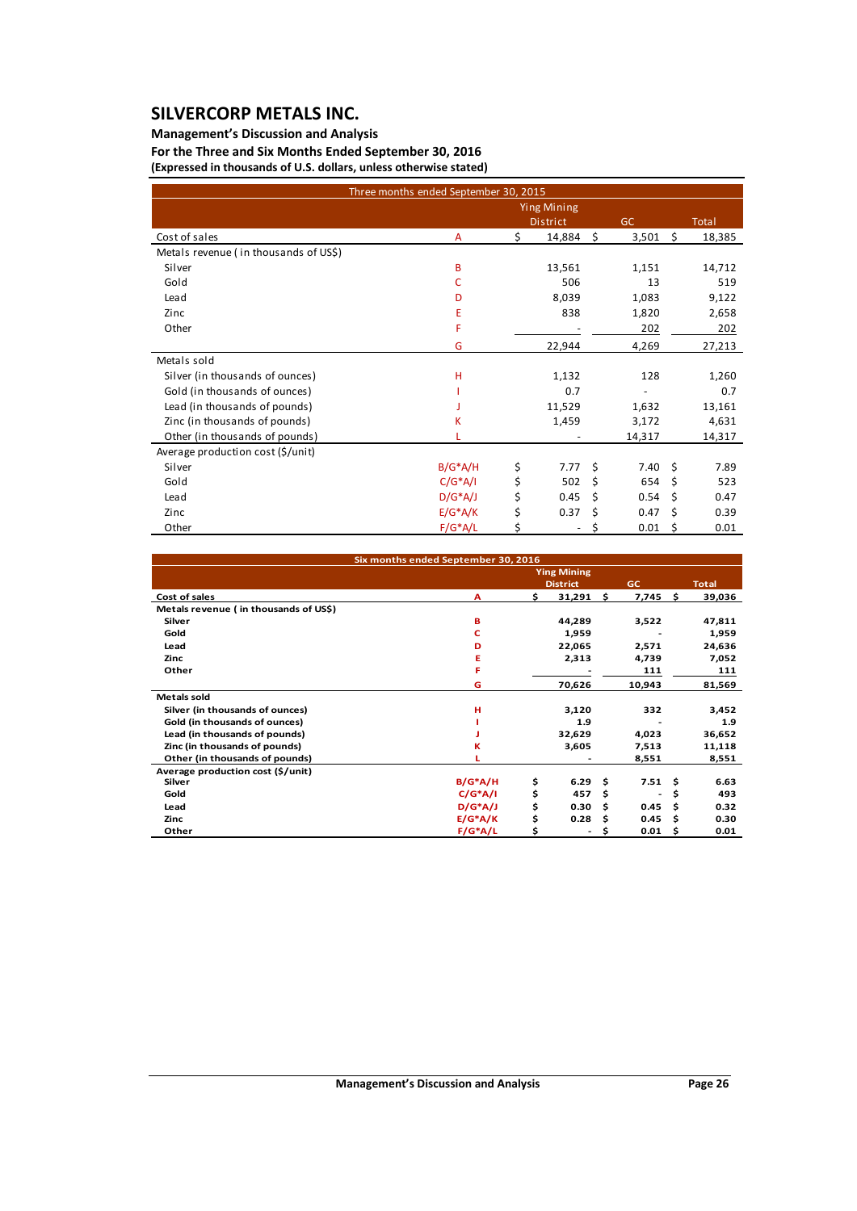# SILVERCORP METALS INC.

**Management's Discussion and Analysis**

**For the Three and Six Months Ended September 30, 2016**

**(Expressed in thousands of U.S. dollars, unless otherwise stated)**

| Three months ended September 30, 2015 | | | | |
|---|---|---|---|---|
| | | Ying Mining District | GC | Total |
| Cost of sales | A | $ 14,884 | $ 3,501 | $ 18,385 |
| Metals revenue ( in thousands of US$) | | | | |
| Silver | B | 13,561 | 1,151 | 14,712 |
| Gold | C | 506 | 13 | 519 |
| Lead | D | 8,039 | 1,083 | 9,122 |
| Zinc | E | 838 | 1,820 | 2,658 |
| Other | F | - | 202 | 202 |
| | G | 22,944 | 4,269 | 27,213 |
| Metals sold | | | | |
| Silver (in thousands of ounces) | H | 1,132 | 128 | 1,260 |
| Gold (in thousands of ounces) | I | 0.7 | - | 0.7 |
| Lead (in thousands of pounds) | J | 11,529 | 1,632 | 13,161 |
| Zinc (in thousands of pounds) | K | 1,459 | 3,172 | 4,631 |
| Other (in thousands of pounds) | L | - | 14,317 | 14,317 |
| Average production cost ($/unit) | | | | |
| Silver | B/G*A/H | $ 7.77 | $ 7.40 | $ 7.89 |
| Gold | C/G*A/I | $ 502 | $ 654 | $ 523 |
| Lead | D/G*A/J | $ 0.45 | $ 0.54 | $ 0.47 |
| Zinc | E/G*A/K | $ 0.37 | $ 0.47 | $ 0.39 |
| Other | F/G*A/L | $ - | $ 0.01 | $ 0.01 |

| **Six months ended September 30, 2016** | | | | |
|---|---|---|---|---|
| | | **Ying Mining District** | **GC** | **Total** |
| **Cost of sales** | **A** | **$ 31,291** | **$ 7,745** | **$ 39,036** |
| **Metals revenue ( in thousands of US$)** | | | | |
| **Silver** | **B** | **44,289** | **3,522** | **47,811** |
| **Gold** | **C** | **1,959** | **-** | **1,959** |
| **Lead** | **D** | **22,065** | **2,571** | **24,636** |
| **Zinc** | **E** | **2,313** | **4,739** | **7,052** |
| **Other** | **F** | **-** | **111** | **111** |
| | **G** | **70,626** | **10,943** | **81,569** |
| **Metals sold** | | | | |
| **Silver (in thousands of ounces)** | **H** | **3,120** | **332** | **3,452** |
| **Gold (in thousands of ounces)** | **I** | **1.9** | **-** | **1.9** |
| **Lead (in thousands of pounds)** | **J** | **32,629** | **4,023** | **36,652** |
| **Zinc (in thousands of pounds)** | **K** | **3,605** | **7,513** | **11,118** |
| **Other (in thousands of pounds)** | **L** | **-** | **8,551** | **8,551** |
| **Average production cost ($/unit)** | | | | |
| **Silver** | **B/G*A/H** | **$ 6.29** | **$ 7.51** | **$ 6.63** |
| **Gold** | **C/G*A/I** | **$ 457** | **$ -** | **$ 493** |
| **Lead** | **D/G*A/J** | **$ 0.30** | **$ 0.45** | **$ 0.32** |
| **Zinc** | **E/G*A/K** | **$ 0.28** | **$ 0.45** | **$ 0.30** |
| **Other** | **F/G*A/L** | **$ -** | **$ 0.01** | **$ 0.01** |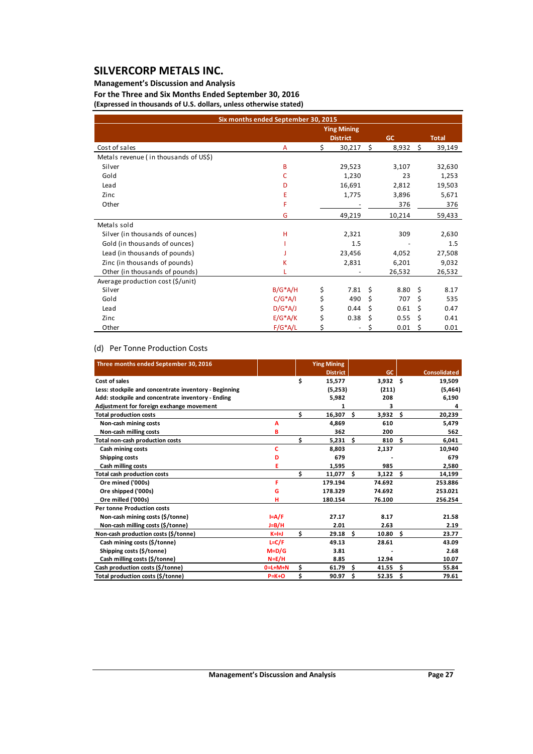# SILVERCORP METALS INC.

**Management's Discussion and Analysis**
**For the Three and Six Months Ended September 30, 2016**
**(Expressed in thousands of U.S. dollars, unless otherwise stated)**

| Six months ended September 30, 2015 | | Ying Mining District | GC | Total |
|---|---|---|---|---|
| Cost of sales | A | $ 30,217 | $ 8,932 | $ 39,149 |
| Metals revenue ( in thousands of US$) | | | | |
| Silver | B | 29,523 | 3,107 | 32,630 |
| Gold | C | 1,230 | 23 | 1,253 |
| Lead | D | 16,691 | 2,812 | 19,503 |
| Zinc | E | 1,775 | 3,896 | 5,671 |
| Other | F | - | 376 | 376 |
| | G | 49,219 | 10,214 | 59,433 |
| Metals sold | | | | |
| Silver (in thousands of ounces) | H | 2,321 | 309 | 2,630 |
| Gold (in thousands of ounces) | I | 1.5 | - | 1.5 |
| Lead (in thousands of pounds) | J | 23,456 | 4,052 | 27,508 |
| Zinc (in thousands of pounds) | K | 2,831 | 6,201 | 9,032 |
| Other (in thousands of pounds) | L | - | 26,532 | 26,532 |
| Average production cost ($/unit) | | | | |
| Silver | B/G*A/H | $ 7.81 | $ 8.80 | $ 8.17 |
| Gold | C/G*A/I | $ 490 | $ 707 | $ 535 |
| Lead | D/G*A/J | $ 0.44 | $ 0.61 | $ 0.47 |
| Zinc | E/G*A/K | $ 0.38 | $ 0.55 | $ 0.41 |
| Other | F/G*A/L | $ - | $ 0.01 | $ 0.01 |

(d) Per Tonne Production Costs

| Three months ended September 30, 2016 | | Ying Mining District | GC | Consolidated |
|---|---|---|---|---|
| **Cost of sales** | | **$ 15,577** | **3,932** | **$ 19,509** |
| **Less: stockpile and concentrate inventory - Beginning** | | **(5,253)** | **(211)** | **(5,464)** |
| **Add: stockpile and concentrate inventory - Ending** | | **5,982** | **208** | **6,190** |
| **Adjustment for foreign exchange movement** | | **1** | **3** | **4** |
| **Total production costs** | | **$ 16,307** | **$ 3,932** | **$ 20,239** |
| **Non-cash mining costs** | **A** | **4,869** | **610** | **5,479** |
| **Non-cash milling costs** | **B** | **362** | **200** | **562** |
| **Total non-cash production costs** | | **$ 5,231** | **$ 810** | **$ 6,041** |
| **Cash mining costs** | **C** | **8,803** | **2,137** | **10,940** |
| **Shipping costs** | **D** | **679** | **-** | **679** |
| **Cash milling costs** | **E** | **1,595** | **985** | **2,580** |
| **Total cash production costs** | | **$ 11,077** | **$ 3,122** | **$ 14,199** |
| **Ore mined ('000s)** | **F** | **179.194** | **74.692** | **253.886** |
| **Ore shipped ('000s)** | **G** | **178.329** | **74.692** | **253.021** |
| **Ore milled ('000s)** | **H** | **180.154** | **76.100** | **256.254** |
| **Per tonne Production costs** | | | | |
| **Non-cash mining costs ($/tonne)** | **I=A/F** | **27.17** | **8.17** | **21.58** |
| **Non-cash milling costs ($/tonne)** | **J=B/H** | **2.01** | **2.63** | **2.19** |
| **Non-cash production costs ($/tonne)** | **K=I+J** | **$ 29.18** | **$ 10.80** | **$ 23.77** |
| **Cash mining costs ($/tonne)** | **L=C/F** | **49.13** | **28.61** | **43.09** |
| **Shipping costs ($/tonne)** | **M=D/G** | **3.81** | **-** | **2.68** |
| **Cash milling costs ($/tonne)** | **N=E/H** | **8.85** | **12.94** | **10.07** |
| **Cash production costs ($/tonne)** | **O=L+M+N** | **$ 61.79** | **$ 41.55** | **$ 55.84** |
| **Total production costs ($/tonne)** | **P=K+O** | **$ 90.97** | **$ 52.35** | **$ 79.61** |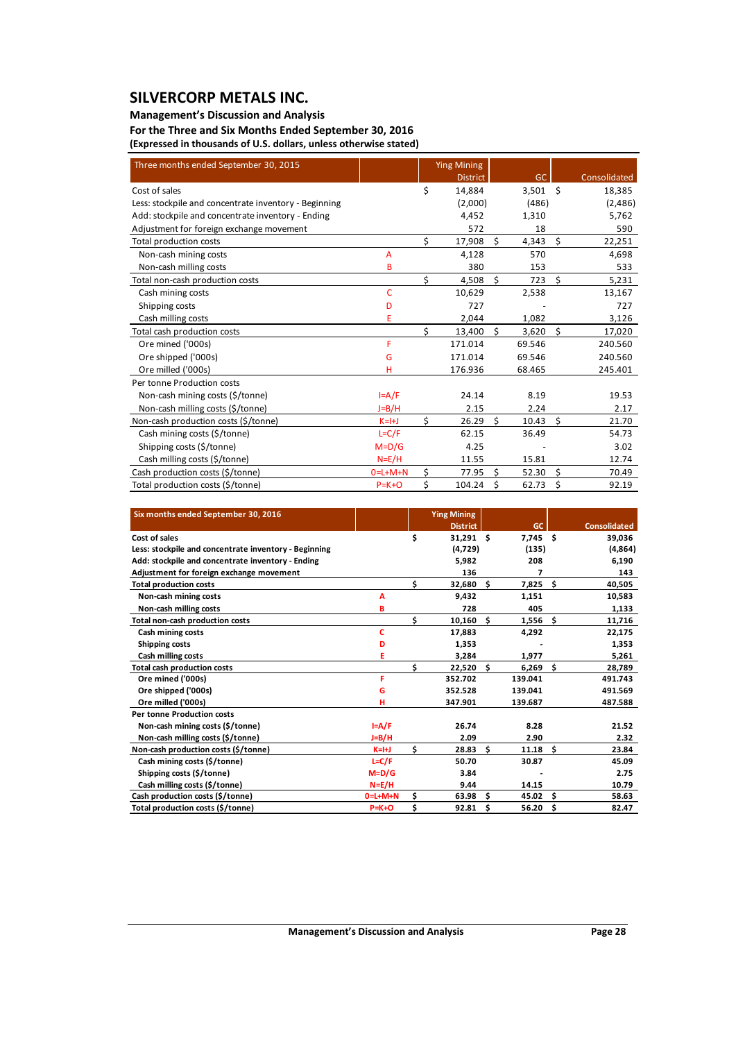# SILVERCORP METALS INC.

**Management's Discussion and Analysis**

**For the Three and Six Months Ended September 30, 2016**

**(Expressed in thousands of U.S. dollars, unless otherwise stated)**

| Three months ended September 30, 2015 | | Ying Mining District | GC | Consolidated |
|---|---|---|---|---|
| Cost of sales | | $ 14,884 | 3,501 | $ 18,385 |
| Less: stockpile and concentrate inventory - Beginning | | (2,000) | (486) | (2,486) |
| Add: stockpile and concentrate inventory - Ending | | 4,452 | 1,310 | 5,762 |
| Adjustment for foreign exchange movement | | 572 | 18 | 590 |
| Total production costs | | $ 17,908 | $ 4,343 | $ 22,251 |
| Non-cash mining costs | A | 4,128 | 570 | 4,698 |
| Non-cash milling costs | B | 380 | 153 | 533 |
| Total non-cash production costs | | $ 4,508 | $ 723 | $ 5,231 |
| Cash mining costs | C | 10,629 | 2,538 | 13,167 |
| Shipping costs | D | 727 | - | 727 |
| Cash milling costs | E | 2,044 | 1,082 | 3,126 |
| Total cash production costs | | $ 13,400 | $ 3,620 | $ 17,020 |
| Ore mined ('000s) | F | 171.014 | 69.546 | 240.560 |
| Ore shipped ('000s) | G | 171.014 | 69.546 | 240.560 |
| Ore milled ('000s) | H | 176.936 | 68.465 | 245.401 |
| Per tonne Production costs | | | | |
| Non-cash mining costs ($/tonne) | I=A/F | 24.14 | 8.19 | 19.53 |
| Non-cash milling costs ($/tonne) | J=B/H | 2.15 | 2.24 | 2.17 |
| Non-cash production costs ($/tonne) | K=I+J | $ 26.29 | $ 10.43 | $ 21.70 |
| Cash mining costs ($/tonne) | L=C/F | 62.15 | 36.49 | 54.73 |
| Shipping costs ($/tonne) | M=D/G | 4.25 | - | 3.02 |
| Cash milling costs ($/tonne) | N=E/H | 11.55 | 15.81 | 12.74 |
| Cash production costs ($/tonne) | O=L+M+N | $ 77.95 | $ 52.30 | $ 70.49 |
| Total production costs ($/tonne) | P=K+O | $ 104.24 | $ 62.73 | $ 92.19 |

| **Six months ended September 30, 2016** | | **Ying Mining District** | **GC** | **Consolidated** |
|---|---|---|---|---|
| **Cost of sales** | | **$ 31,291** | **$ 7,745** | **$ 39,036** |
| **Less: stockpile and concentrate inventory - Beginning** | | **(4,729)** | **(135)** | **(4,864)** |
| **Add: stockpile and concentrate inventory - Ending** | | **5,982** | **208** | **6,190** |
| **Adjustment for foreign exchange movement** | | **136** | **7** | **143** |
| **Total production costs** | | **$ 32,680** | **$ 7,825** | **$ 40,505** |
| **Non-cash mining costs** | **A** | **9,432** | **1,151** | **10,583** |
| **Non-cash milling costs** | **B** | **728** | **405** | **1,133** |
| **Total non-cash production costs** | | **$ 10,160** | **$ 1,556** | **$ 11,716** |
| **Cash mining costs** | **C** | **17,883** | **4,292** | **22,175** |
| **Shipping costs** | **D** | **1,353** | **-** | **1,353** |
| **Cash milling costs** | **E** | **3,284** | **1,977** | **5,261** |
| **Total cash production costs** | | **$ 22,520** | **$ 6,269** | **$ 28,789** |
| **Ore mined ('000s)** | **F** | **352.702** | **139.041** | **491.743** |
| **Ore shipped ('000s)** | **G** | **352.528** | **139.041** | **491.569** |
| **Ore milled ('000s)** | **H** | **347.901** | **139.687** | **487.588** |
| **Per tonne Production costs** | | | | |
| **Non-cash mining costs ($/tonne)** | **I=A/F** | **26.74** | **8.28** | **21.52** |
| **Non-cash milling costs ($/tonne)** | **J=B/H** | **2.09** | **2.90** | **2.32** |
| **Non-cash production costs ($/tonne)** | **K=I+J** | **$ 28.83** | **$ 11.18** | **$ 23.84** |
| **Cash mining costs ($/tonne)** | **L=C/F** | **50.70** | **30.87** | **45.09** |
| **Shipping costs ($/tonne)** | **M=D/G** | **3.84** | **-** | **2.75** |
| **Cash milling costs ($/tonne)** | **N=E/H** | **9.44** | **14.15** | **10.79** |
| **Cash production costs ($/tonne)** | **O=L+M+N** | **$ 63.98** | **$ 45.02** | **$ 58.63** |
| **Total production costs ($/tonne)** | **P=K+O** | **$ 92.81** | **$ 56.20** | **$ 82.47** |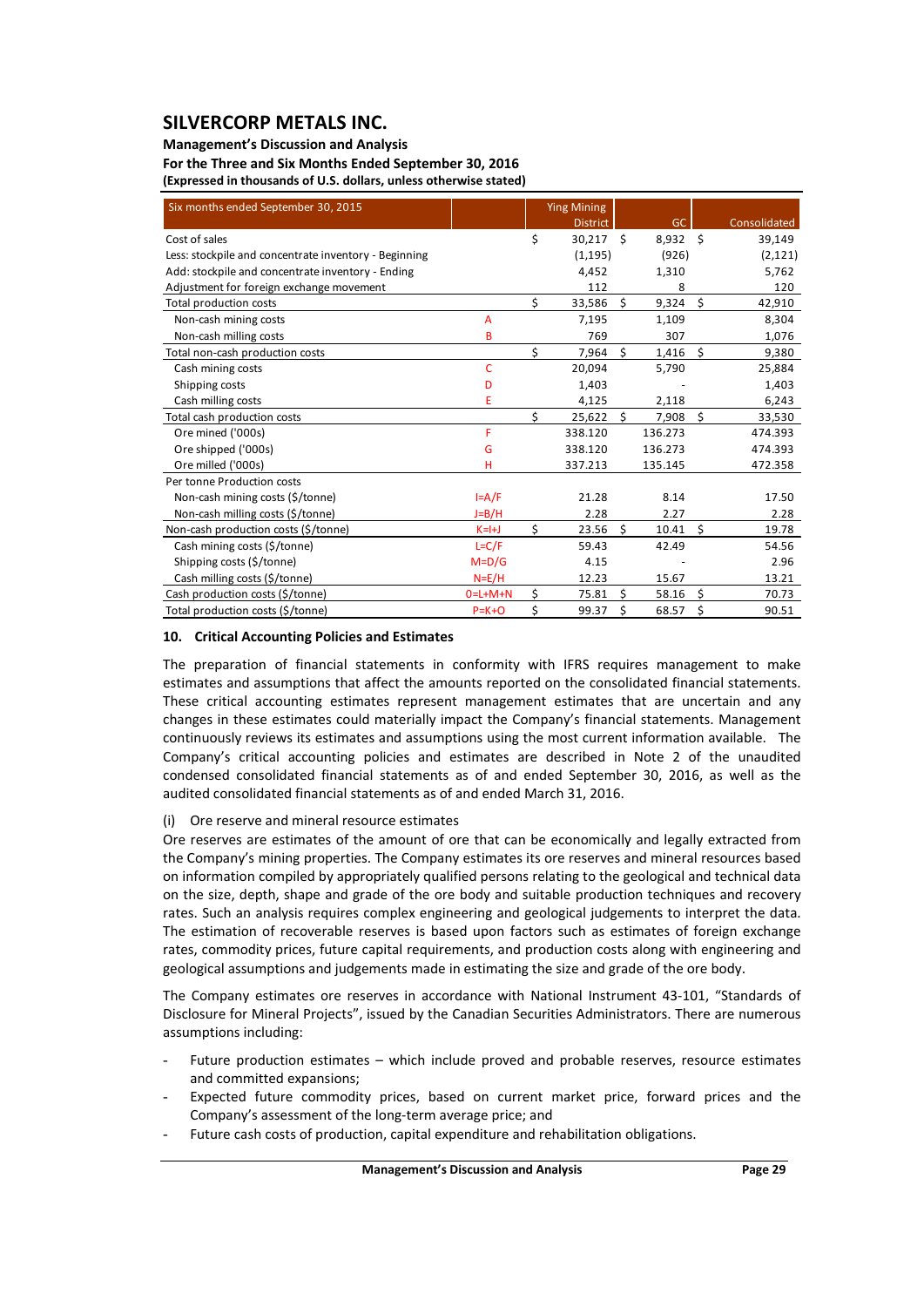| Six months ended September 30, 2015 | | Ying Mining District | GC | Consolidated |
|---|---|---|---|---|
| Cost of sales | | $ 30,217 | $ 8,932 | $ 39,149 |
| Less: stockpile and concentrate inventory - Beginning | | (1,195) | (926) | (2,121) |
| Add: stockpile and concentrate inventory - Ending | | 4,452 | 1,310 | 5,762 |
| Adjustment for foreign exchange movement | | 112 | 8 | 120 |
| Total production costs | | $ 33,586 | $ 9,324 | $ 42,910 |
| Non-cash mining costs | A | 7,195 | 1,109 | 8,304 |
| Non-cash milling costs | B | 769 | 307 | 1,076 |
| Total non-cash production costs | | $ 7,964 | $ 1,416 | $ 9,380 |
| Cash mining costs | C | 20,094 | 5,790 | 25,884 |
| Shipping costs | D | 1,403 | - | 1,403 |
| Cash milling costs | E | 4,125 | 2,118 | 6,243 |
| Total cash production costs | | $ 25,622 | $ 7,908 | $ 33,530 |
| Ore mined ('000s) | F | 338.120 | 136.273 | 474.393 |
| Ore shipped ('000s) | G | 338.120 | 136.273 | 474.393 |
| Ore milled ('000s) | H | 337.213 | 135.145 | 472.358 |
| Per tonne Production costs | | | | |
| Non-cash mining costs ($/tonne) | I=A/F | 21.28 | 8.14 | 17.50 |
| Non-cash milling costs ($/tonne) | J=B/H | 2.28 | 2.27 | 2.28 |
| Non-cash production costs ($/tonne) | K=I+J | $ 23.56 | $ 10.41 | $ 19.78 |
| Cash mining costs ($/tonne) | L=C/F | 59.43 | 42.49 | 54.56 |
| Shipping costs ($/tonne) | M=D/G | 4.15 | - | 2.96 |
| Cash milling costs ($/tonne) | N=E/H | 12.23 | 15.67 | 13.21 |
| Cash production costs ($/tonne) | O=L+M+N | $ 75.81 | $ 58.16 | $ 70.73 |
| Total production costs ($/tonne) | P=K+O | $ 99.37 | $ 68.57 | $ 90.51 |

## 10. Critical Accounting Policies and Estimates

The preparation of financial statements in conformity with IFRS requires management to make estimates and assumptions that affect the amounts reported on the consolidated financial statements. These critical accounting estimates represent management estimates that are uncertain and any changes in these estimates could materially impact the Company's financial statements. Management continuously reviews its estimates and assumptions using the most current information available. The Company's critical accounting policies and estimates are described in Note 2 of the unaudited condensed consolidated financial statements as of and ended September 30, 2016, as well as the audited consolidated financial statements as of and ended March 31, 2016.

(i) Ore reserve and mineral resource estimates

Ore reserves are estimates of the amount of ore that can be economically and legally extracted from the Company's mining properties. The Company estimates its ore reserves and mineral resources based on information compiled by appropriately qualified persons relating to the geological and technical data on the size, depth, shape and grade of the ore body and suitable production techniques and recovery rates. Such an analysis requires complex engineering and geological judgements to interpret the data. The estimation of recoverable reserves is based upon factors such as estimates of foreign exchange rates, commodity prices, future capital requirements, and production costs along with engineering and geological assumptions and judgements made in estimating the size and grade of the ore body.

The Company estimates ore reserves in accordance with National Instrument 43-101, "Standards of Disclosure for Mineral Projects", issued by the Canadian Securities Administrators. There are numerous assumptions including:

- Future production estimates – which include proved and probable reserves, resource estimates and committed expansions;
- Expected future commodity prices, based on current market price, forward prices and the Company's assessment of the long-term average price; and
- Future cash costs of production, capital expenditure and rehabilitation obligations.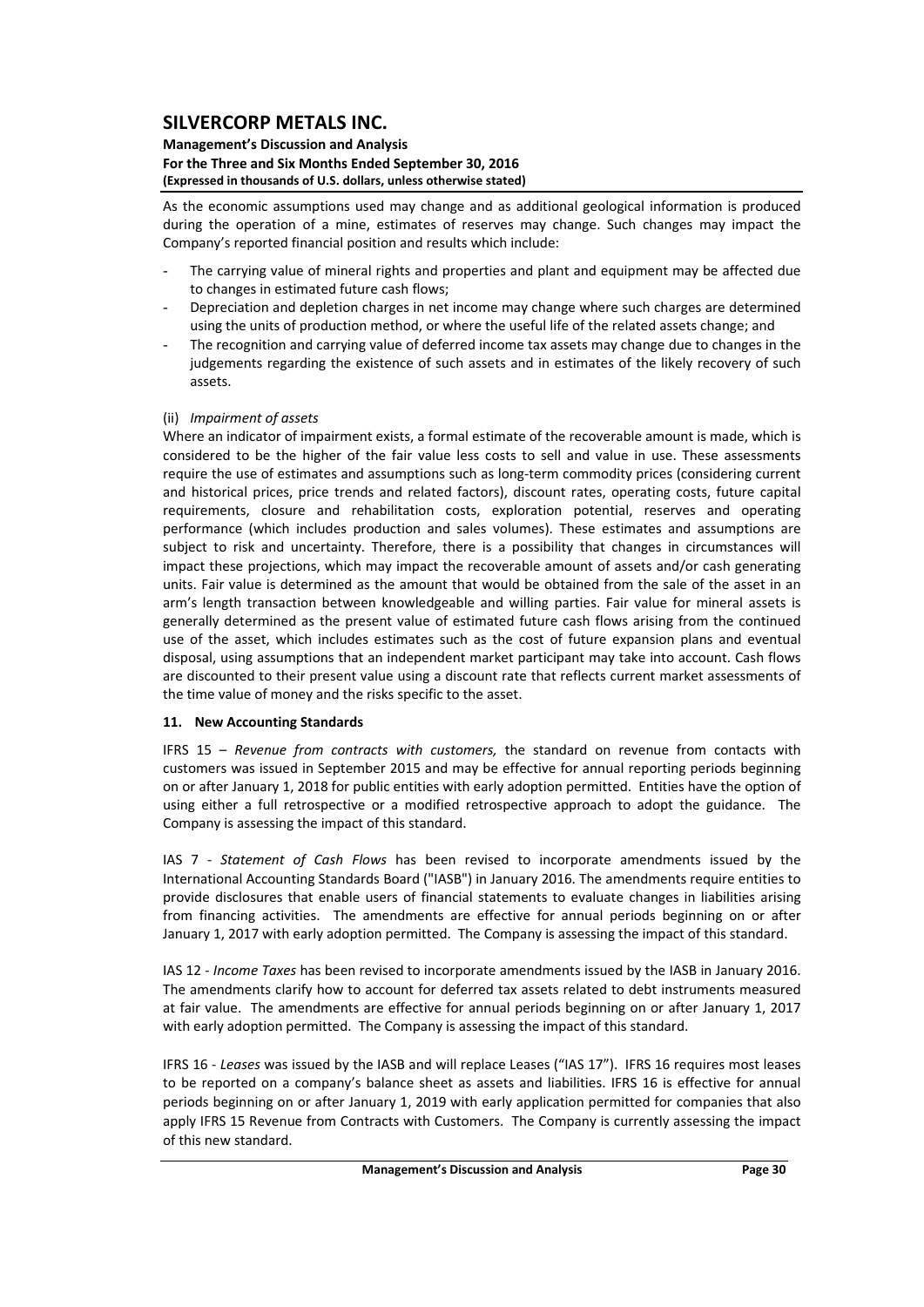As the economic assumptions used may change and as additional geological information is produced during the operation of a mine, estimates of reserves may change. Such changes may impact the Company's reported financial position and results which include:

- The carrying value of mineral rights and properties and plant and equipment may be affected due to changes in estimated future cash flows;
- Depreciation and depletion charges in net income may change where such charges are determined using the units of production method, or where the useful life of the related assets change; and
- The recognition and carrying value of deferred income tax assets may change due to changes in the judgements regarding the existence of such assets and in estimates of the likely recovery of such assets.

(ii) *Impairment of assets*

Where an indicator of impairment exists, a formal estimate of the recoverable amount is made, which is considered to be the higher of the fair value less costs to sell and value in use. These assessments require the use of estimates and assumptions such as long-term commodity prices (considering current and historical prices, price trends and related factors), discount rates, operating costs, future capital requirements, closure and rehabilitation costs, exploration potential, reserves and operating performance (which includes production and sales volumes). These estimates and assumptions are subject to risk and uncertainty. Therefore, there is a possibility that changes in circumstances will impact these projections, which may impact the recoverable amount of assets and/or cash generating units. Fair value is determined as the amount that would be obtained from the sale of the asset in an arm's length transaction between knowledgeable and willing parties. Fair value for mineral assets is generally determined as the present value of estimated future cash flows arising from the continued use of the asset, which includes estimates such as the cost of future expansion plans and eventual disposal, using assumptions that an independent market participant may take into account. Cash flows are discounted to their present value using a discount rate that reflects current market assessments of the time value of money and the risks specific to the asset.

## 11. New Accounting Standards

IFRS 15 – *Revenue from contracts with customers,* the standard on revenue from contacts with customers was issued in September 2015 and may be effective for annual reporting periods beginning on or after January 1, 2018 for public entities with early adoption permitted. Entities have the option of using either a full retrospective or a modified retrospective approach to adopt the guidance. The Company is assessing the impact of this standard.

IAS 7 - *Statement of Cash Flows* has been revised to incorporate amendments issued by the International Accounting Standards Board ("IASB") in January 2016. The amendments require entities to provide disclosures that enable users of financial statements to evaluate changes in liabilities arising from financing activities. The amendments are effective for annual periods beginning on or after January 1, 2017 with early adoption permitted. The Company is assessing the impact of this standard.

IAS 12 - *Income Taxes* has been revised to incorporate amendments issued by the IASB in January 2016. The amendments clarify how to account for deferred tax assets related to debt instruments measured at fair value. The amendments are effective for annual periods beginning on or after January 1, 2017 with early adoption permitted. The Company is assessing the impact of this standard.

IFRS 16 - *Leases* was issued by the IASB and will replace Leases ("IAS 17"). IFRS 16 requires most leases to be reported on a company's balance sheet as assets and liabilities. IFRS 16 is effective for annual periods beginning on or after January 1, 2019 with early application permitted for companies that also apply IFRS 15 Revenue from Contracts with Customers. The Company is currently assessing the impact of this new standard.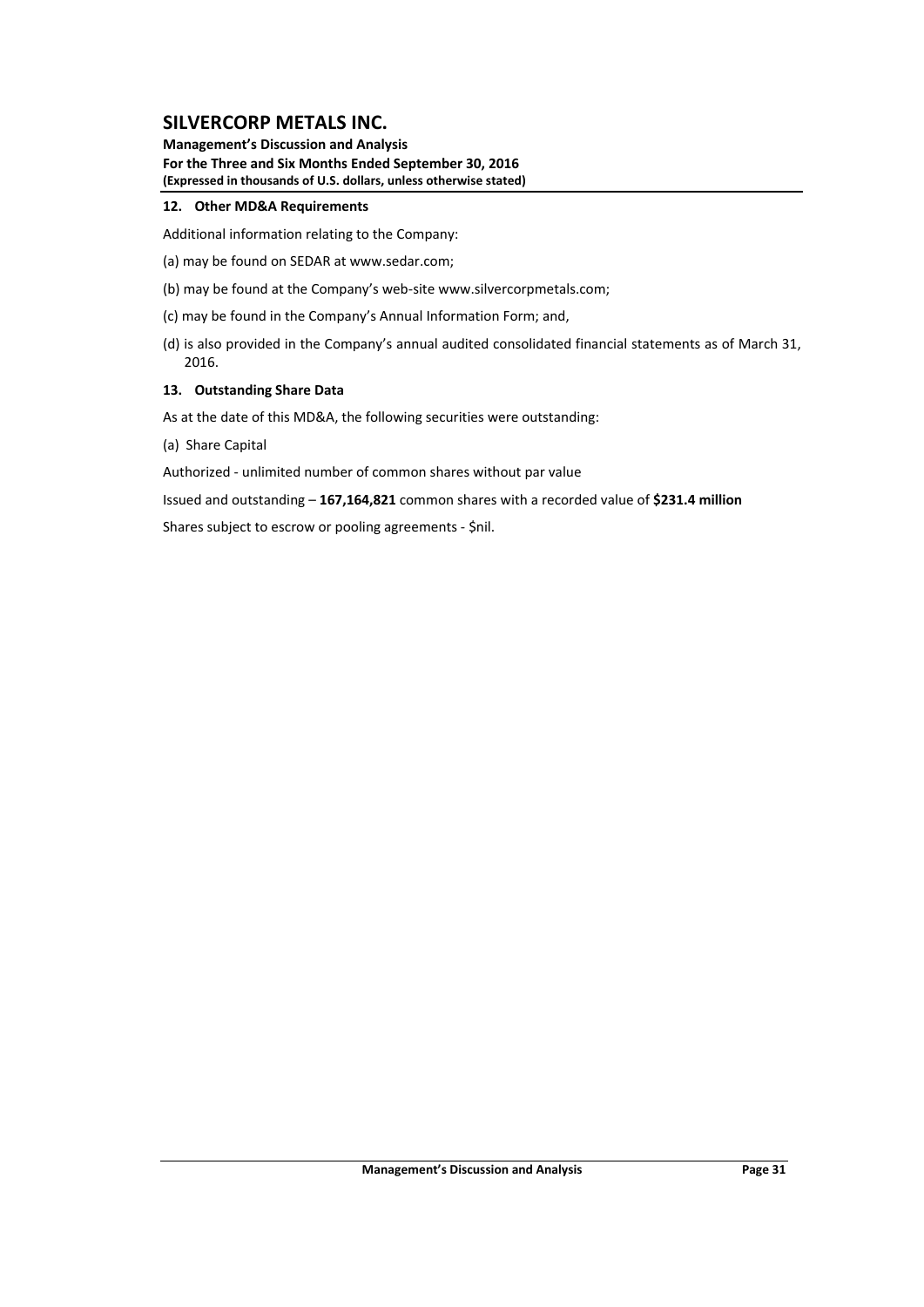## 12. Other MD&A Requirements

Additional information relating to the Company:

(a) may be found on SEDAR at www.sedar.com;

(b) may be found at the Company's web-site www.silvercorpmetals.com;

(c) may be found in the Company's Annual Information Form; and,

(d) is also provided in the Company's annual audited consolidated financial statements as of March 31, 2016.

## 13. Outstanding Share Data

As at the date of this MD&A, the following securities were outstanding:

(a) Share Capital

Authorized - unlimited number of common shares without par value

Issued and outstanding – **167,164,821** common shares with a recorded value of **$231.4 million**

Shares subject to escrow or pooling agreements - $nil.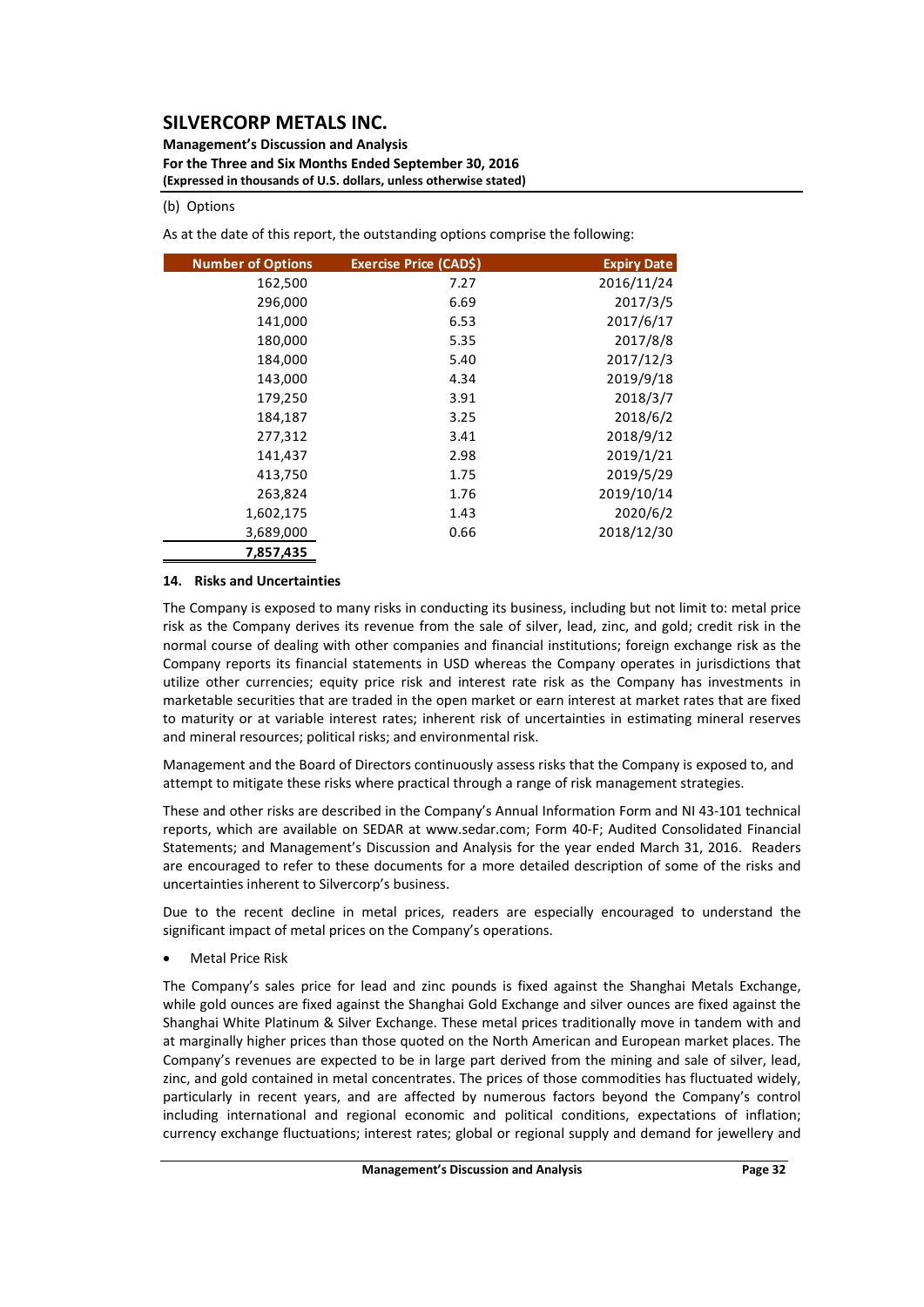(b) Options

As at the date of this report, the outstanding options comprise the following:

| Number of Options | Exercise Price (CAD$) | Expiry Date |
|---|---|---|
| 162,500 | 7.27 | 2016/11/24 |
| 296,000 | 6.69 | 2017/3/5 |
| 141,000 | 6.53 | 2017/6/17 |
| 180,000 | 5.35 | 2017/8/8 |
| 184,000 | 5.40 | 2017/12/3 |
| 143,000 | 4.34 | 2019/9/18 |
| 179,250 | 3.91 | 2018/3/7 |
| 184,187 | 3.25 | 2018/6/2 |
| 277,312 | 3.41 | 2018/9/12 |
| 141,437 | 2.98 | 2019/1/21 |
| 413,750 | 1.75 | 2019/5/29 |
| 263,824 | 1.76 | 2019/10/14 |
| 1,602,175 | 1.43 | 2020/6/2 |
| 3,689,000 | 0.66 | 2018/12/30 |
| **7,857,435** | | |

### 14. Risks and Uncertainties

The Company is exposed to many risks in conducting its business, including but not limit to: metal price risk as the Company derives its revenue from the sale of silver, lead, zinc, and gold; credit risk in the normal course of dealing with other companies and financial institutions; foreign exchange risk as the Company reports its financial statements in USD whereas the Company operates in jurisdictions that utilize other currencies; equity price risk and interest rate risk as the Company has investments in marketable securities that are traded in the open market or earn interest at market rates that are fixed to maturity or at variable interest rates; inherent risk of uncertainties in estimating mineral reserves and mineral resources; political risks; and environmental risk.

Management and the Board of Directors continuously assess risks that the Company is exposed to, and attempt to mitigate these risks where practical through a range of risk management strategies.

These and other risks are described in the Company's Annual Information Form and NI 43-101 technical reports, which are available on SEDAR at www.sedar.com; Form 40-F; Audited Consolidated Financial Statements; and Management's Discussion and Analysis for the year ended March 31, 2016. Readers are encouraged to refer to these documents for a more detailed description of some of the risks and uncertainties inherent to Silvercorp's business.

Due to the recent decline in metal prices, readers are especially encouraged to understand the significant impact of metal prices on the Company's operations.

- Metal Price Risk

The Company's sales price for lead and zinc pounds is fixed against the Shanghai Metals Exchange, while gold ounces are fixed against the Shanghai Gold Exchange and silver ounces are fixed against the Shanghai White Platinum & Silver Exchange. These metal prices traditionally move in tandem with and at marginally higher prices than those quoted on the North American and European market places. The Company's revenues are expected to be in large part derived from the mining and sale of silver, lead, zinc, and gold contained in metal concentrates. The prices of those commodities has fluctuated widely, particularly in recent years, and are affected by numerous factors beyond the Company's control including international and regional economic and political conditions, expectations of inflation; currency exchange fluctuations; interest rates; global or regional supply and demand for jewellery and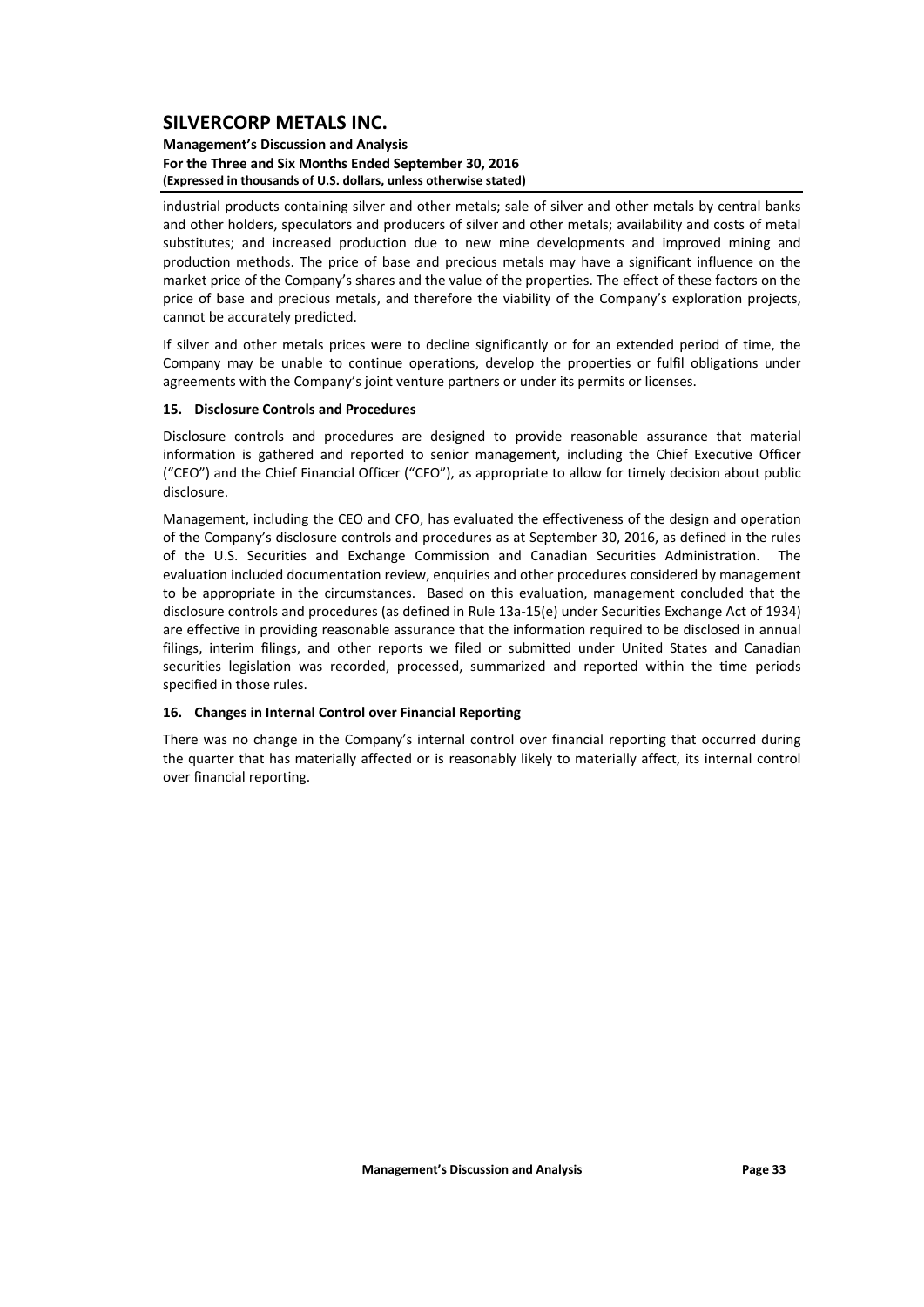industrial products containing silver and other metals; sale of silver and other metals by central banks and other holders, speculators and producers of silver and other metals; availability and costs of metal substitutes; and increased production due to new mine developments and improved mining and production methods. The price of base and precious metals may have a significant influence on the market price of the Company's shares and the value of the properties. The effect of these factors on the price of base and precious metals, and therefore the viability of the Company's exploration projects, cannot be accurately predicted.

If silver and other metals prices were to decline significantly or for an extended period of time, the Company may be unable to continue operations, develop the properties or fulfil obligations under agreements with the Company's joint venture partners or under its permits or licenses.

## 15. Disclosure Controls and Procedures

Disclosure controls and procedures are designed to provide reasonable assurance that material information is gathered and reported to senior management, including the Chief Executive Officer ("CEO") and the Chief Financial Officer ("CFO"), as appropriate to allow for timely decision about public disclosure.

Management, including the CEO and CFO, has evaluated the effectiveness of the design and operation of the Company's disclosure controls and procedures as at September 30, 2016, as defined in the rules of the U.S. Securities and Exchange Commission and Canadian Securities Administration. The evaluation included documentation review, enquiries and other procedures considered by management to be appropriate in the circumstances. Based on this evaluation, management concluded that the disclosure controls and procedures (as defined in Rule 13a-15(e) under Securities Exchange Act of 1934) are effective in providing reasonable assurance that the information required to be disclosed in annual filings, interim filings, and other reports we filed or submitted under United States and Canadian securities legislation was recorded, processed, summarized and reported within the time periods specified in those rules.

## 16. Changes in Internal Control over Financial Reporting

There was no change in the Company's internal control over financial reporting that occurred during the quarter that has materially affected or is reasonably likely to materially affect, its internal control over financial reporting.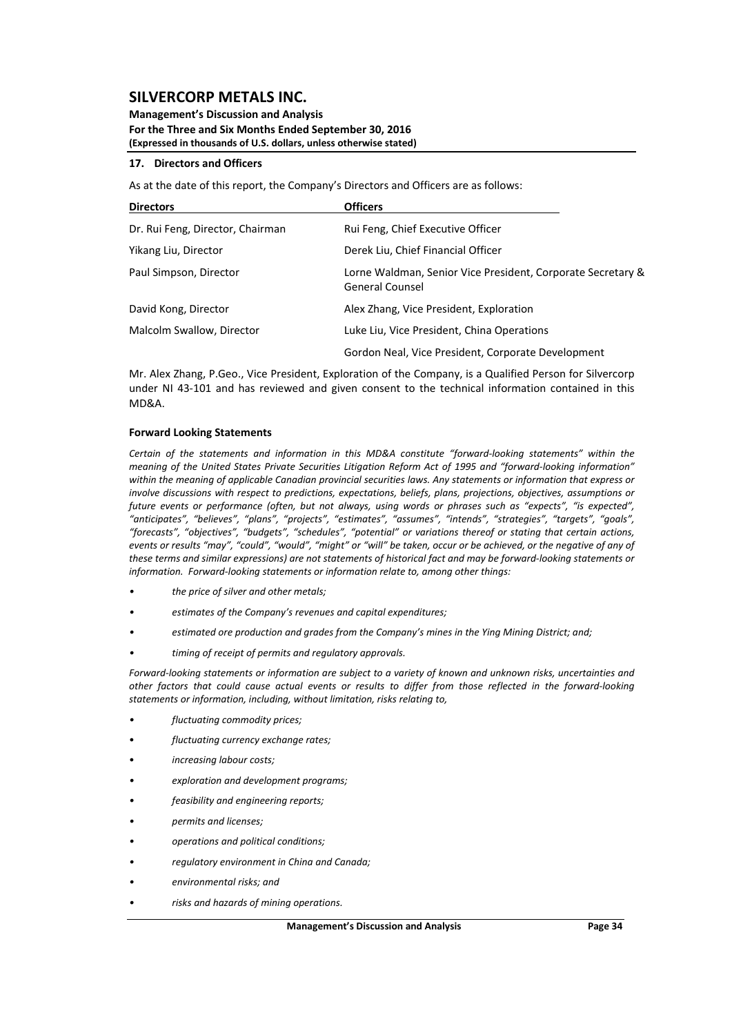## 17. Directors and Officers

As at the date of this report, the Company's Directors and Officers are as follows:

| Directors | Officers |
|---|---|
| Dr. Rui Feng, Director, Chairman | Rui Feng, Chief Executive Officer |
| Yikang Liu, Director | Derek Liu, Chief Financial Officer |
| Paul Simpson, Director | Lorne Waldman, Senior Vice President, Corporate Secretary & General Counsel |
| David Kong, Director | Alex Zhang, Vice President, Exploration |
| Malcolm Swallow, Director | Luke Liu, Vice President, China Operations |
| | Gordon Neal, Vice President, Corporate Development |

Mr. Alex Zhang, P.Geo., Vice President, Exploration of the Company, is a Qualified Person for Silvercorp under NI 43-101 and has reviewed and given consent to the technical information contained in this MD&A.

### Forward Looking Statements

*Certain of the statements and information in this MD&A constitute "forward-looking statements" within the meaning of the United States Private Securities Litigation Reform Act of 1995 and "forward-looking information" within the meaning of applicable Canadian provincial securities laws. Any statements or information that express or involve discussions with respect to predictions, expectations, beliefs, plans, projections, objectives, assumptions or future events or performance (often, but not always, using words or phrases such as "expects", "is expected", "anticipates", "believes", "plans", "projects", "estimates", "assumes", "intends", "strategies", "targets", "goals", "forecasts", "objectives", "budgets", "schedules", "potential" or variations thereof or stating that certain actions, events or results "may", "could", "would", "might" or "will" be taken, occur or be achieved, or the negative of any of these terms and similar expressions) are not statements of historical fact and may be forward-looking statements or information. Forward-looking statements or information relate to, among other things:*

- *the price of silver and other metals;*
- *estimates of the Company's revenues and capital expenditures;*
- *estimated ore production and grades from the Company's mines in the Ying Mining District; and;*
- *timing of receipt of permits and regulatory approvals.*

*Forward-looking statements or information are subject to a variety of known and unknown risks, uncertainties and other factors that could cause actual events or results to differ from those reflected in the forward-looking statements or information, including, without limitation, risks relating to,*

- *fluctuating commodity prices;*
- *fluctuating currency exchange rates;*
- *increasing labour costs;*
- *exploration and development programs;*
- *feasibility and engineering reports;*
- *permits and licenses;*
- *operations and political conditions;*
- *regulatory environment in China and Canada;*
- *environmental risks; and*
- *risks and hazards of mining operations.*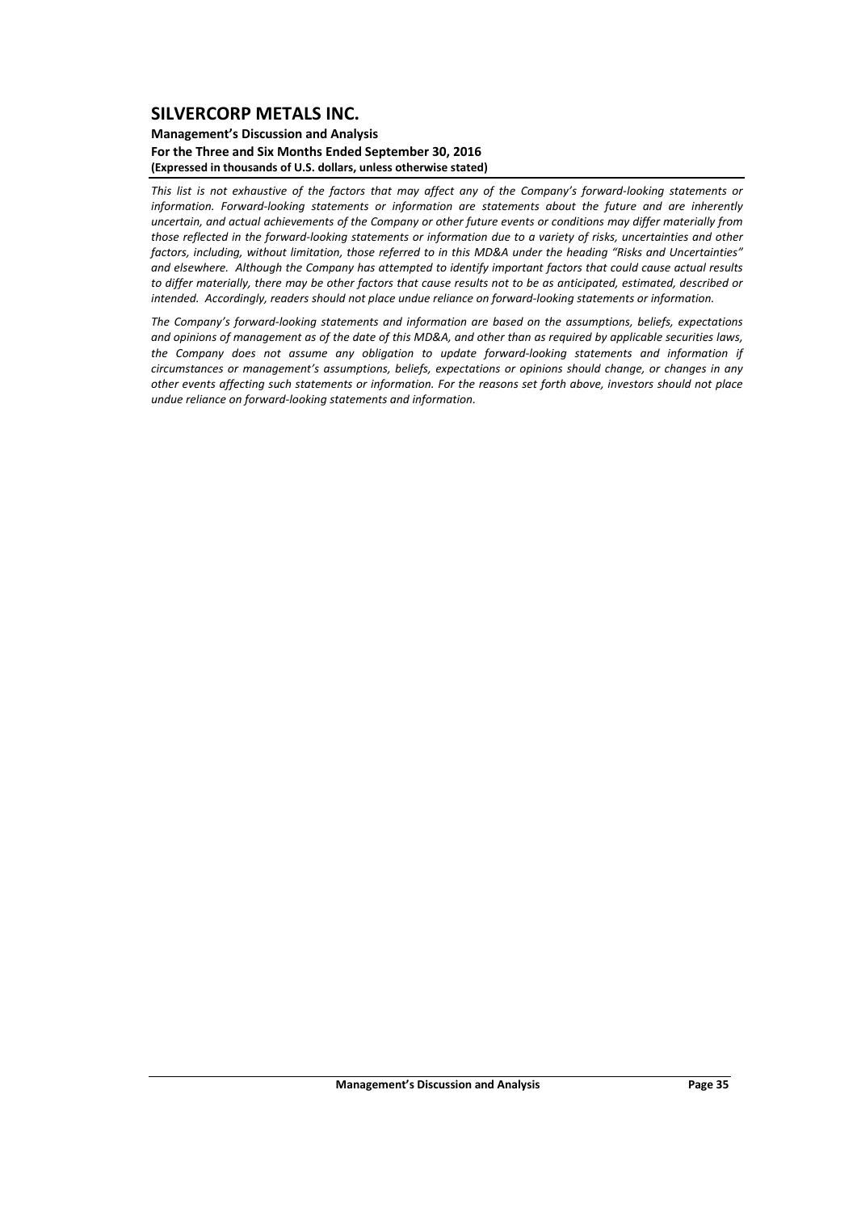*This list is not exhaustive of the factors that may affect any of the Company's forward-looking statements or information. Forward-looking statements or information are statements about the future and are inherently uncertain, and actual achievements of the Company or other future events or conditions may differ materially from those reflected in the forward-looking statements or information due to a variety of risks, uncertainties and other factors, including, without limitation, those referred to in this MD&A under the heading "Risks and Uncertainties" and elsewhere. Although the Company has attempted to identify important factors that could cause actual results to differ materially, there may be other factors that cause results not to be as anticipated, estimated, described or intended. Accordingly, readers should not place undue reliance on forward-looking statements or information.*

*The Company's forward-looking statements and information are based on the assumptions, beliefs, expectations and opinions of management as of the date of this MD&A, and other than as required by applicable securities laws, the Company does not assume any obligation to update forward-looking statements and information if circumstances or management's assumptions, beliefs, expectations or opinions should change, or changes in any other events affecting such statements or information. For the reasons set forth above, investors should not place undue reliance on forward-looking statements and information.*